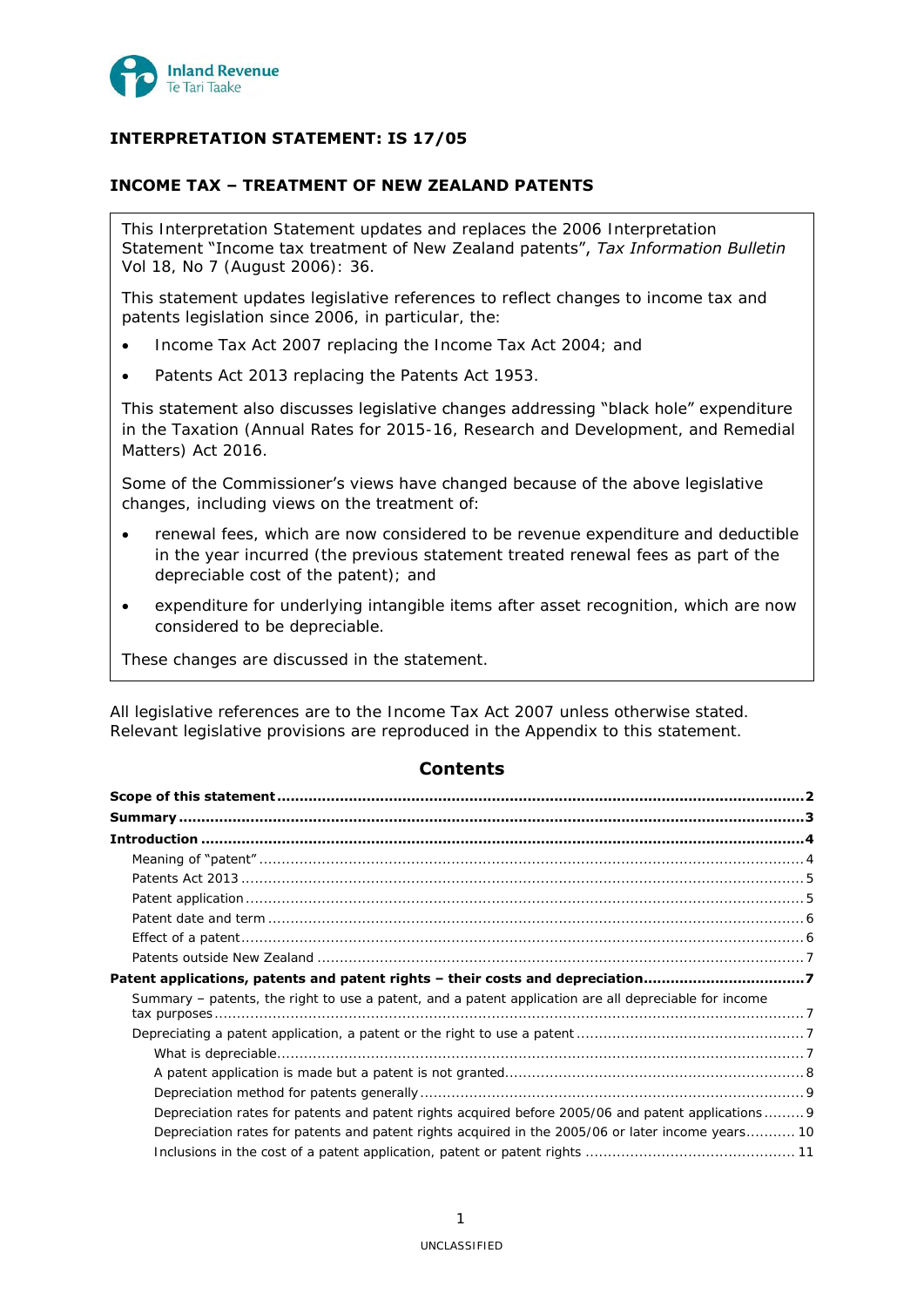Inland Revenue
Te Tari Taake

# INTERPRETATION STATEMENT: IS 17/05

## INCOME TAX – TREATMENT OF NEW ZEALAND PATENTS

This Interpretation Statement updates and replaces the 2006 Interpretation Statement "Income tax treatment of New Zealand patents", *Tax Information Bulletin* Vol 18, No 7 (August 2006): 36.

This statement updates legislative references to reflect changes to income tax and patents legislation since 2006, in particular, the:

- Income Tax Act 2007 replacing the Income Tax Act 2004; and
- Patents Act 2013 replacing the Patents Act 1953.

This statement also discusses legislative changes addressing "black hole" expenditure in the Taxation (Annual Rates for 2015-16, Research and Development, and Remedial Matters) Act 2016.

Some of the Commissioner's views have changed because of the above legislative changes, including views on the treatment of:

- renewal fees, which are now considered to be revenue expenditure and deductible in the year incurred (the previous statement treated renewal fees as part of the depreciable cost of the patent); and
- expenditure for underlying intangible items after asset recognition, which are now considered to be depreciable.

These changes are discussed in the statement.

All legislative references are to the Income Tax Act 2007 unless otherwise stated. Relevant legislative provisions are reproduced in the Appendix to this statement.

## Contents

| | |
|---|---|
| **Scope of this statement** | **2** |
| **Summary** | **3** |
| **Introduction** | **4** |
| Meaning of "patent" | 4 |
| Patents Act 2013 | 5 |
| Patent application | 5 |
| Patent date and term | 6 |
| Effect of a patent | 6 |
| Patents outside New Zealand | 7 |
| **Patent applications, patents and patent rights – their costs and depreciation** | **7** |
| Summary – patents, the right to use a patent, and a patent application are all depreciable for income tax purposes | 7 |
| Depreciating a patent application, a patent or the right to use a patent | 7 |
| What is depreciable | 7 |
| A patent application is made but a patent is not granted | 8 |
| Depreciation method for patents generally | 9 |
| Depreciation rates for patents and patent rights acquired before 2005/06 and patent applications | 9 |
| Depreciation rates for patents and patent rights acquired in the 2005/06 or later income years | 10 |
| Inclusions in the cost of a patent application, patent or patent rights | 11 |

UNCLASSIFIED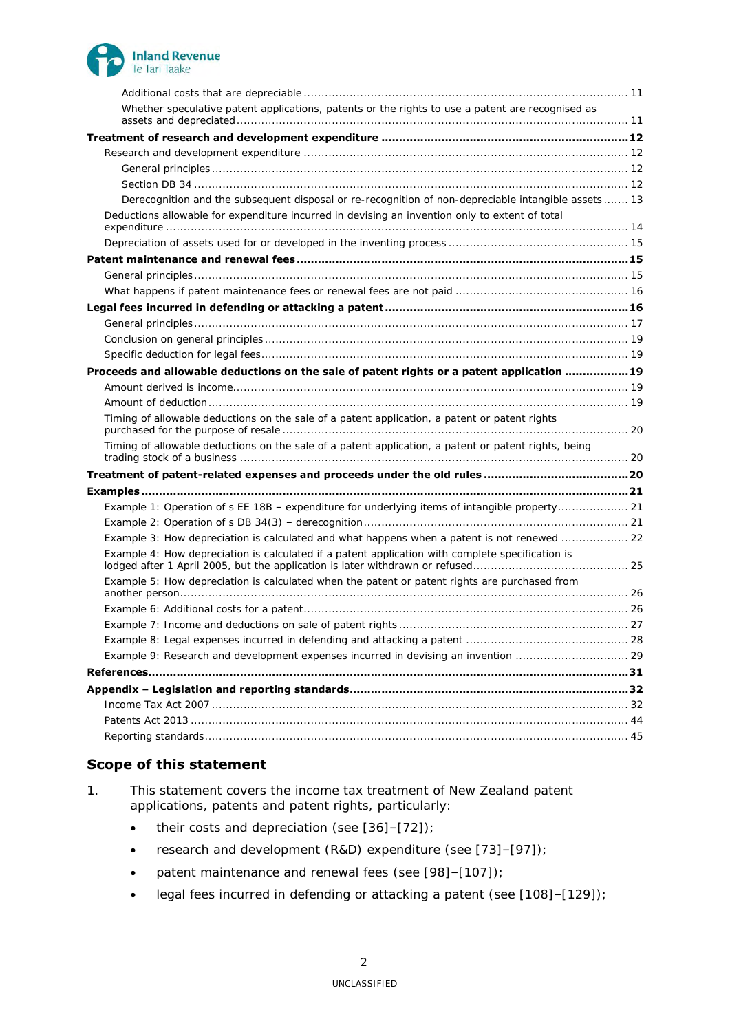Additional costs that are depreciable ........ 11

Whether speculative patent applications, patents or the rights to use a patent are recognised as assets and depreciated ........ 11

**Treatment of research and development expenditure ........ 12**

Research and development expenditure ........ 12

General principles ........ 12

Section DB 34 ........ 12

Derecognition and the subsequent disposal or re-recognition of non-depreciable intangible assets ........ 13

Deductions allowable for expenditure incurred in devising an invention only to extent of total expenditure ........ 14

Depreciation of assets used for or developed in the inventing process ........ 15

**Patent maintenance and renewal fees ........ 15**

General principles ........ 15

What happens if patent maintenance fees or renewal fees are not paid ........ 16

**Legal fees incurred in defending or attacking a patent ........ 16**

General principles ........ 17

Conclusion on general principles ........ 19

Specific deduction for legal fees ........ 19

**Proceeds and allowable deductions on the sale of patent rights or a patent application ........ 19**

Amount derived is income ........ 19

Amount of deduction ........ 19

Timing of allowable deductions on the sale of a patent application, a patent or patent rights purchased for the purpose of resale ........ 20

Timing of allowable deductions on the sale of a patent application, a patent or patent rights, being trading stock of a business ........ 20

**Treatment of patent-related expenses and proceeds under the old rules ........ 20**

**Examples ........ 21**

Example 1: Operation of s EE 18B – expenditure for underlying items of intangible property ........ 21

Example 2: Operation of s DB 34(3) – derecognition ........ 21

Example 3: How depreciation is calculated and what happens when a patent is not renewed ........ 22

Example 4: How depreciation is calculated if a patent application with complete specification is lodged after 1 April 2005, but the application is later withdrawn or refused ........ 25

Example 5: How depreciation is calculated when the patent or patent rights are purchased from another person ........ 26

Example 6: Additional costs for a patent ........ 26

Example 7: Income and deductions on sale of patent rights ........ 27

Example 8: Legal expenses incurred in defending and attacking a patent ........ 28

Example 9: Research and development expenses incurred in devising an invention ........ 29

**References ........ 31**

**Appendix – Legislation and reporting standards ........ 32**

Income Tax Act 2007 ........ 32

Patents Act 2013 ........ 44

Reporting standards ........ 45

## Scope of this statement

1. This statement covers the income tax treatment of New Zealand patent applications, patents and patent rights, particularly:

   - their costs and depreciation (see [36]–[72]);
   - research and development (R&D) expenditure (see [73]–[97]);
   - patent maintenance and renewal fees (see [98]–[107]);
   - legal fees incurred in defending or attacking a patent (see [108]–[129]);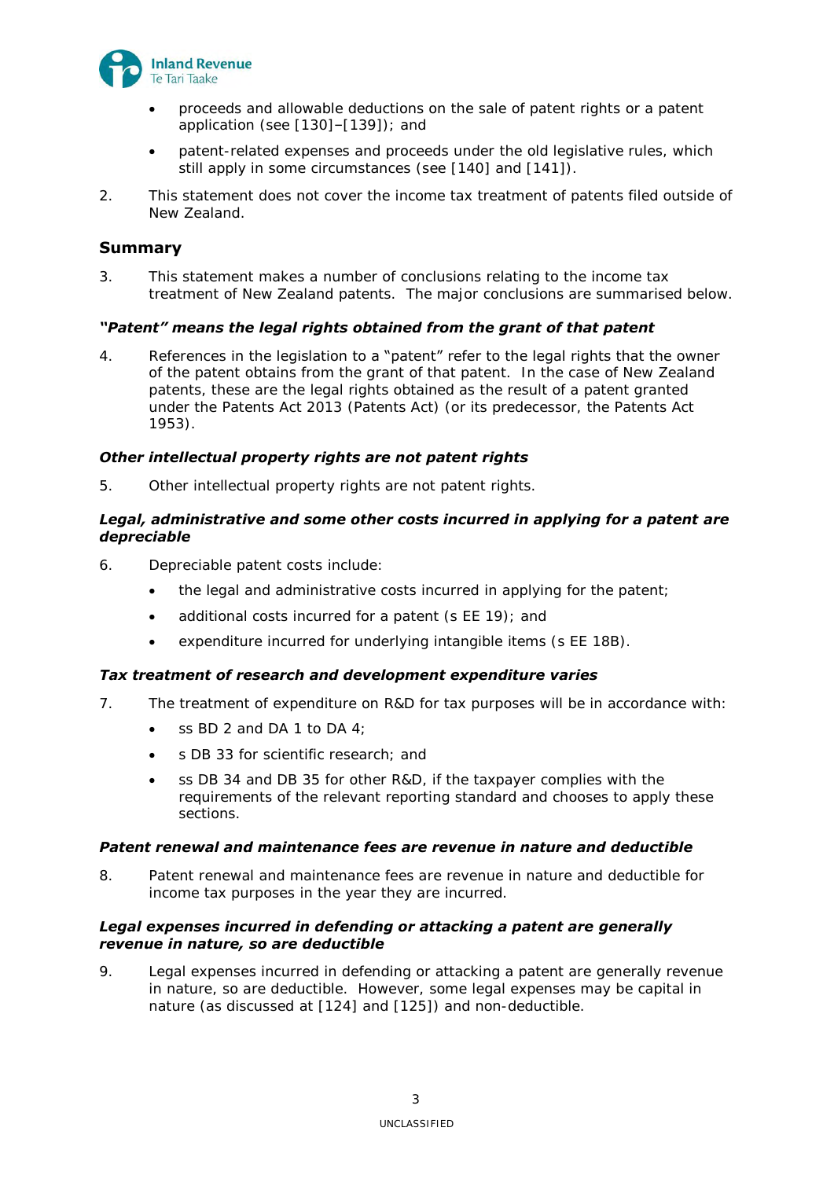- proceeds and allowable deductions on the sale of patent rights or a patent application (see [130]–[139]); and
- patent-related expenses and proceeds under the old legislative rules, which still apply in some circumstances (see [140] and [141]).

2. This statement does not cover the income tax treatment of patents filed outside of New Zealand.

## Summary

3. This statement makes a number of conclusions relating to the income tax treatment of New Zealand patents. The major conclusions are summarised below.

#### *"Patent" means the legal rights obtained from the grant of that patent*

4. References in the legislation to a "patent" refer to the legal rights that the owner of the patent obtains from the grant of that patent. In the case of New Zealand patents, these are the legal rights obtained as the result of a patent granted under the Patents Act 2013 (Patents Act) (or its predecessor, the Patents Act 1953).

#### *Other intellectual property rights are not patent rights*

5. Other intellectual property rights are not patent rights.

#### *Legal, administrative and some other costs incurred in applying for a patent are depreciable*

6. Depreciable patent costs include:
   - the legal and administrative costs incurred in applying for the patent;
   - additional costs incurred for a patent (s EE 19); and
   - expenditure incurred for underlying intangible items (s EE 18B).

#### *Tax treatment of research and development expenditure varies*

7. The treatment of expenditure on R&D for tax purposes will be in accordance with:
   - ss BD 2 and DA 1 to DA 4;
   - s DB 33 for scientific research; and
   - ss DB 34 and DB 35 for other R&D, if the taxpayer complies with the requirements of the relevant reporting standard and chooses to apply these sections.

#### *Patent renewal and maintenance fees are revenue in nature and deductible*

8. Patent renewal and maintenance fees are revenue in nature and deductible for income tax purposes in the year they are incurred.

#### *Legal expenses incurred in defending or attacking a patent are generally revenue in nature, so are deductible*

9. Legal expenses incurred in defending or attacking a patent are generally revenue in nature, so are deductible. However, some legal expenses may be capital in nature (as discussed at [124] and [125]) and non-deductible.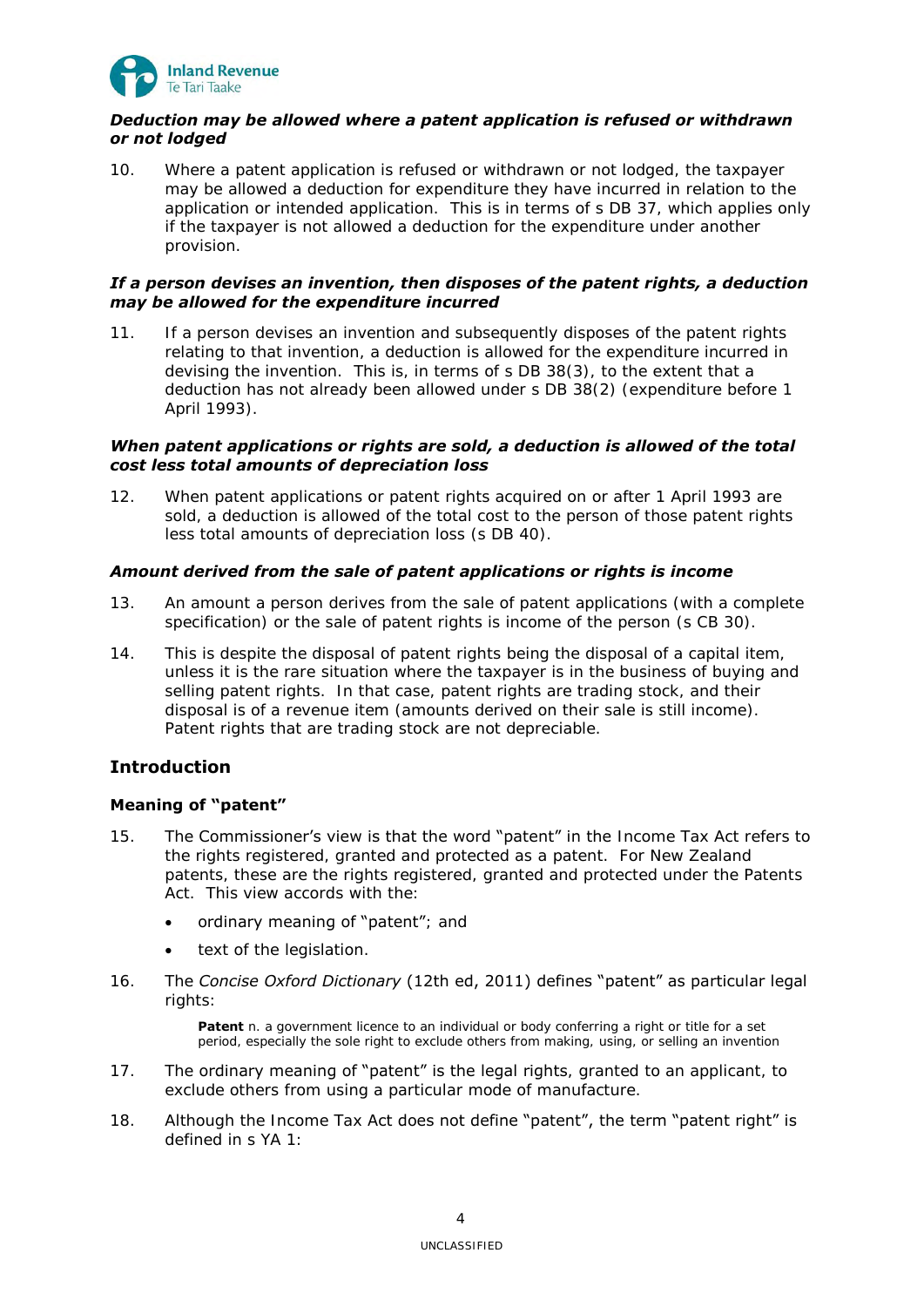***Deduction may be allowed where a patent application is refused or withdrawn or not lodged***

10. Where a patent application is refused or withdrawn or not lodged, the taxpayer may be allowed a deduction for expenditure they have incurred in relation to the application or intended application. This is in terms of s DB 37, which applies only if the taxpayer is not allowed a deduction for the expenditure under another provision.

***If a person devises an invention, then disposes of the patent rights, a deduction may be allowed for the expenditure incurred***

11. If a person devises an invention and subsequently disposes of the patent rights relating to that invention, a deduction is allowed for the expenditure incurred in devising the invention. This is, in terms of s DB 38(3), to the extent that a deduction has not already been allowed under s DB 38(2) (expenditure before 1 April 1993).

***When patent applications or rights are sold, a deduction is allowed of the total cost less total amounts of depreciation loss***

12. When patent applications or patent rights acquired on or after 1 April 1993 are sold, a deduction is allowed of the total cost to the person of those patent rights less total amounts of depreciation loss (s DB 40).

***Amount derived from the sale of patent applications or rights is income***

13. An amount a person derives from the sale of patent applications (with a complete specification) or the sale of patent rights is income of the person (s CB 30).

14. This is despite the disposal of patent rights being the disposal of a capital item, unless it is the rare situation where the taxpayer is in the business of buying and selling patent rights. In that case, patent rights are trading stock, and their disposal is of a revenue item (amounts derived on their sale is still income). Patent rights that are trading stock are not depreciable.

## Introduction

### Meaning of "patent"

15. The Commissioner's view is that the word "patent" in the Income Tax Act refers to the rights registered, granted and protected as a patent. For New Zealand patents, these are the rights registered, granted and protected under the Patents Act. This view accords with the:

    - ordinary meaning of "patent"; and
    - text of the legislation.

16. The *Concise Oxford Dictionary* (12th ed, 2011) defines "patent" as particular legal rights:

    > **Patent** n. a government licence to an individual or body conferring a right or title for a set period, especially the sole right to exclude others from making, using, or selling an invention

17. The ordinary meaning of "patent" is the legal rights, granted to an applicant, to exclude others from using a particular mode of manufacture.

18. Although the Income Tax Act does not define "patent", the term "patent right" is defined in s YA 1: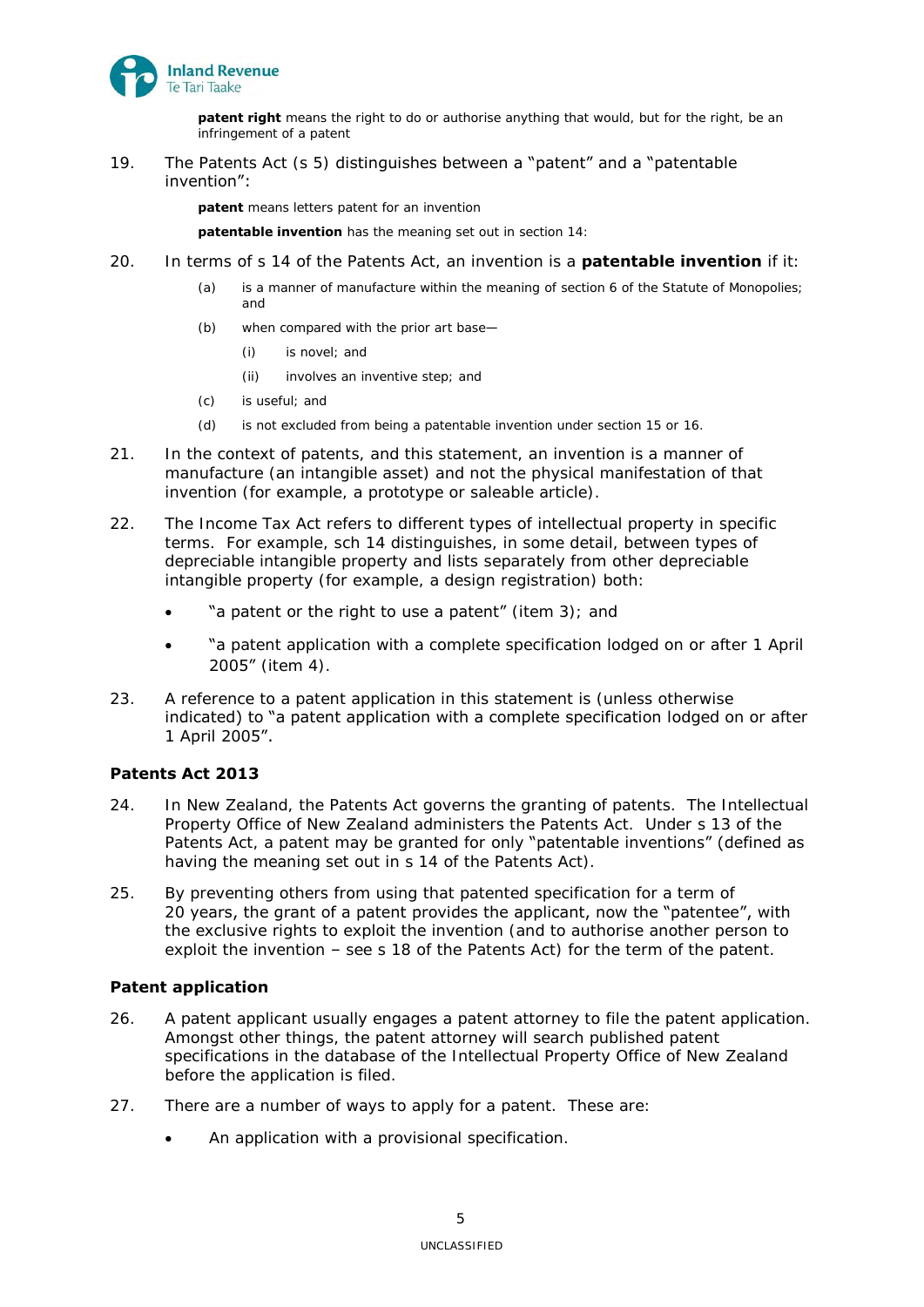> **patent right** means the right to do or authorise anything that would, but for the right, be an infringement of a patent

19. The Patents Act (s 5) distinguishes between a "patent" and a "patentable invention":

> **patent** means letters patent for an invention
>
> **patentable invention** has the meaning set out in section 14:

20. In terms of s 14 of the Patents Act, an invention is a **patentable invention** if it:

    (a) is a manner of manufacture within the meaning of section 6 of the Statute of Monopolies; and

    (b) when compared with the prior art base—

    (i) is novel; and

    (ii) involves an inventive step; and

    (c) is useful; and

    (d) is not excluded from being a patentable invention under section 15 or 16.

21. In the context of patents, and this statement, an invention is a manner of manufacture (an intangible asset) and not the physical manifestation of that invention (for example, a prototype or saleable article).

22. The Income Tax Act refers to different types of intellectual property in specific terms. For example, sch 14 distinguishes, in some detail, between types of depreciable intangible property and lists separately from other depreciable intangible property (for example, a design registration) both:

    - "a patent or the right to use a patent" (item 3); and
    - "a patent application with a complete specification lodged on or after 1 April 2005" (item 4).

23. A reference to a patent application in this statement is (unless otherwise indicated) to "a patent application with a complete specification lodged on or after 1 April 2005".

### Patents Act 2013

24. In New Zealand, the Patents Act governs the granting of patents. The Intellectual Property Office of New Zealand administers the Patents Act. Under s 13 of the Patents Act, a patent may be granted for only "patentable inventions" (defined as having the meaning set out in s 14 of the Patents Act).

25. By preventing others from using that patented specification for a term of 20 years, the grant of a patent provides the applicant, now the "patentee", with the exclusive rights to exploit the invention (and to authorise another person to exploit the invention – see s 18 of the Patents Act) for the term of the patent.

### Patent application

26. A patent applicant usually engages a patent attorney to file the patent application. Amongst other things, the patent attorney will search published patent specifications in the database of the Intellectual Property Office of New Zealand before the application is filed.

27. There are a number of ways to apply for a patent. These are:

    - An application with a provisional specification.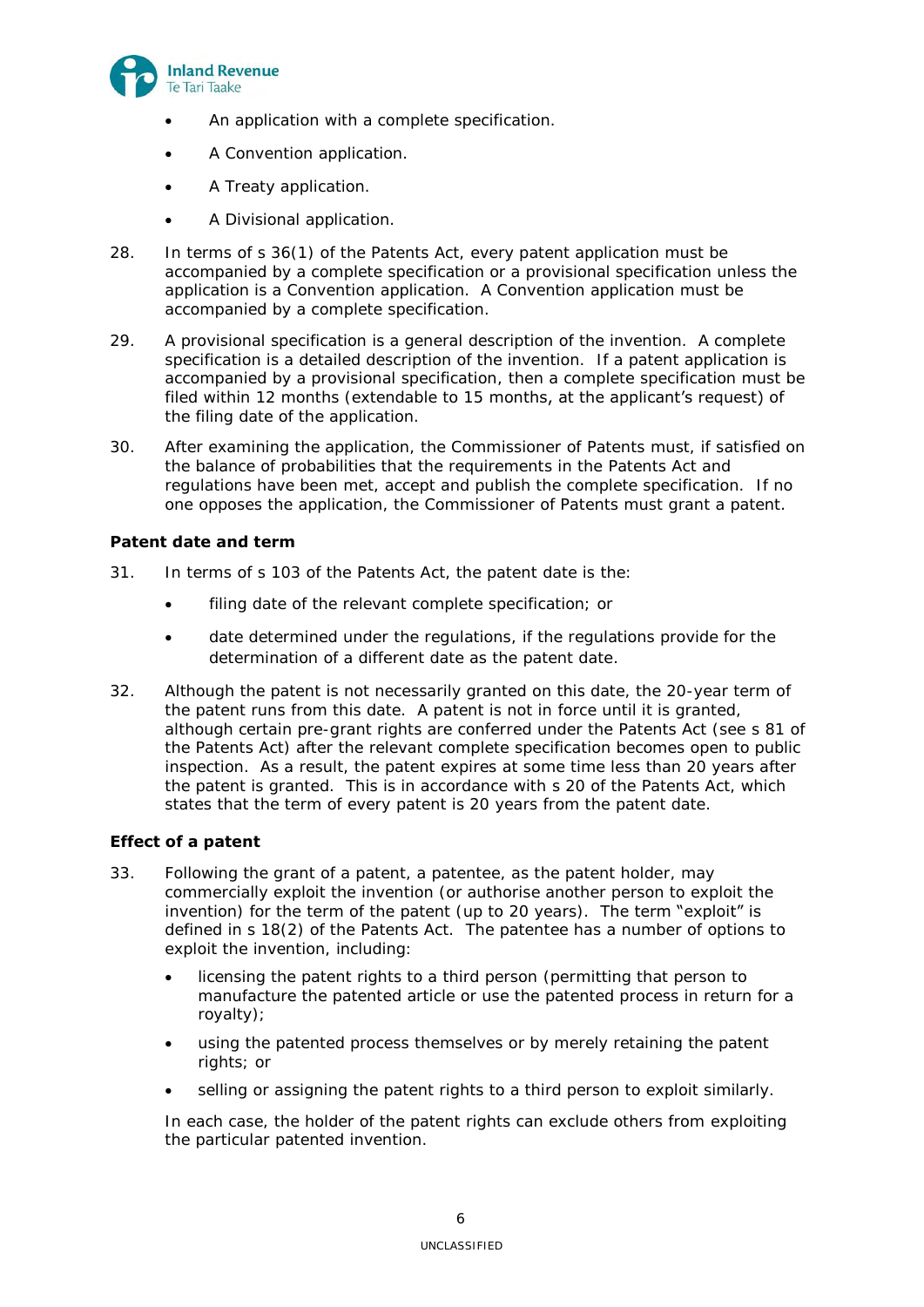- An application with a complete specification.
- A Convention application.
- A Treaty application.
- A Divisional application.

28. In terms of s 36(1) of the Patents Act, every patent application must be accompanied by a complete specification or a provisional specification unless the application is a Convention application. A Convention application must be accompanied by a complete specification.

29. A provisional specification is a general description of the invention. A complete specification is a detailed description of the invention. If a patent application is accompanied by a provisional specification, then a complete specification must be filed within 12 months (extendable to 15 months, at the applicant's request) of the filing date of the application.

30. After examining the application, the Commissioner of Patents must, if satisfied on the balance of probabilities that the requirements in the Patents Act and regulations have been met, accept and publish the complete specification. If no one opposes the application, the Commissioner of Patents must grant a patent.

**Patent date and term**

31. In terms of s 103 of the Patents Act, the patent date is the:
    - filing date of the relevant complete specification; or
    - date determined under the regulations, if the regulations provide for the determination of a different date as the patent date.

32. Although the patent is not necessarily granted on this date, the 20-year term of the patent runs from this date. A patent is not in force until it is granted, although certain pre-grant rights are conferred under the Patents Act (see s 81 of the Patents Act) after the relevant complete specification becomes open to public inspection. As a result, the patent expires at some time less than 20 years after the patent is granted. This is in accordance with s 20 of the Patents Act, which states that the term of every patent is 20 years from the patent date.

**Effect of a patent**

33. Following the grant of a patent, a patentee, as the patent holder, may commercially exploit the invention (or authorise another person to exploit the invention) for the term of the patent (up to 20 years). The term "exploit" is defined in s 18(2) of the Patents Act. The patentee has a number of options to exploit the invention, including:
    - licensing the patent rights to a third person (permitting that person to manufacture the patented article or use the patented process in return for a royalty);
    - using the patented process themselves or by merely retaining the patent rights; or
    - selling or assigning the patent rights to a third person to exploit similarly.

    In each case, the holder of the patent rights can exclude others from exploiting the particular patented invention.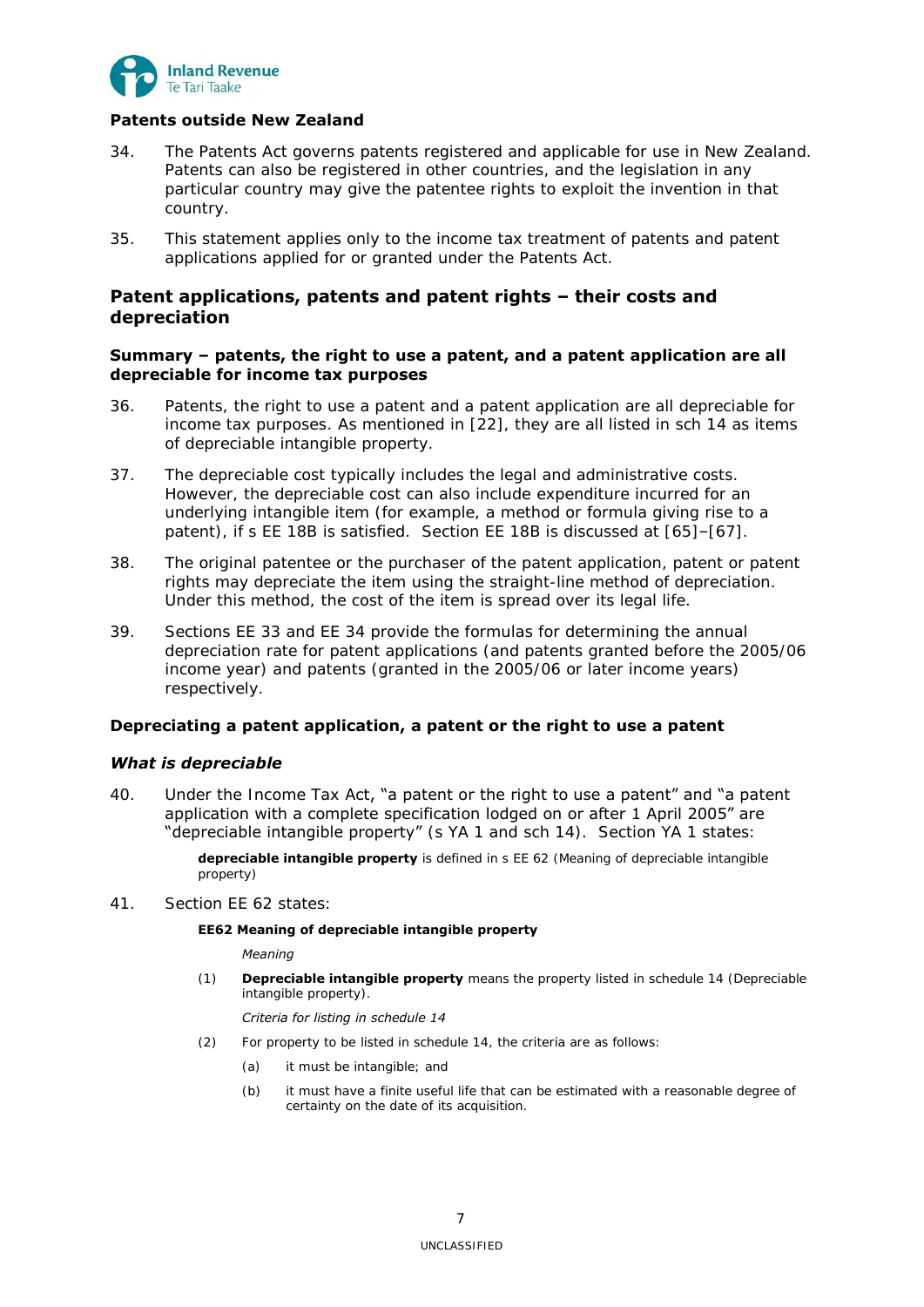### Patents outside New Zealand

34. The Patents Act governs patents registered and applicable for use in New Zealand. Patents can also be registered in other countries, and the legislation in any particular country may give the patentee rights to exploit the invention in that country.

35. This statement applies only to the income tax treatment of patents and patent applications applied for or granted under the Patents Act.

## Patent applications, patents and patent rights – their costs and depreciation

### Summary – patents, the right to use a patent, and a patent application are all depreciable for income tax purposes

36. Patents, the right to use a patent and a patent application are all depreciable for income tax purposes. As mentioned in [22], they are all listed in sch 14 as items of depreciable intangible property.

37. The depreciable cost typically includes the legal and administrative costs. However, the depreciable cost can also include expenditure incurred for an underlying intangible item (for example, a method or formula giving rise to a patent), if s EE 18B is satisfied. Section EE 18B is discussed at [65]–[67].

38. The original patentee or the purchaser of the patent application, patent or patent rights may depreciate the item using the straight-line method of depreciation. Under this method, the cost of the item is spread over its legal life.

39. Sections EE 33 and EE 34 provide the formulas for determining the annual depreciation rate for patent applications (and patents granted before the 2005/06 income year) and patents (granted in the 2005/06 or later income years) respectively.

### Depreciating a patent application, a patent or the right to use a patent

#### *What is depreciable*

40. Under the Income Tax Act, "a patent or the right to use a patent" and "a patent application with a complete specification lodged on or after 1 April 2005" are "depreciable intangible property" (s YA 1 and sch 14). Section YA 1 states:

> **depreciable intangible property** is defined in s EE 62 (Meaning of depreciable intangible property)

41. Section EE 62 states:

> **EE62 Meaning of depreciable intangible property**
>
> *Meaning*
>
> (1) **Depreciable intangible property** means the property listed in schedule 14 (Depreciable intangible property).
>
> *Criteria for listing in schedule 14*
>
> (2) For property to be listed in schedule 14, the criteria are as follows:
>
> (a) it must be intangible; and
>
> (b) it must have a finite useful life that can be estimated with a reasonable degree of certainty on the date of its acquisition.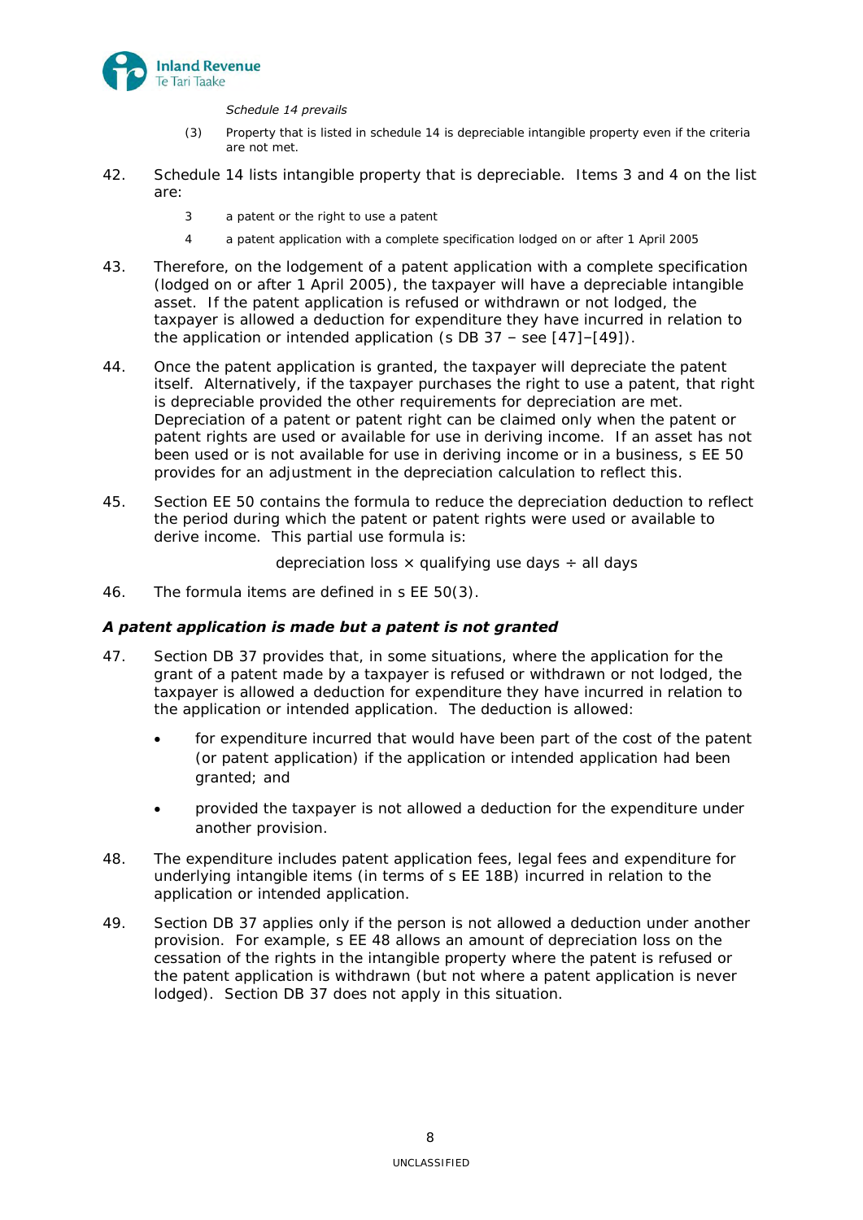*Schedule 14 prevails*

(3) Property that is listed in schedule 14 is depreciable intangible property even if the criteria are not met.

42. Schedule 14 lists intangible property that is depreciable. Items 3 and 4 on the list are:

3 a patent or the right to use a patent

4 a patent application with a complete specification lodged on or after 1 April 2005

43. Therefore, on the lodgement of a patent application with a complete specification (lodged on or after 1 April 2005), the taxpayer will have a depreciable intangible asset. If the patent application is refused or withdrawn or not lodged, the taxpayer is allowed a deduction for expenditure they have incurred in relation to the application or intended application (s DB 37 – see [47]–[49]).

44. Once the patent application is granted, the taxpayer will depreciate the patent itself. Alternatively, if the taxpayer purchases the right to use a patent, that right is depreciable provided the other requirements for depreciation are met. Depreciation of a patent or patent right can be claimed only when the patent or patent rights are used or available for use in deriving income. If an asset has not been used or is not available for use in deriving income or in a business, s EE 50 provides for an adjustment in the depreciation calculation to reflect this.

45. Section EE 50 contains the formula to reduce the depreciation deduction to reflect the period during which the patent or patent rights were used or available to derive income. This partial use formula is:

$$\text{depreciation loss} \times \text{qualifying use days} \div \text{all days}$$

46. The formula items are defined in s EE 50(3).

### *A patent application is made but a patent is not granted*

47. Section DB 37 provides that, in some situations, where the application for the grant of a patent made by a taxpayer is refused or withdrawn or not lodged, the taxpayer is allowed a deduction for expenditure they have incurred in relation to the application or intended application. The deduction is allowed:

- for expenditure incurred that would have been part of the cost of the patent (or patent application) if the application or intended application had been granted; and
- provided the taxpayer is not allowed a deduction for the expenditure under another provision.

48. The expenditure includes patent application fees, legal fees and expenditure for underlying intangible items (in terms of s EE 18B) incurred in relation to the application or intended application.

49. Section DB 37 applies only if the person is not allowed a deduction under another provision. For example, s EE 48 allows an amount of depreciation loss on the cessation of the rights in the intangible property where the patent is refused or the patent application is withdrawn (but not where a patent application is never lodged). Section DB 37 does not apply in this situation.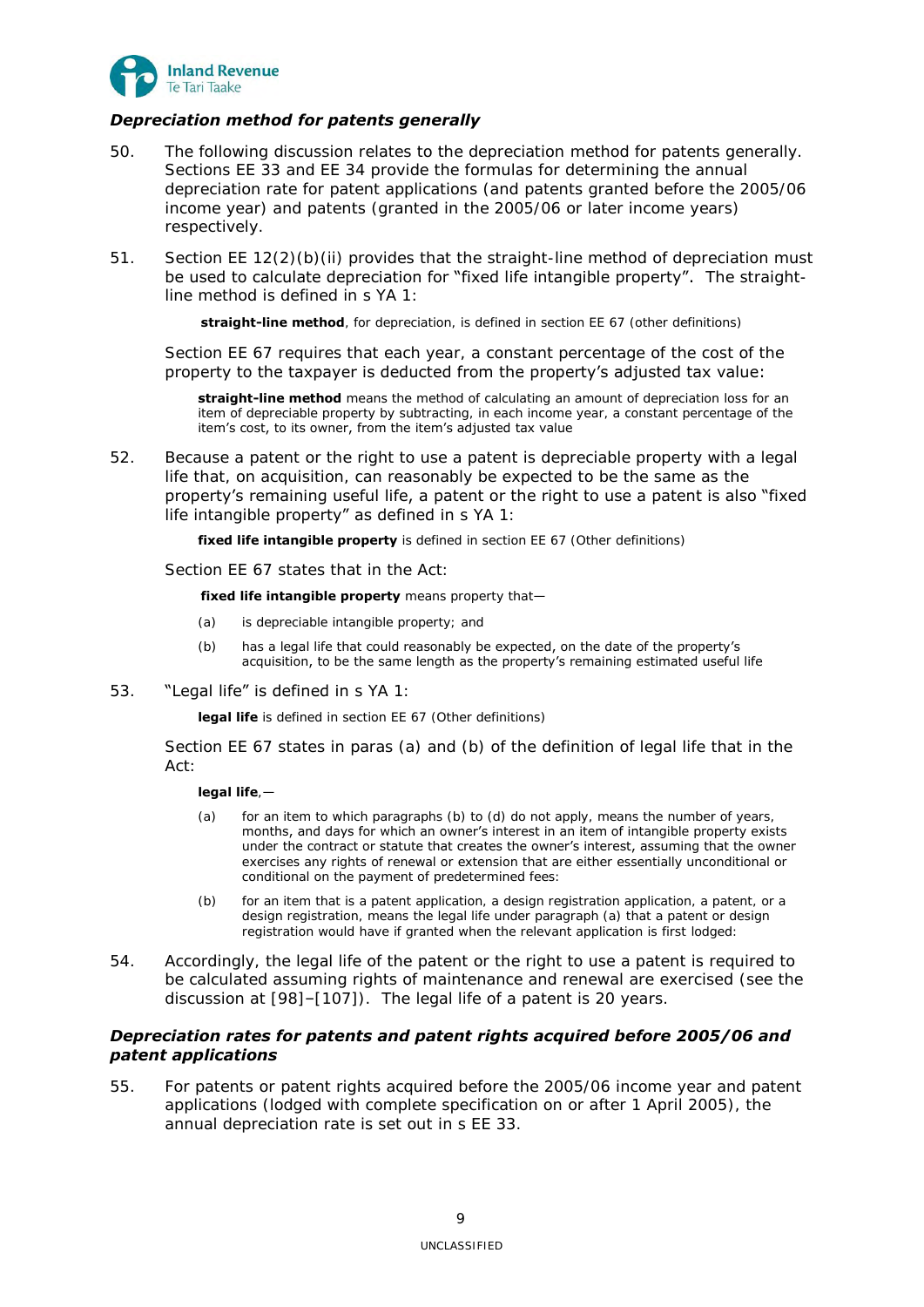### *Depreciation method for patents generally*

50. The following discussion relates to the depreciation method for patents generally. Sections EE 33 and EE 34 provide the formulas for determining the annual depreciation rate for patent applications (and patents granted before the 2005/06 income year) and patents (granted in the 2005/06 or later income years) respectively.

51. Section EE 12(2)(b)(ii) provides that the straight-line method of depreciation must be used to calculate depreciation for "fixed life intangible property". The straight-line method is defined in s YA 1:

> **straight-line method**, for depreciation, is defined in section EE 67 (other definitions)

Section EE 67 requires that each year, a constant percentage of the cost of the property to the taxpayer is deducted from the property's adjusted tax value:

> **straight-line method** means the method of calculating an amount of depreciation loss for an item of depreciable property by subtracting, in each income year, a constant percentage of the item's cost, to its owner, from the item's adjusted tax value

52. Because a patent or the right to use a patent is depreciable property with a legal life that, on acquisition, can reasonably be expected to be the same as the property's remaining useful life, a patent or the right to use a patent is also "fixed life intangible property" as defined in s YA 1:

> **fixed life intangible property** is defined in section EE 67 (Other definitions)

Section EE 67 states that in the Act:

> **fixed life intangible property** means property that—
>
> (a) is depreciable intangible property; and
>
> (b) has a legal life that could reasonably be expected, on the date of the property's acquisition, to be the same length as the property's remaining estimated useful life

53. "Legal life" is defined in s YA 1:

> **legal life** is defined in section EE 67 (Other definitions)

Section EE 67 states in paras (a) and (b) of the definition of legal life that in the Act:

> **legal life**,—
>
> (a) for an item to which paragraphs (b) to (d) do not apply, means the number of years, months, and days for which an owner's interest in an item of intangible property exists under the contract or statute that creates the owner's interest, assuming that the owner exercises any rights of renewal or extension that are either essentially unconditional or conditional on the payment of predetermined fees:
>
> (b) for an item that is a patent application, a design registration application, a patent, or a design registration, means the legal life under paragraph (a) that a patent or design registration would have if granted when the relevant application is first lodged:

54. Accordingly, the legal life of the patent or the right to use a patent is required to be calculated assuming rights of maintenance and renewal are exercised (see the discussion at [98]–[107]). The legal life of a patent is 20 years.

### *Depreciation rates for patents and patent rights acquired before 2005/06 and patent applications*

55. For patents or patent rights acquired before the 2005/06 income year and patent applications (lodged with complete specification on or after 1 April 2005), the annual depreciation rate is set out in s EE 33.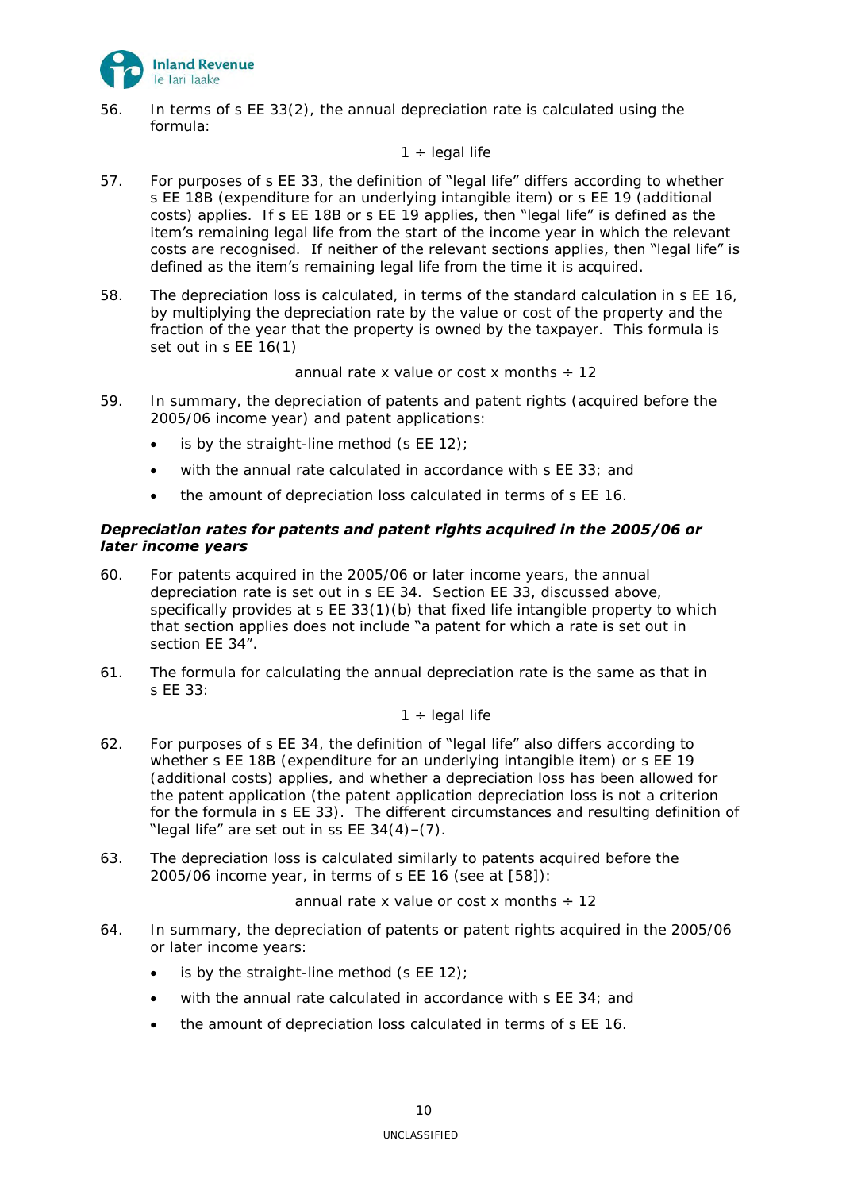56. In terms of s EE 33(2), the annual depreciation rate is calculated using the formula:

$$1 \div \text{legal life}$$

57. For purposes of s EE 33, the definition of "legal life" differs according to whether s EE 18B (expenditure for an underlying intangible item) or s EE 19 (additional costs) applies. If s EE 18B or s EE 19 applies, then "legal life" is defined as the item's remaining legal life from the start of the income year in which the relevant costs are recognised. If neither of the relevant sections applies, then "legal life" is defined as the item's remaining legal life from the time it is acquired.

58. The depreciation loss is calculated, in terms of the standard calculation in s EE 16, by multiplying the depreciation rate by the value or cost of the property and the fraction of the year that the property is owned by the taxpayer. This formula is set out in s EE 16(1)

$$\text{annual rate} \times \text{value or cost} \times \text{months} \div 12$$

59. In summary, the depreciation of patents and patent rights (acquired before the 2005/06 income year) and patent applications:

- is by the straight-line method (s EE 12);
- with the annual rate calculated in accordance with s EE 33; and
- the amount of depreciation loss calculated in terms of s EE 16.

### *Depreciation rates for patents and patent rights acquired in the 2005/06 or later income years*

60. For patents acquired in the 2005/06 or later income years, the annual depreciation rate is set out in s EE 34. Section EE 33, discussed above, specifically provides at s EE 33(1)(b) that fixed life intangible property to which that section applies does not include "a patent for which a rate is set out in section EE 34".

61. The formula for calculating the annual depreciation rate is the same as that in s EE 33:

$$1 \div \text{legal life}$$

62. For purposes of s EE 34, the definition of "legal life" also differs according to whether s EE 18B (expenditure for an underlying intangible item) or s EE 19 (additional costs) applies, and whether a depreciation loss has been allowed for the patent application (the patent application depreciation loss is not a criterion for the formula in s EE 33). The different circumstances and resulting definition of "legal life" are set out in ss EE 34(4)–(7).

63. The depreciation loss is calculated similarly to patents acquired before the 2005/06 income year, in terms of s EE 16 (see at [58]):

$$\text{annual rate} \times \text{value or cost} \times \text{months} \div 12$$

64. In summary, the depreciation of patents or patent rights acquired in the 2005/06 or later income years:

- is by the straight-line method (s EE 12);
- with the annual rate calculated in accordance with s EE 34; and
- the amount of depreciation loss calculated in terms of s EE 16.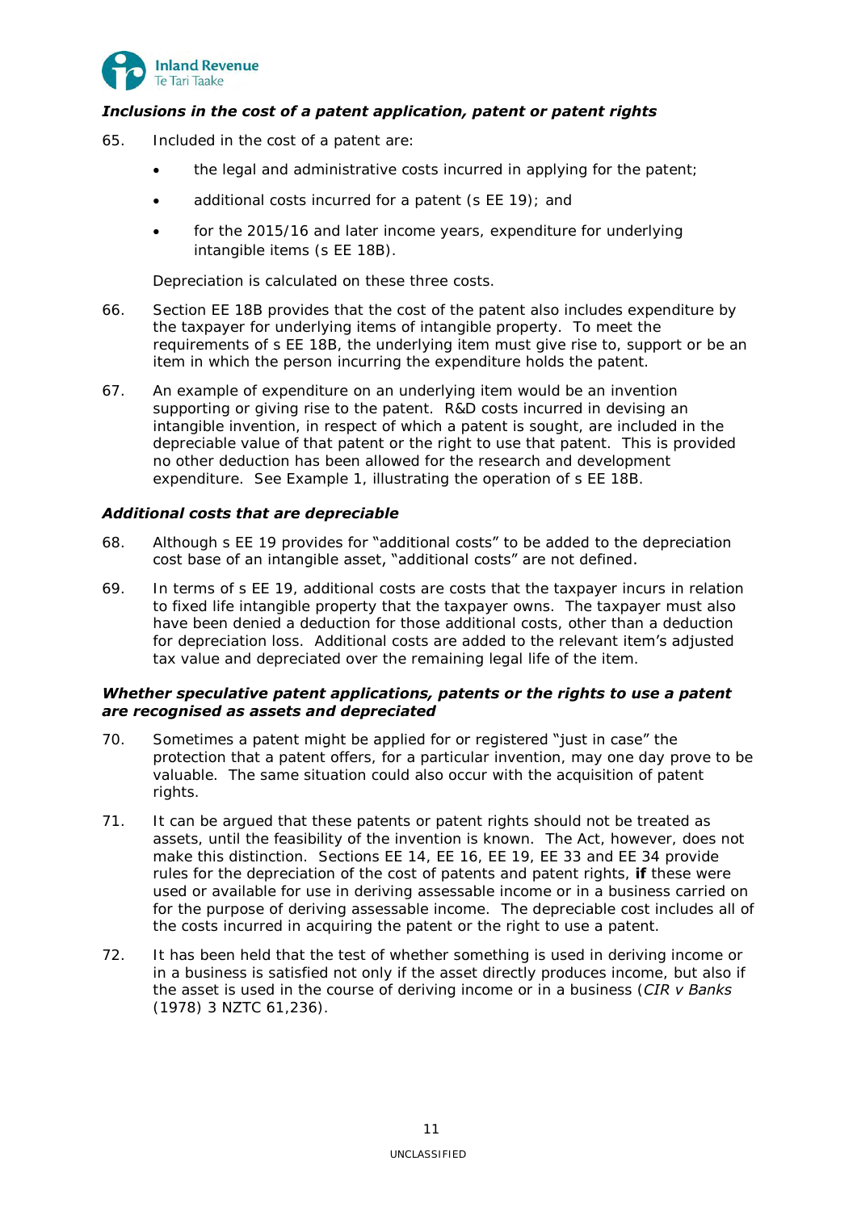### *Inclusions in the cost of a patent application, patent or patent rights*

65. Included in the cost of a patent are:

    - the legal and administrative costs incurred in applying for the patent;
    - additional costs incurred for a patent (s EE 19); and
    - for the 2015/16 and later income years, expenditure for underlying intangible items (s EE 18B).

    Depreciation is calculated on these three costs.

66. Section EE 18B provides that the cost of the patent also includes expenditure by the taxpayer for underlying items of intangible property. To meet the requirements of s EE 18B, the underlying item must give rise to, support or be an item in which the person incurring the expenditure holds the patent.

67. An example of expenditure on an underlying item would be an invention supporting or giving rise to the patent. R&D costs incurred in devising an intangible invention, in respect of which a patent is sought, are included in the depreciable value of that patent or the right to use that patent. This is provided no other deduction has been allowed for the research and development expenditure. See Example 1, illustrating the operation of s EE 18B.

### *Additional costs that are depreciable*

68. Although s EE 19 provides for "additional costs" to be added to the depreciation cost base of an intangible asset, "additional costs" are not defined.

69. In terms of s EE 19, additional costs are costs that the taxpayer incurs in relation to fixed life intangible property that the taxpayer owns. The taxpayer must also have been denied a deduction for those additional costs, other than a deduction for depreciation loss. Additional costs are added to the relevant item's adjusted tax value and depreciated over the remaining legal life of the item.

### *Whether speculative patent applications, patents or the rights to use a patent are recognised as assets and depreciated*

70. Sometimes a patent might be applied for or registered "just in case" the protection that a patent offers, for a particular invention, may one day prove to be valuable. The same situation could also occur with the acquisition of patent rights.

71. It can be argued that these patents or patent rights should not be treated as assets, until the feasibility of the invention is known. The Act, however, does not make this distinction. Sections EE 14, EE 16, EE 19, EE 33 and EE 34 provide rules for the depreciation of the cost of patents and patent rights, **if** these were used or available for use in deriving assessable income or in a business carried on for the purpose of deriving assessable income. The depreciable cost includes all of the costs incurred in acquiring the patent or the right to use a patent.

72. It has been held that the test of whether something is used in deriving income or in a business is satisfied not only if the asset directly produces income, but also if the asset is used in the course of deriving income or in a business (*CIR v Banks* (1978) 3 NZTC 61,236).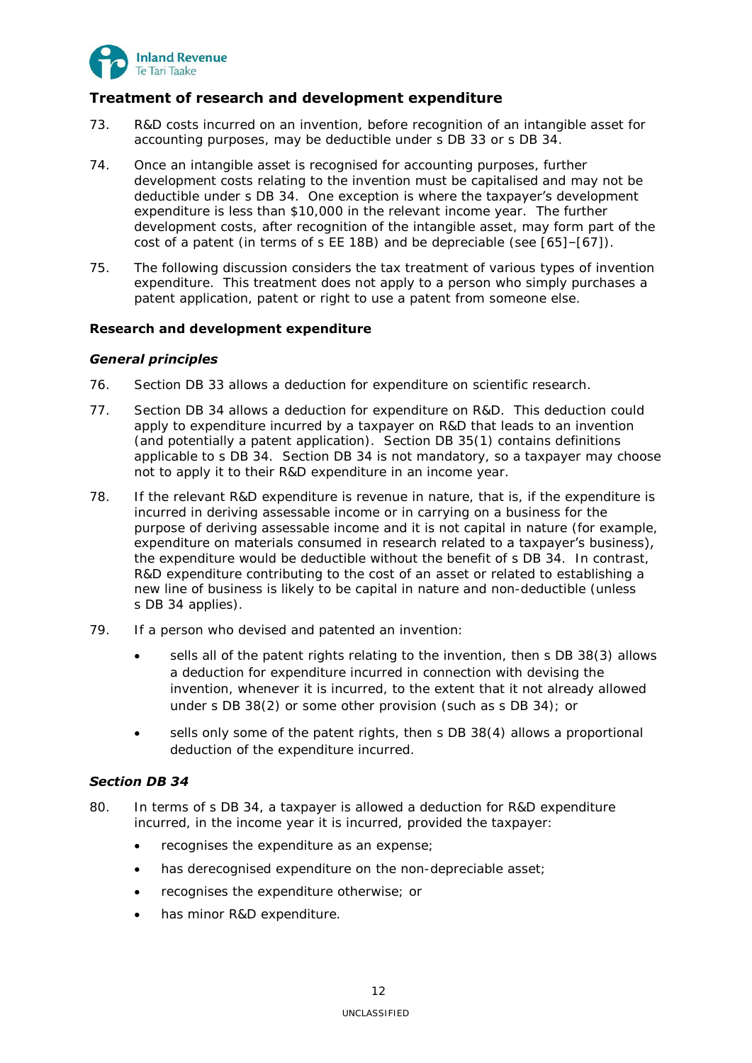## Treatment of research and development expenditure

73. R&D costs incurred on an invention, before recognition of an intangible asset for accounting purposes, may be deductible under s DB 33 or s DB 34.

74. Once an intangible asset is recognised for accounting purposes, further development costs relating to the invention must be capitalised and may not be deductible under s DB 34. One exception is where the taxpayer's development expenditure is less than $10,000 in the relevant income year. The further development costs, after recognition of the intangible asset, may form part of the cost of a patent (in terms of s EE 18B) and be depreciable (see [65]–[67]).

75. The following discussion considers the tax treatment of various types of invention expenditure. This treatment does not apply to a person who simply purchases a patent application, patent or right to use a patent from someone else.

### Research and development expenditure

#### *General principles*

76. Section DB 33 allows a deduction for expenditure on scientific research.

77. Section DB 34 allows a deduction for expenditure on R&D. This deduction could apply to expenditure incurred by a taxpayer on R&D that leads to an invention (and potentially a patent application). Section DB 35(1) contains definitions applicable to s DB 34. Section DB 34 is not mandatory, so a taxpayer may choose not to apply it to their R&D expenditure in an income year.

78. If the relevant R&D expenditure is revenue in nature, that is, if the expenditure is incurred in deriving assessable income or in carrying on a business for the purpose of deriving assessable income and it is not capital in nature (for example, expenditure on materials consumed in research related to a taxpayer's business), the expenditure would be deductible without the benefit of s DB 34. In contrast, R&D expenditure contributing to the cost of an asset or related to establishing a new line of business is likely to be capital in nature and non-deductible (unless s DB 34 applies).

79. If a person who devised and patented an invention:

    - sells all of the patent rights relating to the invention, then s DB 38(3) allows a deduction for expenditure incurred in connection with devising the invention, whenever it is incurred, to the extent that it not already allowed under s DB 38(2) or some other provision (such as s DB 34); or
    - sells only some of the patent rights, then s DB 38(4) allows a proportional deduction of the expenditure incurred.

#### *Section DB 34*

80. In terms of s DB 34, a taxpayer is allowed a deduction for R&D expenditure incurred, in the income year it is incurred, provided the taxpayer:

    - recognises the expenditure as an expense;
    - has derecognised expenditure on the non-depreciable asset;
    - recognises the expenditure otherwise; or
    - has minor R&D expenditure.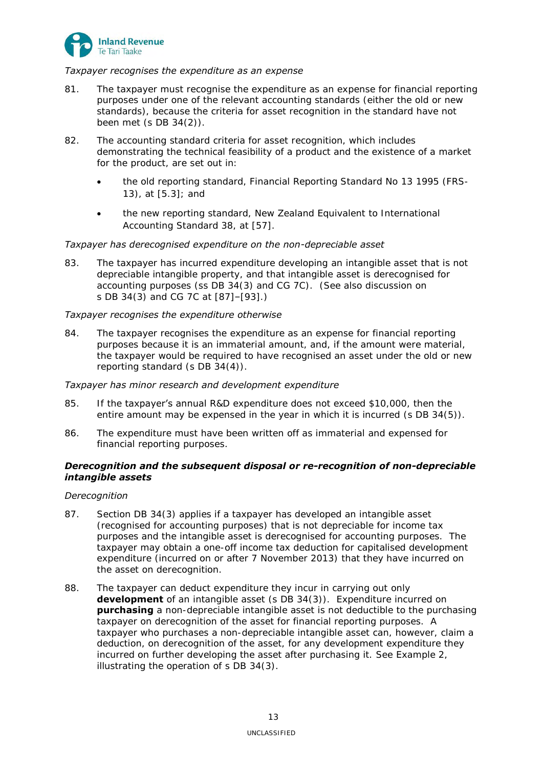*Taxpayer recognises the expenditure as an expense*

81. The taxpayer must recognise the expenditure as an expense for financial reporting purposes under one of the relevant accounting standards (either the old or new standards), because the criteria for asset recognition in the standard have not been met (s DB 34(2)).

82. The accounting standard criteria for asset recognition, which includes demonstrating the technical feasibility of a product and the existence of a market for the product, are set out in:

- the old reporting standard, Financial Reporting Standard No 13 1995 (FRS-13), at [5.3]; and
- the new reporting standard, New Zealand Equivalent to International Accounting Standard 38, at [57].

*Taxpayer has derecognised expenditure on the non-depreciable asset*

83. The taxpayer has incurred expenditure developing an intangible asset that is not depreciable intangible property, and that intangible asset is derecognised for accounting purposes (ss DB 34(3) and CG 7C). (See also discussion on s DB 34(3) and CG 7C at [87]–[93].)

*Taxpayer recognises the expenditure otherwise*

84. The taxpayer recognises the expenditure as an expense for financial reporting purposes because it is an immaterial amount, and, if the amount were material, the taxpayer would be required to have recognised an asset under the old or new reporting standard (s DB 34(4)).

*Taxpayer has minor research and development expenditure*

85. If the taxpayer's annual R&D expenditure does not exceed $10,000, then the entire amount may be expensed in the year in which it is incurred (s DB 34(5)).

86. The expenditure must have been written off as immaterial and expensed for financial reporting purposes.

#### ***Derecognition and the subsequent disposal or re-recognition of non-depreciable intangible assets***

*Derecognition*

87. Section DB 34(3) applies if a taxpayer has developed an intangible asset (recognised for accounting purposes) that is not depreciable for income tax purposes and the intangible asset is derecognised for accounting purposes. The taxpayer may obtain a one-off income tax deduction for capitalised development expenditure (incurred on or after 7 November 2013) that they have incurred on the asset on derecognition.

88. The taxpayer can deduct expenditure they incur in carrying out only **development** of an intangible asset (s DB 34(3)). Expenditure incurred on **purchasing** a non-depreciable intangible asset is not deductible to the purchasing taxpayer on derecognition of the asset for financial reporting purposes. A taxpayer who purchases a non-depreciable intangible asset can, however, claim a deduction, on derecognition of the asset, for any development expenditure they incurred on further developing the asset after purchasing it. See Example 2, illustrating the operation of s DB 34(3).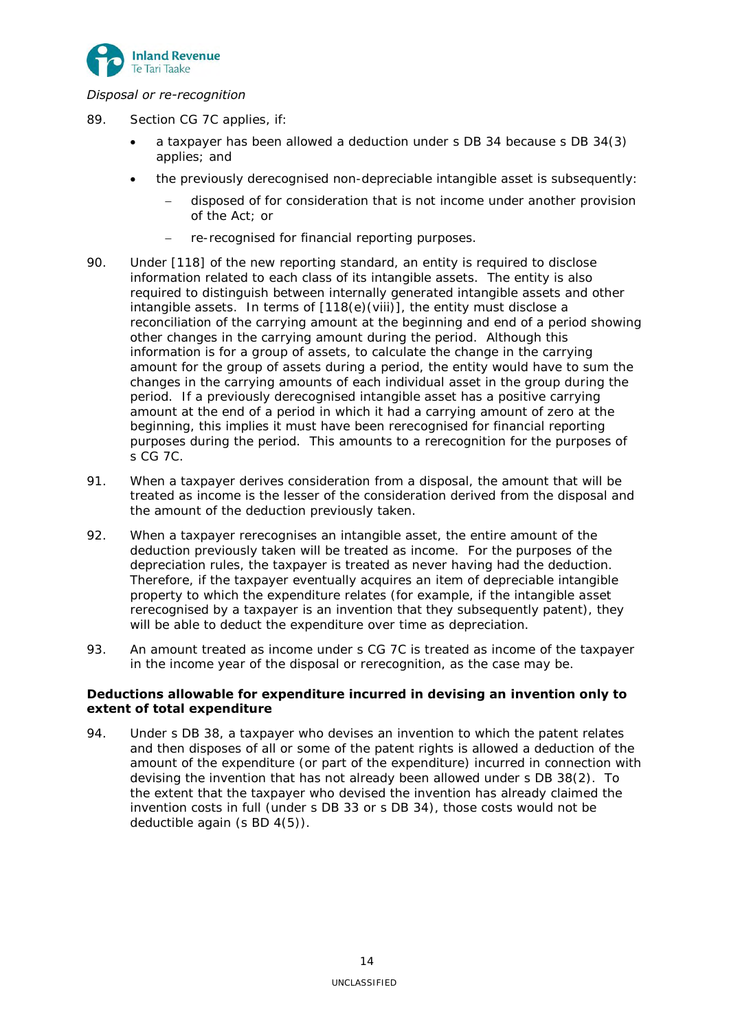*Disposal or re-recognition*

89. Section CG 7C applies, if:

    - a taxpayer has been allowed a deduction under s DB 34 because s DB 34(3) applies; and
    - the previously derecognised non-depreciable intangible asset is subsequently:
        - disposed of for consideration that is not income under another provision of the Act; or
        - re-recognised for financial reporting purposes.

90. Under [118] of the new reporting standard, an entity is required to disclose information related to each class of its intangible assets. The entity is also required to distinguish between internally generated intangible assets and other intangible assets. In terms of [118(e)(viii)], the entity must disclose a reconciliation of the carrying amount at the beginning and end of a period showing other changes in the carrying amount during the period. Although this information is for a group of assets, to calculate the change in the carrying amount for the group of assets during a period, the entity would have to sum the changes in the carrying amounts of each individual asset in the group during the period. If a previously derecognised intangible asset has a positive carrying amount at the end of a period in which it had a carrying amount of zero at the beginning, this implies it must have been rerecognised for financial reporting purposes during the period. This amounts to a rerecognition for the purposes of s CG 7C.

91. When a taxpayer derives consideration from a disposal, the amount that will be treated as income is the lesser of the consideration derived from the disposal and the amount of the deduction previously taken.

92. When a taxpayer rerecognises an intangible asset, the entire amount of the deduction previously taken will be treated as income. For the purposes of the depreciation rules, the taxpayer is treated as never having had the deduction. Therefore, if the taxpayer eventually acquires an item of depreciable intangible property to which the expenditure relates (for example, if the intangible asset rerecognised by a taxpayer is an invention that they subsequently patent), they will be able to deduct the expenditure over time as depreciation.

93. An amount treated as income under s CG 7C is treated as income of the taxpayer in the income year of the disposal or rerecognition, as the case may be.

**Deductions allowable for expenditure incurred in devising an invention only to extent of total expenditure**

94. Under s DB 38, a taxpayer who devises an invention to which the patent relates and then disposes of all or some of the patent rights is allowed a deduction of the amount of the expenditure (or part of the expenditure) incurred in connection with devising the invention that has not already been allowed under s DB 38(2). To the extent that the taxpayer who devised the invention has already claimed the invention costs in full (under s DB 33 or s DB 34), those costs would not be deductible again (s BD 4(5)).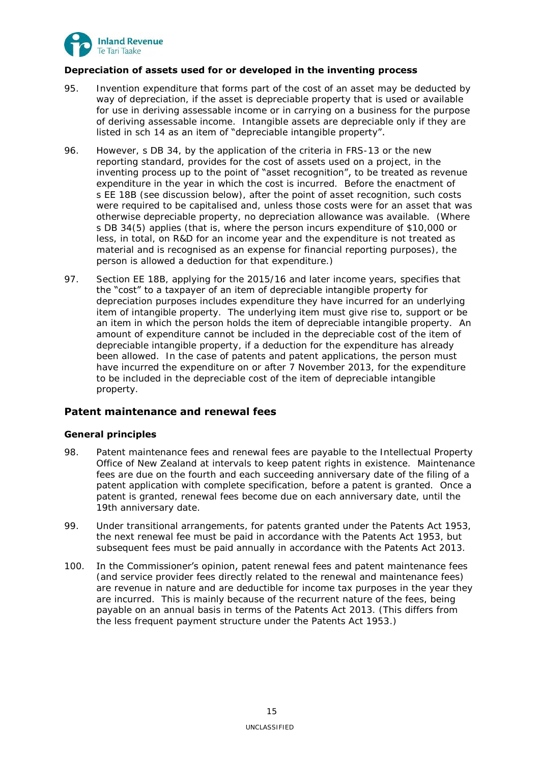**Depreciation of assets used for or developed in the inventing process**

95. Invention expenditure that forms part of the cost of an asset may be deducted by way of depreciation, if the asset is depreciable property that is used or available for use in deriving assessable income or in carrying on a business for the purpose of deriving assessable income. Intangible assets are depreciable only if they are listed in sch 14 as an item of "depreciable intangible property".

96. However, s DB 34, by the application of the criteria in FRS-13 or the new reporting standard, provides for the cost of assets used on a project, in the inventing process up to the point of "asset recognition", to be treated as revenue expenditure in the year in which the cost is incurred. Before the enactment of s EE 18B (see discussion below), after the point of asset recognition, such costs were required to be capitalised and, unless those costs were for an asset that was otherwise depreciable property, no depreciation allowance was available. (Where s DB 34(5) applies (that is, where the person incurs expenditure of $10,000 or less, in total, on R&D for an income year and the expenditure is not treated as material and is recognised as an expense for financial reporting purposes), the person is allowed a deduction for that expenditure.)

97. Section EE 18B, applying for the 2015/16 and later income years, specifies that the "cost" to a taxpayer of an item of depreciable intangible property for depreciation purposes includes expenditure they have incurred for an underlying item of intangible property. The underlying item must give rise to, support or be an item in which the person holds the item of depreciable intangible property. An amount of expenditure cannot be included in the depreciable cost of the item of depreciable intangible property, if a deduction for the expenditure has already been allowed. In the case of patents and patent applications, the person must have incurred the expenditure on or after 7 November 2013, for the expenditure to be included in the depreciable cost of the item of depreciable intangible property.

## Patent maintenance and renewal fees

### General principles

98. Patent maintenance fees and renewal fees are payable to the Intellectual Property Office of New Zealand at intervals to keep patent rights in existence. Maintenance fees are due on the fourth and each succeeding anniversary date of the filing of a patent application with complete specification, before a patent is granted. Once a patent is granted, renewal fees become due on each anniversary date, until the 19th anniversary date.

99. Under transitional arrangements, for patents granted under the Patents Act 1953, the next renewal fee must be paid in accordance with the Patents Act 1953, but subsequent fees must be paid annually in accordance with the Patents Act 2013.

100. In the Commissioner's opinion, patent renewal fees and patent maintenance fees (and service provider fees directly related to the renewal and maintenance fees) are revenue in nature and are deductible for income tax purposes in the year they are incurred. This is mainly because of the recurrent nature of the fees, being payable on an annual basis in terms of the Patents Act 2013. (This differs from the less frequent payment structure under the Patents Act 1953.)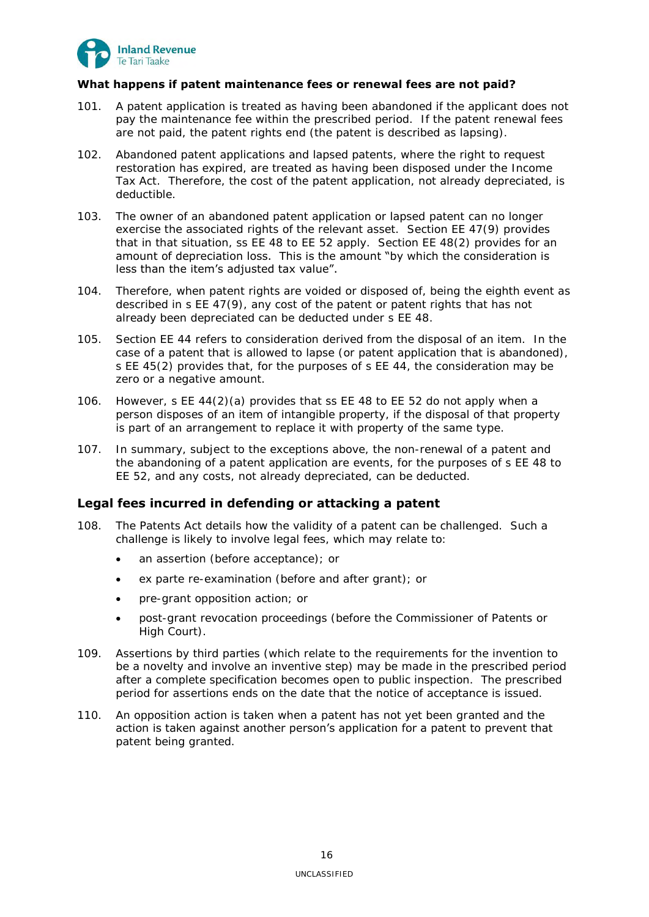**What happens if patent maintenance fees or renewal fees are not paid?**

101. A patent application is treated as having been abandoned if the applicant does not pay the maintenance fee within the prescribed period. If the patent renewal fees are not paid, the patent rights end (the patent is described as lapsing).

102. Abandoned patent applications and lapsed patents, where the right to request restoration has expired, are treated as having been disposed under the Income Tax Act. Therefore, the cost of the patent application, not already depreciated, is deductible.

103. The owner of an abandoned patent application or lapsed patent can no longer exercise the associated rights of the relevant asset. Section EE 47(9) provides that in that situation, ss EE 48 to EE 52 apply. Section EE 48(2) provides for an amount of depreciation loss. This is the amount "by which the consideration is less than the item's adjusted tax value".

104. Therefore, when patent rights are voided or disposed of, being the eighth event as described in s EE 47(9), any cost of the patent or patent rights that has not already been depreciated can be deducted under s EE 48.

105. Section EE 44 refers to consideration derived from the disposal of an item. In the case of a patent that is allowed to lapse (or patent application that is abandoned), s EE 45(2) provides that, for the purposes of s EE 44, the consideration may be zero or a negative amount.

106. However, s EE 44(2)(a) provides that ss EE 48 to EE 52 do not apply when a person disposes of an item of intangible property, if the disposal of that property is part of an arrangement to replace it with property of the same type.

107. In summary, subject to the exceptions above, the non-renewal of a patent and the abandoning of a patent application are events, for the purposes of s EE 48 to EE 52, and any costs, not already depreciated, can be deducted.

## Legal fees incurred in defending or attacking a patent

108. The Patents Act details how the validity of a patent can be challenged. Such a challenge is likely to involve legal fees, which may relate to:

- an assertion (before acceptance); or
- ex parte re-examination (before and after grant); or
- pre-grant opposition action; or
- post-grant revocation proceedings (before the Commissioner of Patents or High Court).

109. Assertions by third parties (which relate to the requirements for the invention to be a novelty and involve an inventive step) may be made in the prescribed period after a complete specification becomes open to public inspection. The prescribed period for assertions ends on the date that the notice of acceptance is issued.

110. An opposition action is taken when a patent has not yet been granted and the action is taken against another person's application for a patent to prevent that patent being granted.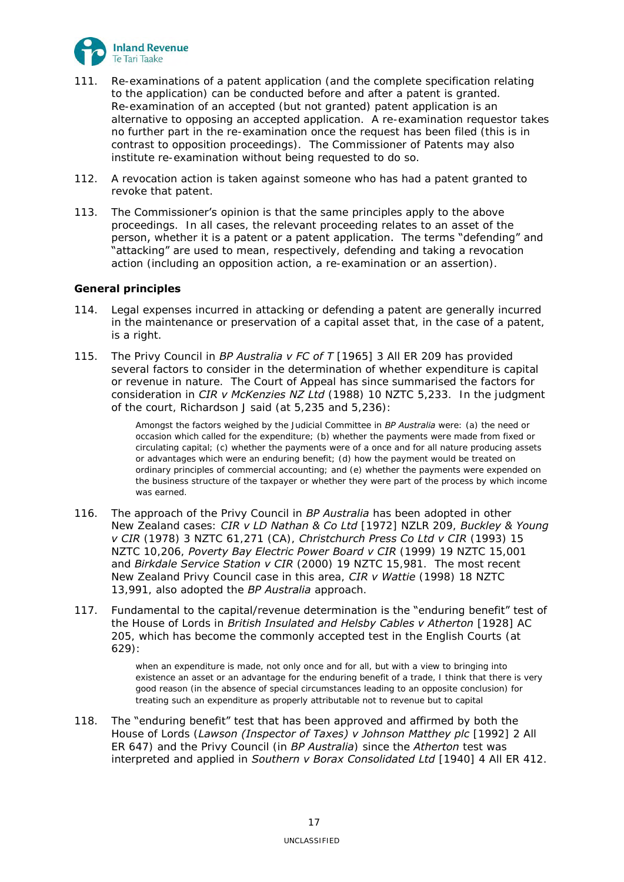111. Re-examinations of a patent application (and the complete specification relating to the application) can be conducted before and after a patent is granted. Re-examination of an accepted (but not granted) patent application is an alternative to opposing an accepted application. A re-examination requestor takes no further part in the re-examination once the request has been filed (this is in contrast to opposition proceedings). The Commissioner of Patents may also institute re-examination without being requested to do so.

112. A revocation action is taken against someone who has had a patent granted to revoke that patent.

113. The Commissioner's opinion is that the same principles apply to the above proceedings. In all cases, the relevant proceeding relates to an asset of the person, whether it is a patent or a patent application. The terms "defending" and "attacking" are used to mean, respectively, defending and taking a revocation action (including an opposition action, a re-examination or an assertion).

**General principles**

114. Legal expenses incurred in attacking or defending a patent are generally incurred in the maintenance or preservation of a capital asset that, in the case of a patent, is a right.

115. The Privy Council in *BP Australia v FC of T* [1965] 3 All ER 209 has provided several factors to consider in the determination of whether expenditure is capital or revenue in nature. The Court of Appeal has since summarised the factors for consideration in *CIR v McKenzies NZ Ltd* (1988) 10 NZTC 5,233. In the judgment of the court, Richardson J said (at 5,235 and 5,236):

> Amongst the factors weighed by the Judicial Committee in *BP Australia* were: (a) the need or occasion which called for the expenditure; (b) whether the payments were made from fixed or circulating capital; (c) whether the payments were of a once and for all nature producing assets or advantages which were an enduring benefit; (d) how the payment would be treated on ordinary principles of commercial accounting; and (e) whether the payments were expended on the business structure of the taxpayer or whether they were part of the process by which income was earned.

116. The approach of the Privy Council in *BP Australia* has been adopted in other New Zealand cases: *CIR v LD Nathan & Co Ltd* [1972] NZLR 209, *Buckley & Young v CIR* (1978) 3 NZTC 61,271 (CA), *Christchurch Press Co Ltd v CIR* (1993) 15 NZTC 10,206, *Poverty Bay Electric Power Board v CIR* (1999) 19 NZTC 15,001 and *Birkdale Service Station v CIR* (2000) 19 NZTC 15,981. The most recent New Zealand Privy Council case in this area, *CIR v Wattie* (1998) 18 NZTC 13,991, also adopted the *BP Australia* approach.

117. Fundamental to the capital/revenue determination is the "enduring benefit" test of the House of Lords in *British Insulated and Helsby Cables v Atherton* [1928] AC 205, which has become the commonly accepted test in the English Courts (at 629):

> when an expenditure is made, not only once and for all, but with a view to bringing into existence an asset or an advantage for the enduring benefit of a trade, I think that there is very good reason (in the absence of special circumstances leading to an opposite conclusion) for treating such an expenditure as properly attributable not to revenue but to capital

118. The "enduring benefit" test that has been approved and affirmed by both the House of Lords (*Lawson (Inspector of Taxes) v Johnson Matthey plc* [1992] 2 All ER 647) and the Privy Council (in *BP Australia*) since the *Atherton* test was interpreted and applied in *Southern v Borax Consolidated Ltd* [1940] 4 All ER 412.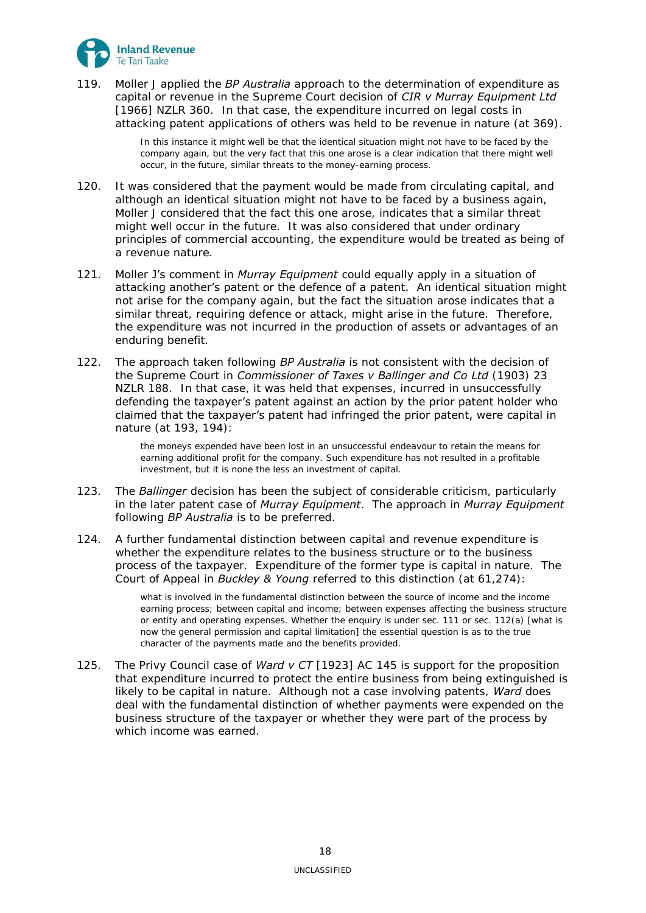119. Moller J applied the *BP Australia* approach to the determination of expenditure as capital or revenue in the Supreme Court decision of *CIR v Murray Equipment Ltd* [1966] NZLR 360. In that case, the expenditure incurred on legal costs in attacking patent applications of others was held to be revenue in nature (at 369).

> In this instance it might well be that the identical situation might not have to be faced by the company again, but the very fact that this one arose is a clear indication that there might well occur, in the future, similar threats to the money-earning process.

120. It was considered that the payment would be made from circulating capital, and although an identical situation might not have to be faced by a business again, Moller J considered that the fact this one arose, indicates that a similar threat might well occur in the future. It was also considered that under ordinary principles of commercial accounting, the expenditure would be treated as being of a revenue nature.

121. Moller J's comment in *Murray Equipment* could equally apply in a situation of attacking another's patent or the defence of a patent. An identical situation might not arise for the company again, but the fact the situation arose indicates that a similar threat, requiring defence or attack, might arise in the future. Therefore, the expenditure was not incurred in the production of assets or advantages of an enduring benefit.

122. The approach taken following *BP Australia* is not consistent with the decision of the Supreme Court in *Commissioner of Taxes v Ballinger and Co Ltd* (1903) 23 NZLR 188. In that case, it was held that expenses, incurred in unsuccessfully defending the taxpayer's patent against an action by the prior patent holder who claimed that the taxpayer's patent had infringed the prior patent, were capital in nature (at 193, 194):

> the moneys expended have been lost in an unsuccessful endeavour to retain the means for earning additional profit for the company. Such expenditure has not resulted in a profitable investment, but it is none the less an investment of capital.

123. The *Ballinger* decision has been the subject of considerable criticism, particularly in the later patent case of *Murray Equipment*. The approach in *Murray Equipment* following *BP Australia* is to be preferred.

124. A further fundamental distinction between capital and revenue expenditure is whether the expenditure relates to the business structure or to the business process of the taxpayer. Expenditure of the former type is capital in nature. The Court of Appeal in *Buckley & Young* referred to this distinction (at 61,274):

> what is involved in the fundamental distinction between the source of income and the income earning process; between capital and income; between expenses affecting the business structure or entity and operating expenses. Whether the enquiry is under sec. 111 or sec. 112(a) [what is now the general permission and capital limitation] the essential question is as to the true character of the payments made and the benefits provided.

125. The Privy Council case of *Ward v CT* [1923] AC 145 is support for the proposition that expenditure incurred to protect the entire business from being extinguished is likely to be capital in nature. Although not a case involving patents, *Ward* does deal with the fundamental distinction of whether payments were expended on the business structure of the taxpayer or whether they were part of the process by which income was earned.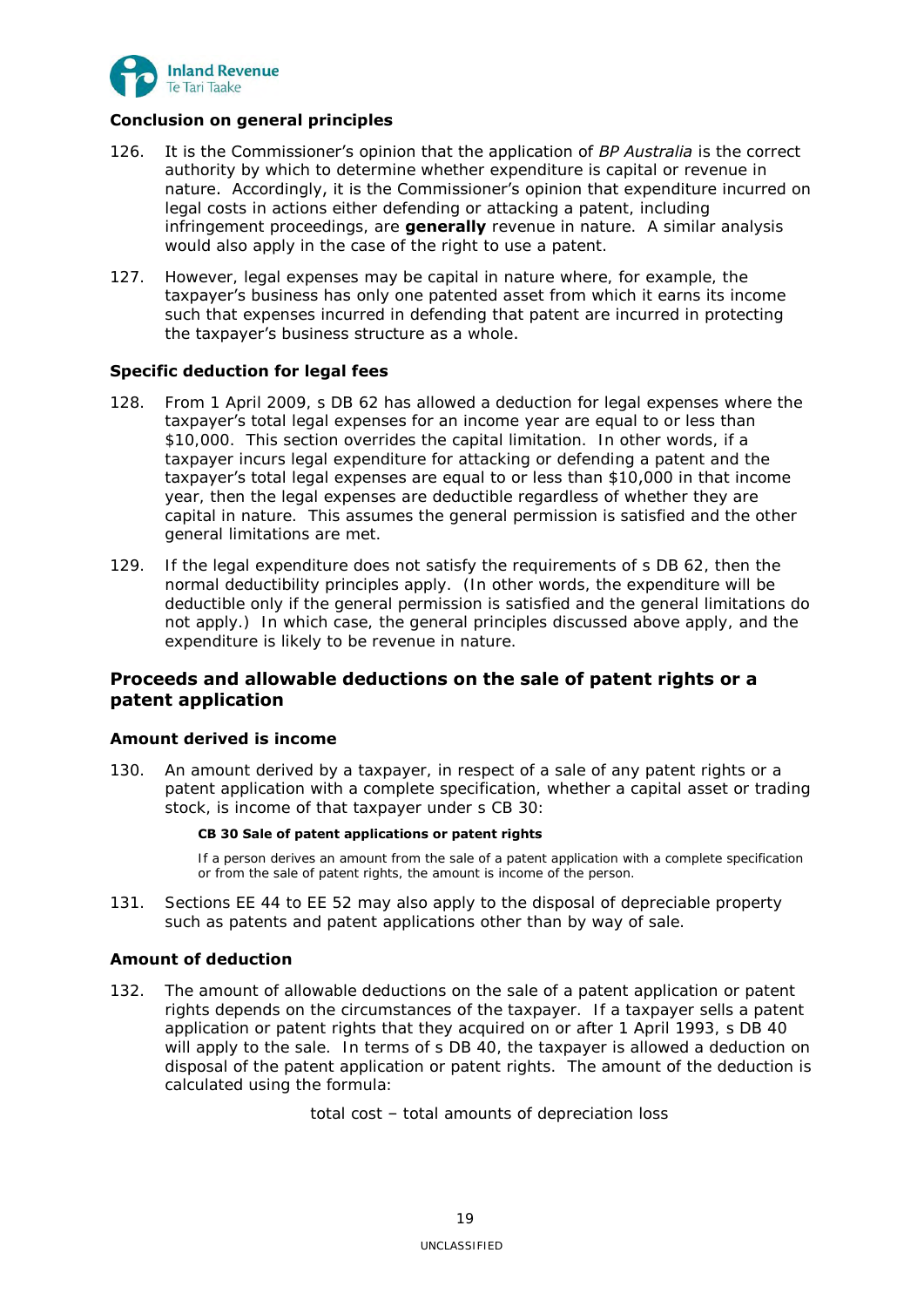### Conclusion on general principles

126. It is the Commissioner's opinion that the application of *BP Australia* is the correct authority by which to determine whether expenditure is capital or revenue in nature. Accordingly, it is the Commissioner's opinion that expenditure incurred on legal costs in actions either defending or attacking a patent, including infringement proceedings, are **generally** revenue in nature. A similar analysis would also apply in the case of the right to use a patent.

127. However, legal expenses may be capital in nature where, for example, the taxpayer's business has only one patented asset from which it earns its income such that expenses incurred in defending that patent are incurred in protecting the taxpayer's business structure as a whole.

### Specific deduction for legal fees

128. From 1 April 2009, s DB 62 has allowed a deduction for legal expenses where the taxpayer's total legal expenses for an income year are equal to or less than $10,000. This section overrides the capital limitation. In other words, if a taxpayer incurs legal expenditure for attacking or defending a patent and the taxpayer's total legal expenses are equal to or less than $10,000 in that income year, then the legal expenses are deductible regardless of whether they are capital in nature. This assumes the general permission is satisfied and the other general limitations are met.

129. If the legal expenditure does not satisfy the requirements of s DB 62, then the normal deductibility principles apply. (In other words, the expenditure will be deductible only if the general permission is satisfied and the general limitations do not apply.) In which case, the general principles discussed above apply, and the expenditure is likely to be revenue in nature.

## Proceeds and allowable deductions on the sale of patent rights or a patent application

### Amount derived is income

130. An amount derived by a taxpayer, in respect of a sale of any patent rights or a patent application with a complete specification, whether a capital asset or trading stock, is income of that taxpayer under s CB 30:

> **CB 30 Sale of patent applications or patent rights**
>
> If a person derives an amount from the sale of a patent application with a complete specification or from the sale of patent rights, the amount is income of the person.

131. Sections EE 44 to EE 52 may also apply to the disposal of depreciable property such as patents and patent applications other than by way of sale.

### Amount of deduction

132. The amount of allowable deductions on the sale of a patent application or patent rights depends on the circumstances of the taxpayer. If a taxpayer sells a patent application or patent rights that they acquired on or after 1 April 1993, s DB 40 will apply to the sale. In terms of s DB 40, the taxpayer is allowed a deduction on disposal of the patent application or patent rights. The amount of the deduction is calculated using the formula:

$$\text{total cost} - \text{total amounts of depreciation loss}$$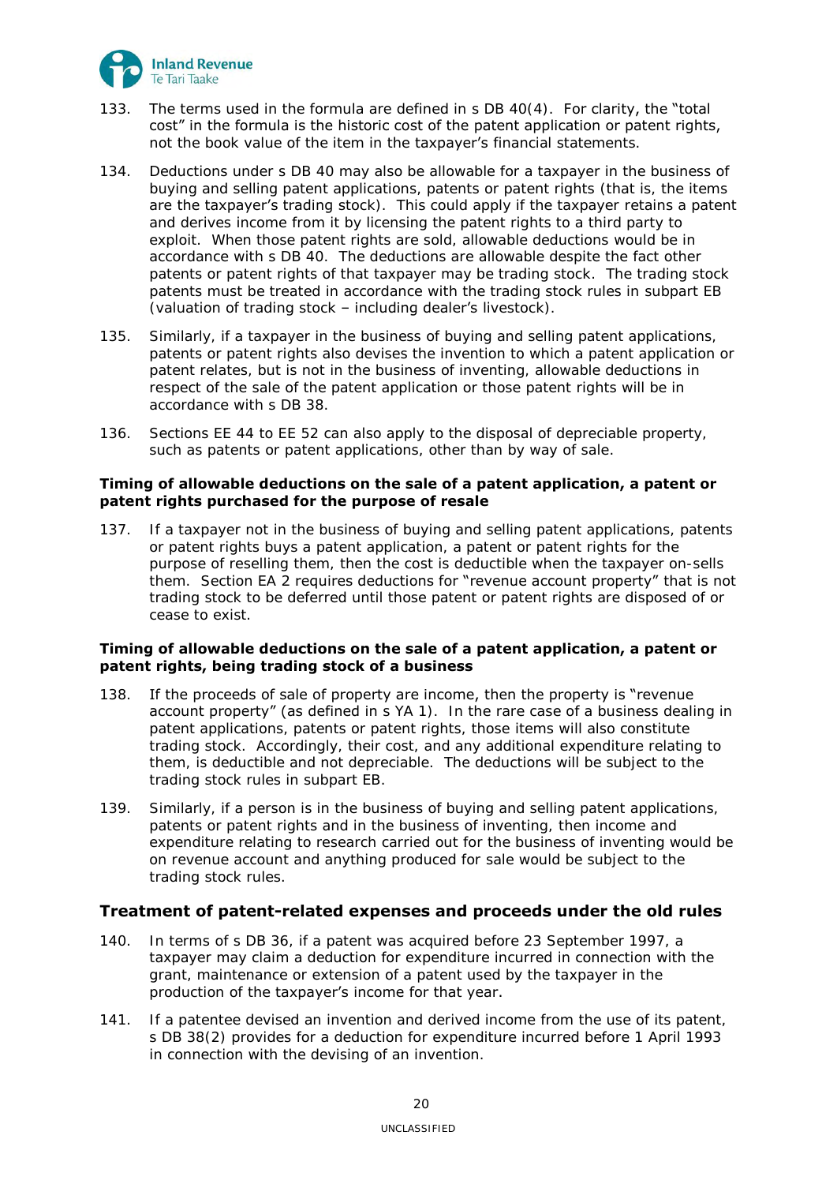133. The terms used in the formula are defined in s DB 40(4). For clarity, the "total cost" in the formula is the historic cost of the patent application or patent rights, not the book value of the item in the taxpayer's financial statements.

134. Deductions under s DB 40 may also be allowable for a taxpayer in the business of buying and selling patent applications, patents or patent rights (that is, the items are the taxpayer's trading stock). This could apply if the taxpayer retains a patent and derives income from it by licensing the patent rights to a third party to exploit. When those patent rights are sold, allowable deductions would be in accordance with s DB 40. The deductions are allowable despite the fact other patents or patent rights of that taxpayer may be trading stock. The trading stock patents must be treated in accordance with the trading stock rules in subpart EB (valuation of trading stock – including dealer's livestock).

135. Similarly, if a taxpayer in the business of buying and selling patent applications, patents or patent rights also devises the invention to which a patent application or patent relates, but is not in the business of inventing, allowable deductions in respect of the sale of the patent application or those patent rights will be in accordance with s DB 38.

136. Sections EE 44 to EE 52 can also apply to the disposal of depreciable property, such as patents or patent applications, other than by way of sale.

#### Timing of allowable deductions on the sale of a patent application, a patent or patent rights purchased for the purpose of resale

137. If a taxpayer not in the business of buying and selling patent applications, patents or patent rights buys a patent application, a patent or patent rights for the purpose of reselling them, then the cost is deductible when the taxpayer on-sells them. Section EA 2 requires deductions for "revenue account property" that is not trading stock to be deferred until those patent or patent rights are disposed of or cease to exist.

#### Timing of allowable deductions on the sale of a patent application, a patent or patent rights, being trading stock of a business

138. If the proceeds of sale of property are income, then the property is "revenue account property" (as defined in s YA 1). In the rare case of a business dealing in patent applications, patents or patent rights, those items will also constitute trading stock. Accordingly, their cost, and any additional expenditure relating to them, is deductible and not depreciable. The deductions will be subject to the trading stock rules in subpart EB.

139. Similarly, if a person is in the business of buying and selling patent applications, patents or patent rights and in the business of inventing, then income and expenditure relating to research carried out for the business of inventing would be on revenue account and anything produced for sale would be subject to the trading stock rules.

### Treatment of patent-related expenses and proceeds under the old rules

140. In terms of s DB 36, if a patent was acquired before 23 September 1997, a taxpayer may claim a deduction for expenditure incurred in connection with the grant, maintenance or extension of a patent used by the taxpayer in the production of the taxpayer's income for that year.

141. If a patentee devised an invention and derived income from the use of its patent, s DB 38(2) provides for a deduction for expenditure incurred before 1 April 1993 in connection with the devising of an invention.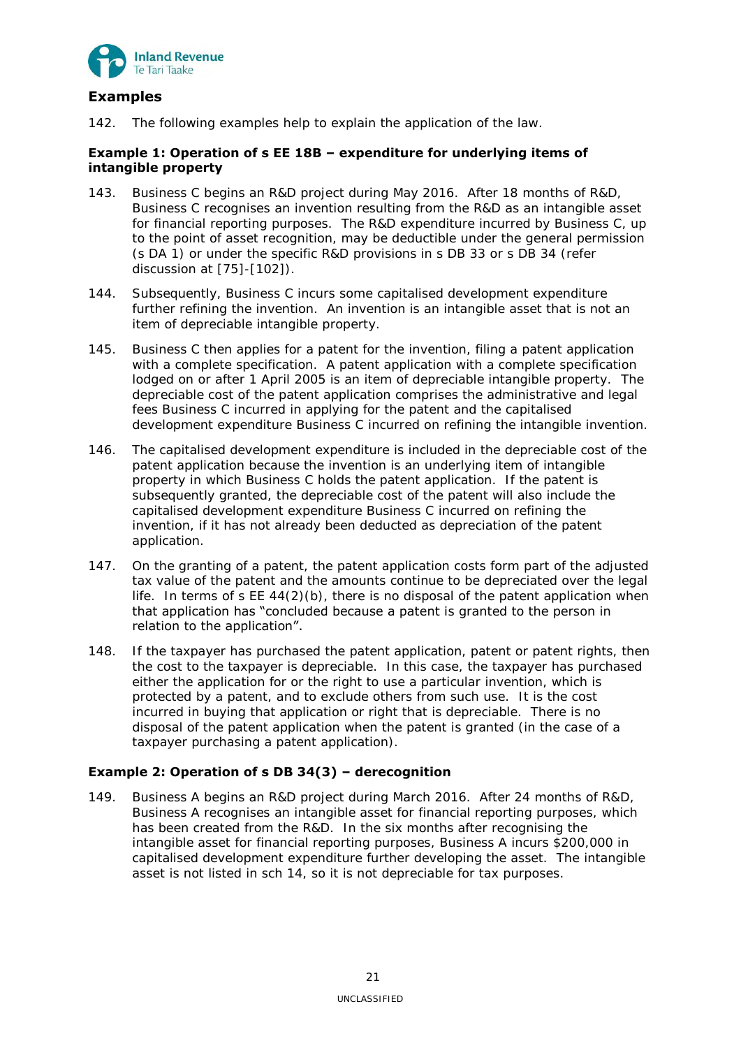## Examples

142. The following examples help to explain the application of the law.

### Example 1: Operation of s EE 18B – expenditure for underlying items of intangible property

143. Business C begins an R&D project during May 2016. After 18 months of R&D, Business C recognises an invention resulting from the R&D as an intangible asset for financial reporting purposes. The R&D expenditure incurred by Business C, up to the point of asset recognition, may be deductible under the general permission (s DA 1) or under the specific R&D provisions in s DB 33 or s DB 34 (refer discussion at [75]-[102]).

144. Subsequently, Business C incurs some capitalised development expenditure further refining the invention. An invention is an intangible asset that is not an item of depreciable intangible property.

145. Business C then applies for a patent for the invention, filing a patent application with a complete specification. A patent application with a complete specification lodged on or after 1 April 2005 is an item of depreciable intangible property. The depreciable cost of the patent application comprises the administrative and legal fees Business C incurred in applying for the patent and the capitalised development expenditure Business C incurred on refining the intangible invention.

146. The capitalised development expenditure is included in the depreciable cost of the patent application because the invention is an underlying item of intangible property in which Business C holds the patent application. If the patent is subsequently granted, the depreciable cost of the patent will also include the capitalised development expenditure Business C incurred on refining the invention, if it has not already been deducted as depreciation of the patent application.

147. On the granting of a patent, the patent application costs form part of the adjusted tax value of the patent and the amounts continue to be depreciated over the legal life. In terms of s EE 44(2)(b), there is no disposal of the patent application when that application has "concluded because a patent is granted to the person in relation to the application".

148. If the taxpayer has purchased the patent application, patent or patent rights, then the cost to the taxpayer is depreciable. In this case, the taxpayer has purchased either the application for or the right to use a particular invention, which is protected by a patent, and to exclude others from such use. It is the cost incurred in buying that application or right that is depreciable. There is no disposal of the patent application when the patent is granted (in the case of a taxpayer purchasing a patent application).

### Example 2: Operation of s DB 34(3) – derecognition

149. Business A begins an R&D project during March 2016. After 24 months of R&D, Business A recognises an intangible asset for financial reporting purposes, which has been created from the R&D. In the six months after recognising the intangible asset for financial reporting purposes, Business A incurs $200,000 in capitalised development expenditure further developing the asset. The intangible asset is not listed in sch 14, so it is not depreciable for tax purposes.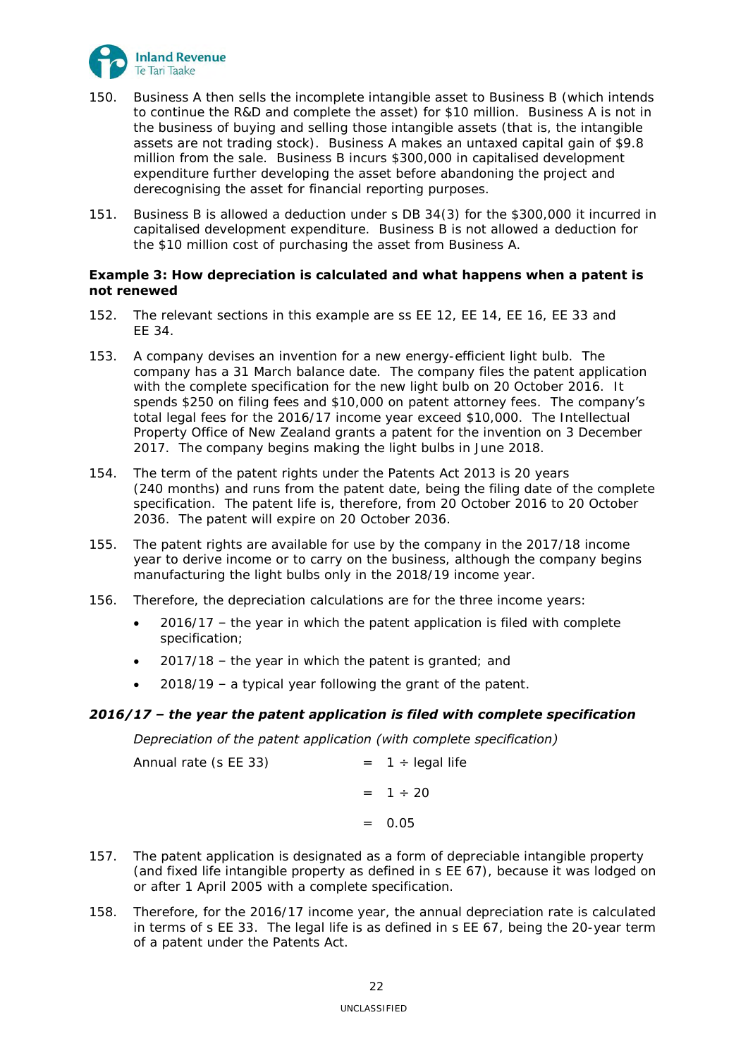150. Business A then sells the incomplete intangible asset to Business B (which intends to continue the R&D and complete the asset) for $10 million. Business A is not in the business of buying and selling those intangible assets (that is, the intangible assets are not trading stock). Business A makes an untaxed capital gain of $9.8 million from the sale. Business B incurs $300,000 in capitalised development expenditure further developing the asset before abandoning the project and derecognising the asset for financial reporting purposes.

151. Business B is allowed a deduction under s DB 34(3) for the $300,000 it incurred in capitalised development expenditure. Business B is not allowed a deduction for the $10 million cost of purchasing the asset from Business A.

**Example 3: How depreciation is calculated and what happens when a patent is not renewed**

152. The relevant sections in this example are ss EE 12, EE 14, EE 16, EE 33 and EE 34.

153. A company devises an invention for a new energy-efficient light bulb. The company has a 31 March balance date. The company files the patent application with the complete specification for the new light bulb on 20 October 2016. It spends $250 on filing fees and $10,000 on patent attorney fees. The company's total legal fees for the 2016/17 income year exceed $10,000. The Intellectual Property Office of New Zealand grants a patent for the invention on 3 December 2017. The company begins making the light bulbs in June 2018.

154. The term of the patent rights under the Patents Act 2013 is 20 years (240 months) and runs from the patent date, being the filing date of the complete specification. The patent life is, therefore, from 20 October 2016 to 20 October 2036. The patent will expire on 20 October 2036.

155. The patent rights are available for use by the company in the 2017/18 income year to derive income or to carry on the business, although the company begins manufacturing the light bulbs only in the 2018/19 income year.

156. Therefore, the depreciation calculations are for the three income years:

- 2016/17 – the year in which the patent application is filed with complete specification;
- 2017/18 – the year in which the patent is granted; and
- 2018/19 – a typical year following the grant of the patent.

***2016/17 – the year the patent application is filed with complete specification***

*Depreciation of the patent application (with complete specification)*

Annual rate (s EE 33) = 1 ÷ legal life

= 1 ÷ 20

= 0.05

157. The patent application is designated as a form of depreciable intangible property (and fixed life intangible property as defined in s EE 67), because it was lodged on or after 1 April 2005 with a complete specification.

158. Therefore, for the 2016/17 income year, the annual depreciation rate is calculated in terms of s EE 33. The legal life is as defined in s EE 67, being the 20-year term of a patent under the Patents Act.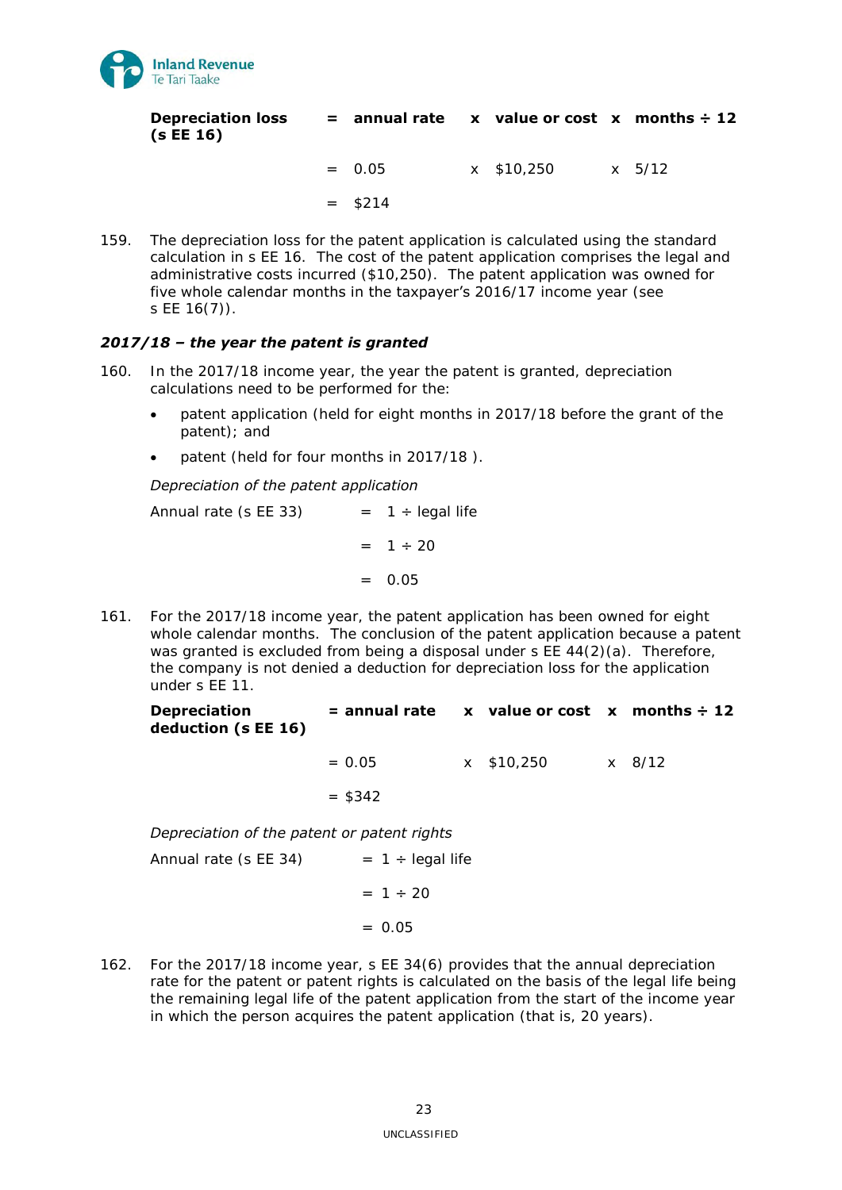| **Depreciation loss (s EE 16)** | = | **annual rate** | x | **value or cost** | x | **months ÷ 12** |
|---|---|---|---|---|---|---|
| | = | 0.05 | x | $10,250 | x | 5/12 |
| | = | $214 | | | | |

159. The depreciation loss for the patent application is calculated using the standard calculation in s EE 16. The cost of the patent application comprises the legal and administrative costs incurred ($10,250). The patent application was owned for five whole calendar months in the taxpayer's 2016/17 income year (see s EE 16(7)).

### *2017/18 – the year the patent is granted*

160. In the 2017/18 income year, the year the patent is granted, depreciation calculations need to be performed for the:

- patent application (held for eight months in 2017/18 before the grant of the patent); and
- patent (held for four months in 2017/18 ).

*Depreciation of the patent application*

| Annual rate (s EE 33) | = | 1 ÷ legal life |
|---|---|---|
| | = | 1 ÷ 20 |
| | = | 0.05 |

161. For the 2017/18 income year, the patent application has been owned for eight whole calendar months. The conclusion of the patent application because a patent was granted is excluded from being a disposal under s EE 44(2)(a). Therefore, the company is not denied a deduction for depreciation loss for the application under s EE 11.

| **Depreciation deduction (s EE 16)** | = | **annual rate** | x | **value or cost** | x | **months ÷ 12** |
|---|---|---|---|---|---|---|
| | = | 0.05 | x | $10,250 | x | 8/12 |
| | = | $342 | | | | |

*Depreciation of the patent or patent rights*

| Annual rate (s EE 34) | = | 1 ÷ legal life |
|---|---|---|
| | = | 1 ÷ 20 |
| | = | 0.05 |

162. For the 2017/18 income year, s EE 34(6) provides that the annual depreciation rate for the patent or patent rights is calculated on the basis of the legal life being the remaining legal life of the patent application from the start of the income year in which the person acquires the patent application (that is, 20 years).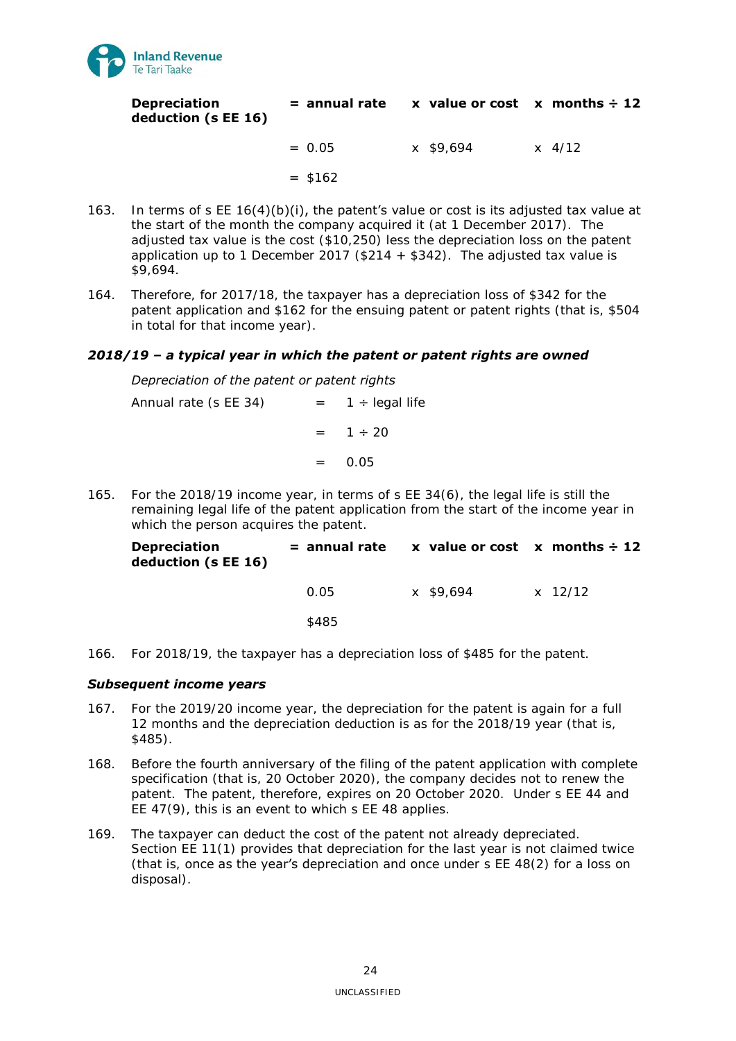| **Depreciation deduction (s EE 16)** | **= annual rate** | **x value or cost** | **x months ÷ 12** |
|---|---|---|---|
| | = 0.05 | x $9,694 | x 4/12 |
| | = $162 | | |

163. In terms of s EE 16(4)(b)(i), the patent's value or cost is its adjusted tax value at the start of the month the company acquired it (at 1 December 2017). The adjusted tax value is the cost ($10,250) less the depreciation loss on the patent application up to 1 December 2017 ($214 + $342). The adjusted tax value is $9,694.

164. Therefore, for 2017/18, the taxpayer has a depreciation loss of $342 for the patent application and $162 for the ensuing patent or patent rights (that is, $504 in total for that income year).

### *2018/19 – a typical year in which the patent or patent rights are owned*

*Depreciation of the patent or patent rights*

| Annual rate (s EE 34) | = | 1 ÷ legal life |
|---|---|---|
| | = | 1 ÷ 20 |
| | = | 0.05 |

165. For the 2018/19 income year, in terms of s EE 34(6), the legal life is still the remaining legal life of the patent application from the start of the income year in which the person acquires the patent.

| **Depreciation deduction (s EE 16)** | **= annual rate** | **x value or cost** | **x months ÷ 12** |
|---|---|---|---|
| | 0.05 | x $9,694 | x 12/12 |
| | $485 | | |

166. For 2018/19, the taxpayer has a depreciation loss of $485 for the patent.

### *Subsequent income years*

167. For the 2019/20 income year, the depreciation for the patent is again for a full 12 months and the depreciation deduction is as for the 2018/19 year (that is, $485).

168. Before the fourth anniversary of the filing of the patent application with complete specification (that is, 20 October 2020), the company decides not to renew the patent. The patent, therefore, expires on 20 October 2020. Under s EE 44 and EE 47(9), this is an event to which s EE 48 applies.

169. The taxpayer can deduct the cost of the patent not already depreciated. Section EE 11(1) provides that depreciation for the last year is not claimed twice (that is, once as the year's depreciation and once under s EE 48(2) for a loss on disposal).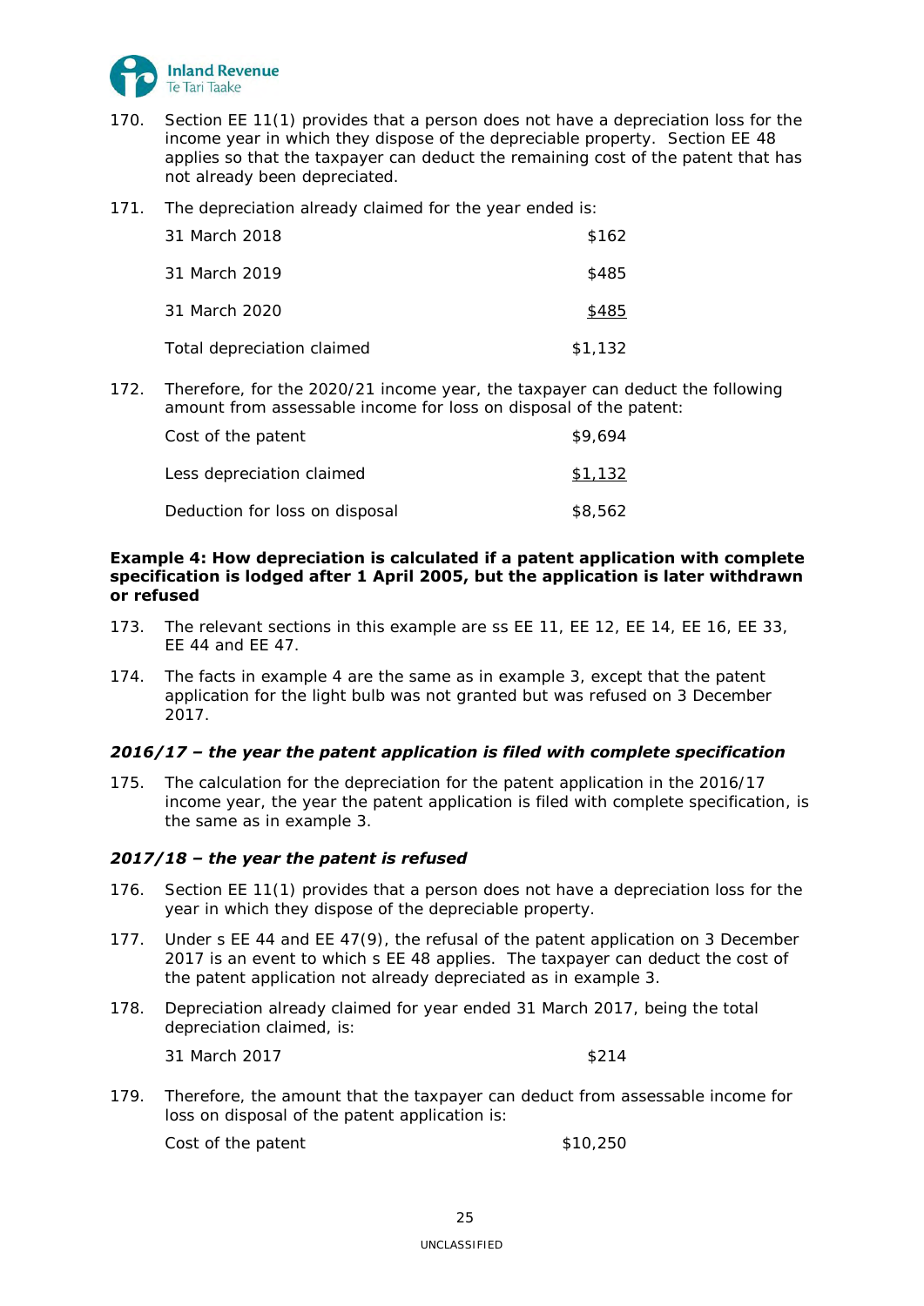170. Section EE 11(1) provides that a person does not have a depreciation loss for the income year in which they dispose of the depreciable property. Section EE 48 applies so that the taxpayer can deduct the remaining cost of the patent that has not already been depreciated.

171. The depreciation already claimed for the year ended is:

| | |
|---|---|
| 31 March 2018 | $162 |
| 31 March 2019 | $485 |
| 31 March 2020 | $485 |
| Total depreciation claimed | $1,132 |

172. Therefore, for the 2020/21 income year, the taxpayer can deduct the following amount from assessable income for loss on disposal of the patent:

| | |
|---|---|
| Cost of the patent | $9,694 |
| Less depreciation claimed | $1,132 |
| Deduction for loss on disposal | $8,562 |

**Example 4: How depreciation is calculated if a patent application with complete specification is lodged after 1 April 2005, but the application is later withdrawn or refused**

173. The relevant sections in this example are ss EE 11, EE 12, EE 14, EE 16, EE 33, EE 44 and EE 47.

174. The facts in example 4 are the same as in example 3, except that the patent application for the light bulb was not granted but was refused on 3 December 2017.

***2016/17 – the year the patent application is filed with complete specification***

175. The calculation for the depreciation for the patent application in the 2016/17 income year, the year the patent application is filed with complete specification, is the same as in example 3.

***2017/18 – the year the patent is refused***

176. Section EE 11(1) provides that a person does not have a depreciation loss for the year in which they dispose of the depreciable property.

177. Under s EE 44 and EE 47(9), the refusal of the patent application on 3 December 2017 is an event to which s EE 48 applies. The taxpayer can deduct the cost of the patent application not already depreciated as in example 3.

178. Depreciation already claimed for year ended 31 March 2017, being the total depreciation claimed, is:

| | |
|---|---|
| 31 March 2017 | $214 |

179. Therefore, the amount that the taxpayer can deduct from assessable income for loss on disposal of the patent application is:

| | |
|---|---|
| Cost of the patent | $10,250 |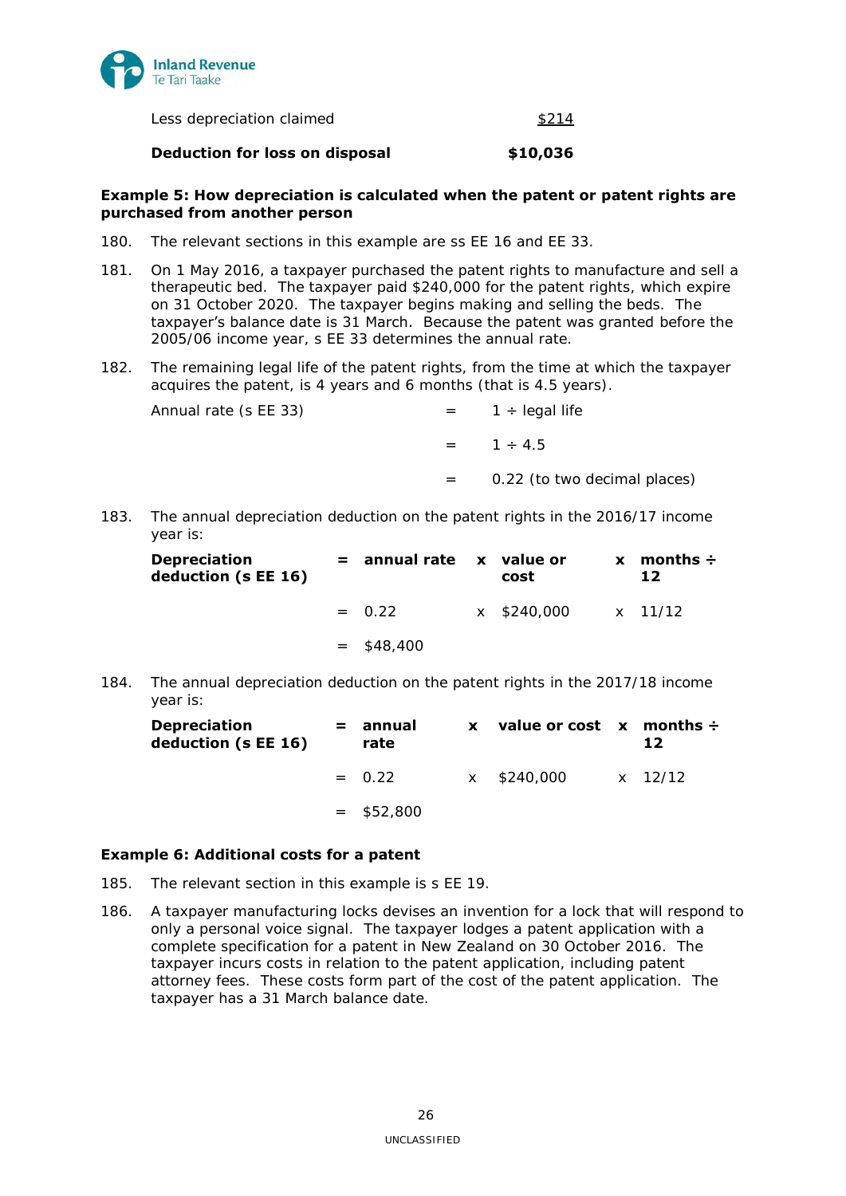| | |
|---|---|
| Less depreciation claimed | $214 |
| **Deduction for loss on disposal** | **$10,036** |

**Example 5: How depreciation is calculated when the patent or patent rights are purchased from another person**

180. The relevant sections in this example are ss EE 16 and EE 33.

181. On 1 May 2016, a taxpayer purchased the patent rights to manufacture and sell a therapeutic bed. The taxpayer paid $240,000 for the patent rights, which expire on 31 October 2020. The taxpayer begins making and selling the beds. The taxpayer's balance date is 31 March. Because the patent was granted before the 2005/06 income year, s EE 33 determines the annual rate.

182. The remaining legal life of the patent rights, from the time at which the taxpayer acquires the patent, is 4 years and 6 months (that is 4.5 years).

| | | |
|---|---|---|
| Annual rate (s EE 33) | = | 1 ÷ legal life |
| | = | 1 ÷ 4.5 |
| | = | 0.22 (to two decimal places) |

183. The annual depreciation deduction on the patent rights in the 2016/17 income year is:

| **Depreciation deduction (s EE 16)** | **=** | **annual rate** | **x** | **value or cost** | **x** | **months ÷ 12** |
|---|---|---|---|---|---|---|
| | = | 0.22 | x | $240,000 | x | 11/12 |
| | = | $48,400 | | | | |

184. The annual depreciation deduction on the patent rights in the 2017/18 income year is:

| **Depreciation deduction (s EE 16)** | **=** | **annual rate** | **x** | **value or cost** | **x** | **months ÷ 12** |
|---|---|---|---|---|---|---|
| | = | 0.22 | x | $240,000 | x | 12/12 |
| | = | $52,800 | | | | |

**Example 6: Additional costs for a patent**

185. The relevant section in this example is s EE 19.

186. A taxpayer manufacturing locks devises an invention for a lock that will respond to only a personal voice signal. The taxpayer lodges a patent application with a complete specification for a patent in New Zealand on 30 October 2016. The taxpayer incurs costs in relation to the patent application, including patent attorney fees. These costs form part of the cost of the patent application. The taxpayer has a 31 March balance date.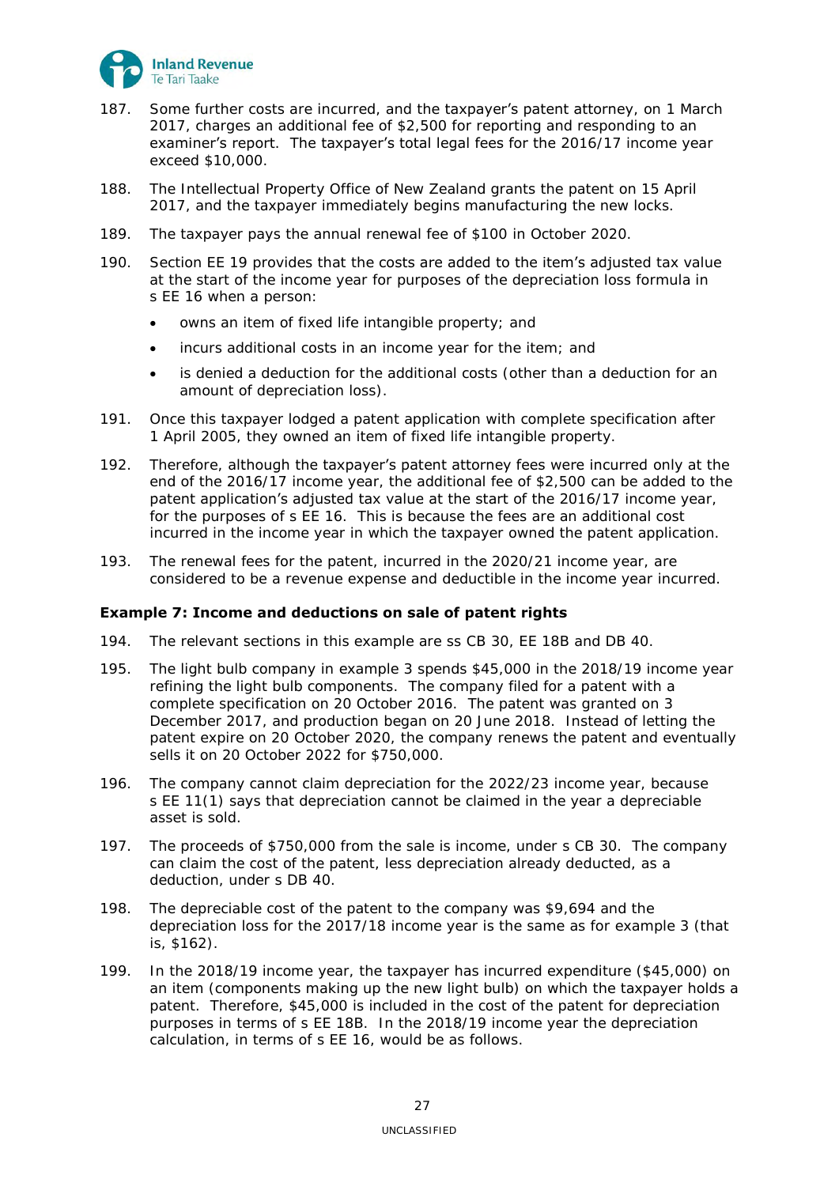187. Some further costs are incurred, and the taxpayer's patent attorney, on 1 March 2017, charges an additional fee of $2,500 for reporting and responding to an examiner's report. The taxpayer's total legal fees for the 2016/17 income year exceed $10,000.

188. The Intellectual Property Office of New Zealand grants the patent on 15 April 2017, and the taxpayer immediately begins manufacturing the new locks.

189. The taxpayer pays the annual renewal fee of $100 in October 2020.

190. Section EE 19 provides that the costs are added to the item's adjusted tax value at the start of the income year for purposes of the depreciation loss formula in s EE 16 when a person:

- owns an item of fixed life intangible property; and
- incurs additional costs in an income year for the item; and
- is denied a deduction for the additional costs (other than a deduction for an amount of depreciation loss).

191. Once this taxpayer lodged a patent application with complete specification after 1 April 2005, they owned an item of fixed life intangible property.

192. Therefore, although the taxpayer's patent attorney fees were incurred only at the end of the 2016/17 income year, the additional fee of $2,500 can be added to the patent application's adjusted tax value at the start of the 2016/17 income year, for the purposes of s EE 16. This is because the fees are an additional cost incurred in the income year in which the taxpayer owned the patent application.

193. The renewal fees for the patent, incurred in the 2020/21 income year, are considered to be a revenue expense and deductible in the income year incurred.

**Example 7: Income and deductions on sale of patent rights**

194. The relevant sections in this example are ss CB 30, EE 18B and DB 40.

195. The light bulb company in example 3 spends $45,000 in the 2018/19 income year refining the light bulb components. The company filed for a patent with a complete specification on 20 October 2016. The patent was granted on 3 December 2017, and production began on 20 June 2018. Instead of letting the patent expire on 20 October 2020, the company renews the patent and eventually sells it on 20 October 2022 for $750,000.

196. The company cannot claim depreciation for the 2022/23 income year, because s EE 11(1) says that depreciation cannot be claimed in the year a depreciable asset is sold.

197. The proceeds of $750,000 from the sale is income, under s CB 30. The company can claim the cost of the patent, less depreciation already deducted, as a deduction, under s DB 40.

198. The depreciable cost of the patent to the company was $9,694 and the depreciation loss for the 2017/18 income year is the same as for example 3 (that is, $162).

199. In the 2018/19 income year, the taxpayer has incurred expenditure ($45,000) on an item (components making up the new light bulb) on which the taxpayer holds a patent. Therefore, $45,000 is included in the cost of the patent for depreciation purposes in terms of s EE 18B. In the 2018/19 income year the depreciation calculation, in terms of s EE 16, would be as follows.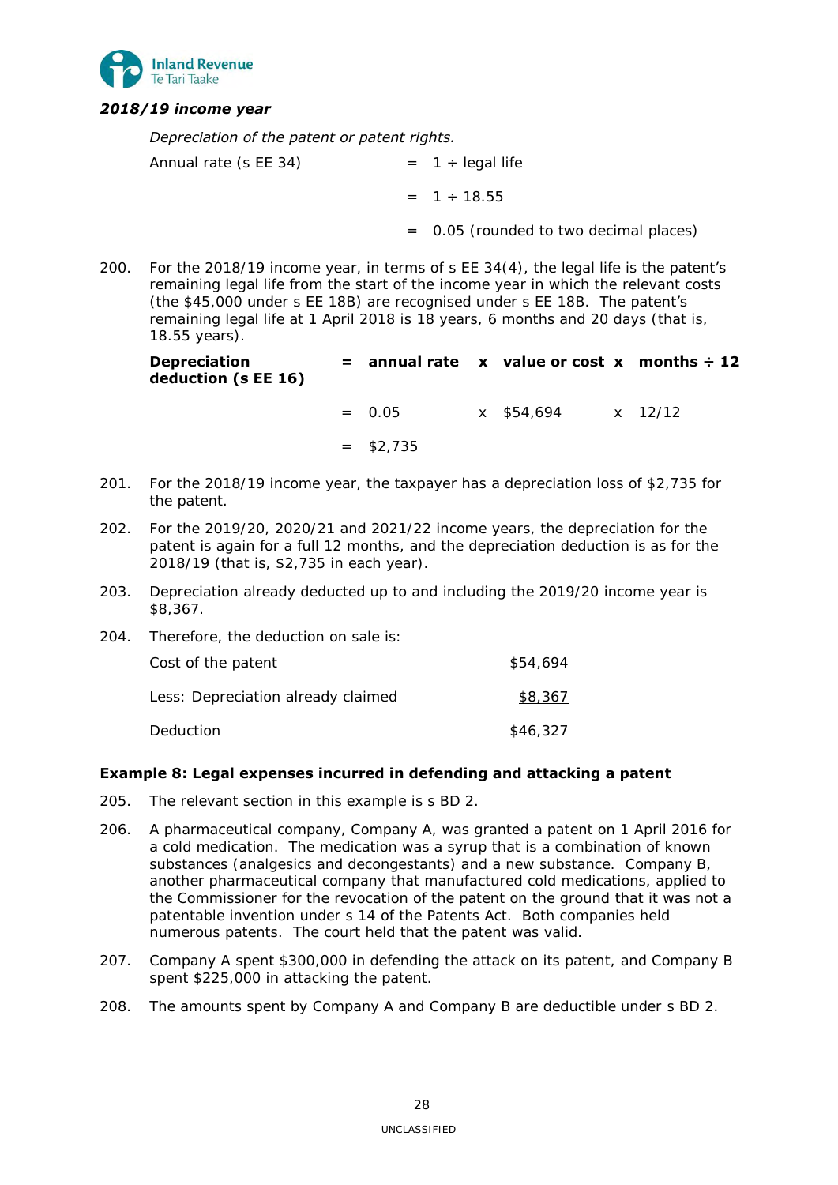***2018/19 income year***

*Depreciation of the patent or patent rights.*

| | | |
|---|---|---|
| Annual rate (s EE 34) | = | 1 ÷ legal life |
| | = | 1 ÷ 18.55 |
| | = | 0.05 (rounded to two decimal places) |

200. For the 2018/19 income year, in terms of s EE 34(4), the legal life is the patent's remaining legal life from the start of the income year in which the relevant costs (the $45,000 under s EE 18B) are recognised under s EE 18B. The patent's remaining legal life at 1 April 2018 is 18 years, 6 months and 20 days (that is, 18.55 years).

| | | | | | | |
|---|---|---|---|---|---|---|
| **Depreciation deduction (s EE 16)** | **=** | **annual rate** | **x** | **value or cost** | **x** | **months ÷ 12** |
| | = | 0.05 | x | $54,694 | x | 12/12 |
| | = | $2,735 | | | | |

201. For the 2018/19 income year, the taxpayer has a depreciation loss of $2,735 for the patent.

202. For the 2019/20, 2020/21 and 2021/22 income years, the depreciation for the patent is again for a full 12 months, and the depreciation deduction is as for the 2018/19 (that is, $2,735 in each year).

203. Depreciation already deducted up to and including the 2019/20 income year is $8,367.

204. Therefore, the deduction on sale is:

| | |
|---|---|
| Cost of the patent | $54,694 |
| Less: Depreciation already claimed | $8,367 |
| Deduction | $46,327 |

**Example 8: Legal expenses incurred in defending and attacking a patent**

205. The relevant section in this example is s BD 2.

206. A pharmaceutical company, Company A, was granted a patent on 1 April 2016 for a cold medication. The medication was a syrup that is a combination of known substances (analgesics and decongestants) and a new substance. Company B, another pharmaceutical company that manufactured cold medications, applied to the Commissioner for the revocation of the patent on the ground that it was not a patentable invention under s 14 of the Patents Act. Both companies held numerous patents. The court held that the patent was valid.

207. Company A spent $300,000 in defending the attack on its patent, and Company B spent $225,000 in attacking the patent.

208. The amounts spent by Company A and Company B are deductible under s BD 2.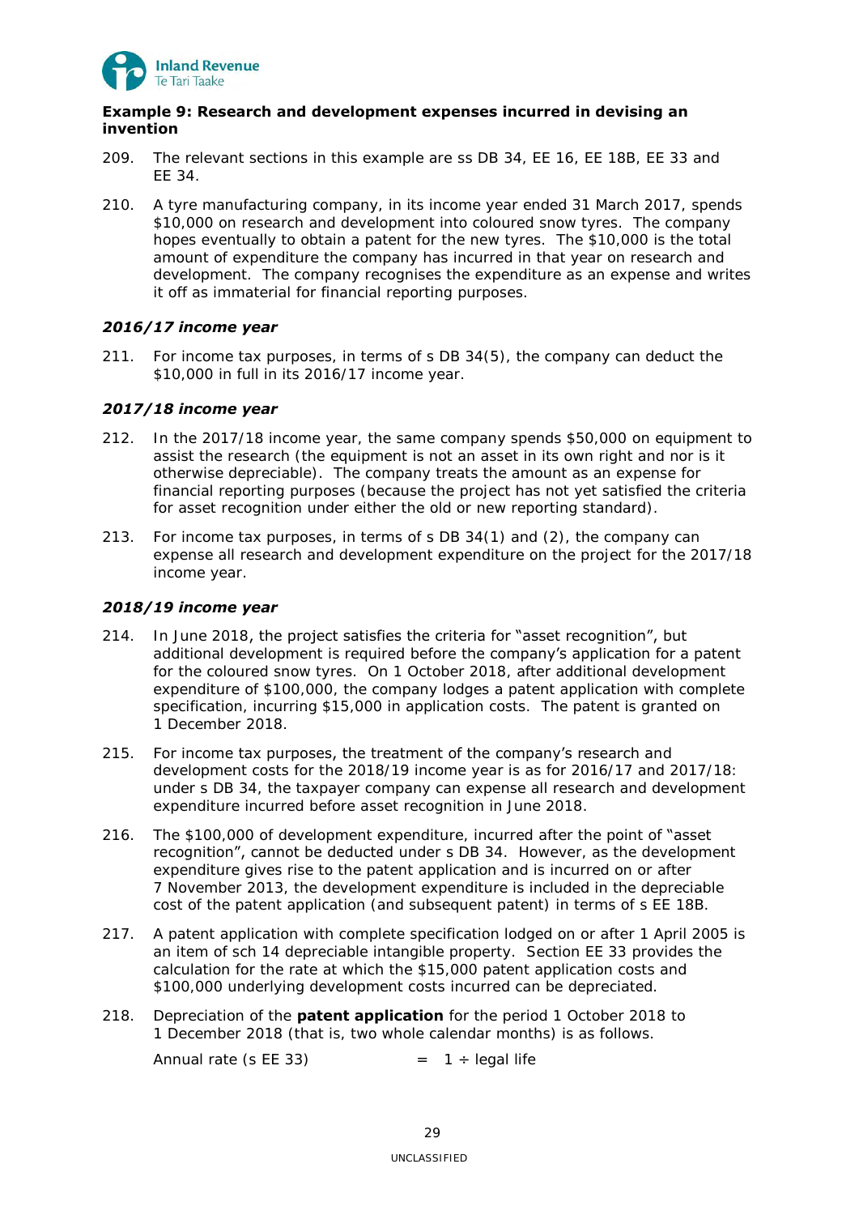### Example 9: Research and development expenses incurred in devising an invention

209. The relevant sections in this example are ss DB 34, EE 16, EE 18B, EE 33 and EE 34.

210. A tyre manufacturing company, in its income year ended 31 March 2017, spends $10,000 on research and development into coloured snow tyres. The company hopes eventually to obtain a patent for the new tyres. The $10,000 is the total amount of expenditure the company has incurred in that year on research and development. The company recognises the expenditure as an expense and writes it off as immaterial for financial reporting purposes.

#### *2016/17 income year*

211. For income tax purposes, in terms of s DB 34(5), the company can deduct the $10,000 in full in its 2016/17 income year.

#### *2017/18 income year*

212. In the 2017/18 income year, the same company spends $50,000 on equipment to assist the research (the equipment is not an asset in its own right and nor is it otherwise depreciable). The company treats the amount as an expense for financial reporting purposes (because the project has not yet satisfied the criteria for asset recognition under either the old or new reporting standard).

213. For income tax purposes, in terms of s DB 34(1) and (2), the company can expense all research and development expenditure on the project for the 2017/18 income year.

#### *2018/19 income year*

214. In June 2018, the project satisfies the criteria for "asset recognition", but additional development is required before the company's application for a patent for the coloured snow tyres. On 1 October 2018, after additional development expenditure of $100,000, the company lodges a patent application with complete specification, incurring $15,000 in application costs. The patent is granted on 1 December 2018.

215. For income tax purposes, the treatment of the company's research and development costs for the 2018/19 income year is as for 2016/17 and 2017/18: under s DB 34, the taxpayer company can expense all research and development expenditure incurred before asset recognition in June 2018.

216. The $100,000 of development expenditure, incurred after the point of "asset recognition", cannot be deducted under s DB 34. However, as the development expenditure gives rise to the patent application and is incurred on or after 7 November 2013, the development expenditure is included in the depreciable cost of the patent application (and subsequent patent) in terms of s EE 18B.

217. A patent application with complete specification lodged on or after 1 April 2005 is an item of sch 14 depreciable intangible property. Section EE 33 provides the calculation for the rate at which the $15,000 patent application costs and $100,000 underlying development costs incurred can be depreciated.

218. Depreciation of the **patent application** for the period 1 October 2018 to 1 December 2018 (that is, two whole calendar months) is as follows.

Annual rate (s EE 33) = 1 ÷ legal life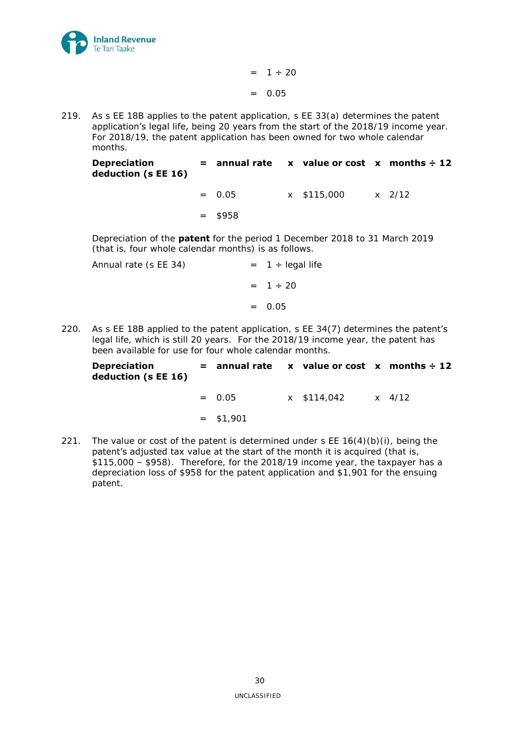= 1 ÷ 20

= 0.05

219. As s EE 18B applies to the patent application, s EE 33(a) determines the patent application's legal life, being 20 years from the start of the 2018/19 income year. For 2018/19, the patent application has been owned for two whole calendar months.

| **Depreciation deduction (s EE 16)** | **=** | **annual rate** | **x** | **value or cost** | **x** | **months ÷ 12** |
|---|---|---|---|---|---|---|
| | = | 0.05 | x | $115,000 | x | 2/12 |
| | = | $958 | | | | |

Depreciation of the **patent** for the period 1 December 2018 to 31 March 2019 (that is, four whole calendar months) is as follows.

Annual rate (s EE 34) = 1 ÷ legal life

= 1 ÷ 20

= 0.05

220. As s EE 18B applied to the patent application, s EE 34(7) determines the patent's legal life, which is still 20 years. For the 2018/19 income year, the patent has been available for use for four whole calendar months.

| **Depreciation deduction (s EE 16)** | **=** | **annual rate** | **x** | **value or cost** | **x** | **months ÷ 12** |
|---|---|---|---|---|---|---|
| | = | 0.05 | x | $114,042 | x | 4/12 |
| | = | $1,901 | | | | |

221. The value or cost of the patent is determined under s EE 16(4)(b)(i), being the patent's adjusted tax value at the start of the month it is acquired (that is, $115,000 – $958). Therefore, for the 2018/19 income year, the taxpayer has a depreciation loss of $958 for the patent application and $1,901 for the ensuing patent.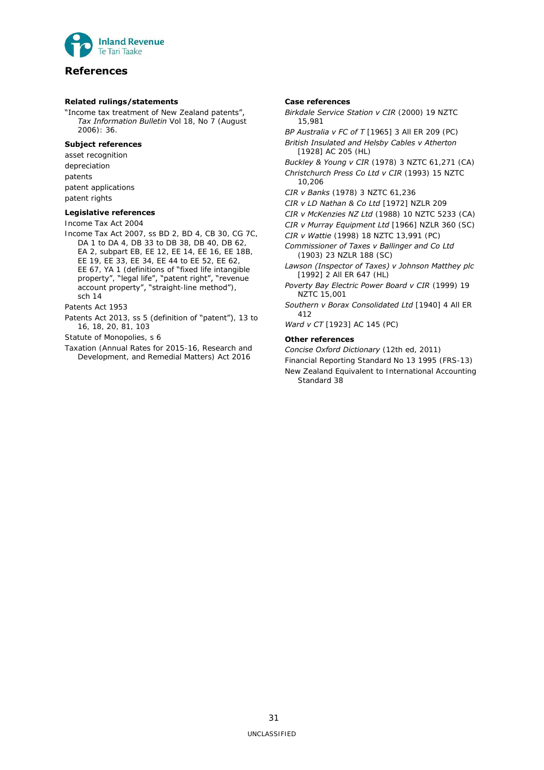# References

## Related rulings/statements

"Income tax treatment of New Zealand patents", *Tax Information Bulletin* Vol 18, No 7 (August 2006): 36.

## Subject references

asset recognition
depreciation
patents
patent applications
patent rights

## Legislative references

Income Tax Act 2004

Income Tax Act 2007, ss BD 2, BD 4, CB 30, CG 7C, DA 1 to DA 4, DB 33 to DB 38, DB 40, DB 62, EA 2, subpart EB, EE 12, EE 14, EE 16, EE 18B, EE 19, EE 33, EE 34, EE 44 to EE 52, EE 62, EE 67, YA 1 (definitions of "fixed life intangible property", "legal life", "patent right", "revenue account property", "straight-line method"), sch 14

Patents Act 1953

Patents Act 2013, ss 5 (definition of "patent"), 13 to 16, 18, 20, 81, 103

Statute of Monopolies, s 6

Taxation (Annual Rates for 2015-16, Research and Development, and Remedial Matters) Act 2016

## Case references

*Birkdale Service Station v CIR* (2000) 19 NZTC 15,981

*BP Australia v FC of T* [1965] 3 All ER 209 (PC)

*British Insulated and Helsby Cables v Atherton* [1928] AC 205 (HL)

*Buckley & Young v CIR* (1978) 3 NZTC 61,271 (CA)

*Christchurch Press Co Ltd v CIR* (1993) 15 NZTC 10,206

*CIR v Banks* (1978) 3 NZTC 61,236

*CIR v LD Nathan & Co Ltd* [1972] NZLR 209

*CIR v McKenzies NZ Ltd* (1988) 10 NZTC 5233 (CA)

*CIR v Murray Equipment Ltd* [1966] NZLR 360 (SC)

*CIR v Wattie* (1998) 18 NZTC 13,991 (PC)

*Commissioner of Taxes v Ballinger and Co Ltd* (1903) 23 NZLR 188 (SC)

*Lawson (Inspector of Taxes) v Johnson Matthey plc* [1992] 2 All ER 647 (HL)

*Poverty Bay Electric Power Board v CIR* (1999) 19 NZTC 15,001

*Southern v Borax Consolidated Ltd* [1940] 4 All ER 412

*Ward v CT* [1923] AC 145 (PC)

## Other references

*Concise Oxford Dictionary* (12th ed, 2011)

Financial Reporting Standard No 13 1995 (FRS-13)

New Zealand Equivalent to International Accounting Standard 38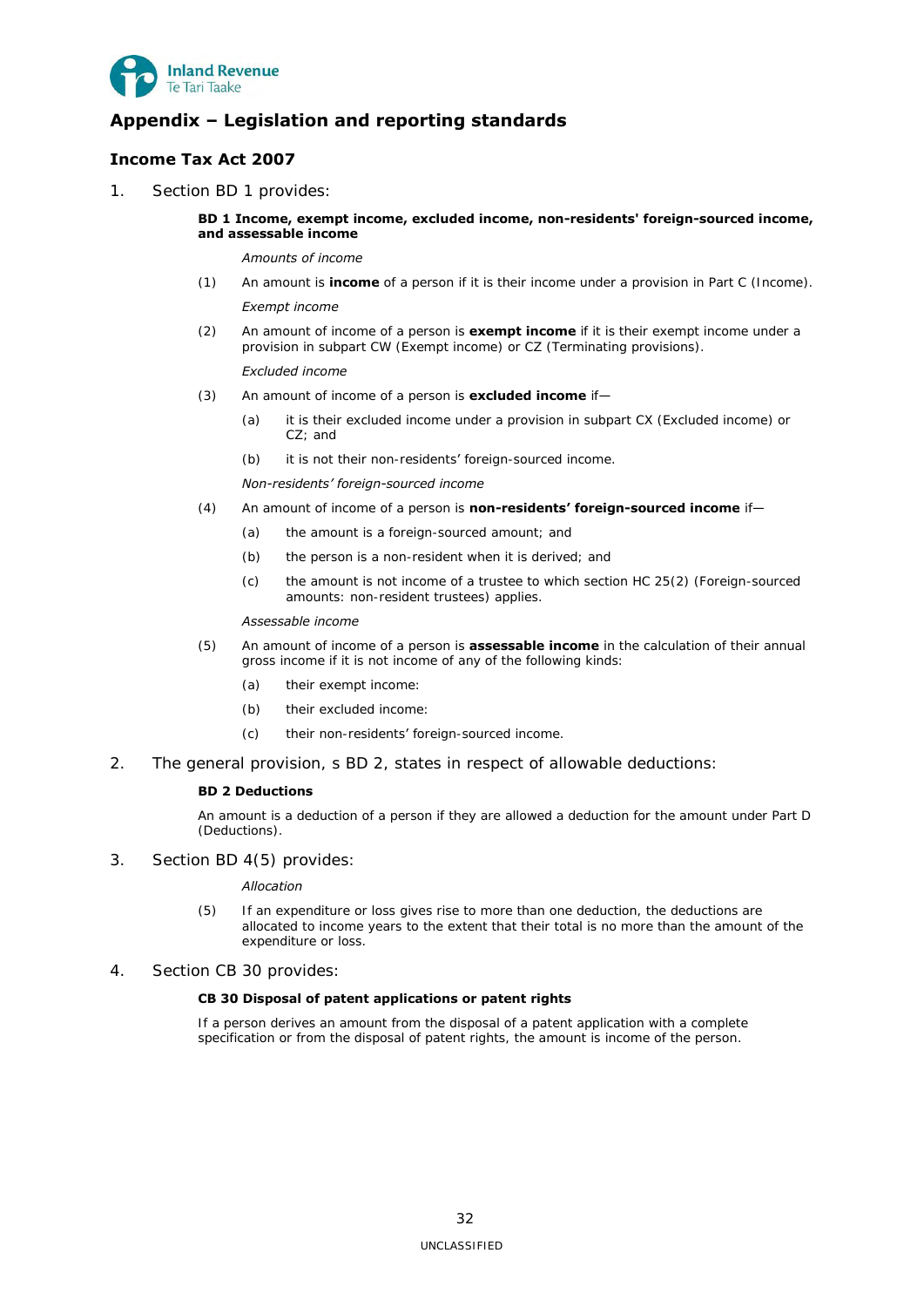## Appendix – Legislation and reporting standards

### Income Tax Act 2007

1. Section BD 1 provides:

> **BD 1 Income, exempt income, excluded income, non-residents' foreign-sourced income, and assessable income**
>
> *Amounts of income*
>
> (1) An amount is **income** of a person if it is their income under a provision in Part C (Income).
>
> *Exempt income*
>
> (2) An amount of income of a person is **exempt income** if it is their exempt income under a provision in subpart CW (Exempt income) or CZ (Terminating provisions).
>
> *Excluded income*
>
> (3) An amount of income of a person is **excluded income** if—
>
> (a) it is their excluded income under a provision in subpart CX (Excluded income) or CZ; and
>
> (b) it is not their non-residents' foreign-sourced income.
>
> *Non-residents' foreign-sourced income*
>
> (4) An amount of income of a person is **non-residents' foreign-sourced income** if—
>
> (a) the amount is a foreign-sourced amount; and
>
> (b) the person is a non-resident when it is derived; and
>
> (c) the amount is not income of a trustee to which section HC 25(2) (Foreign-sourced amounts: non-resident trustees) applies.
>
> *Assessable income*
>
> (5) An amount of income of a person is **assessable income** in the calculation of their annual gross income if it is not income of any of the following kinds:
>
> (a) their exempt income:
>
> (b) their excluded income:
>
> (c) their non-residents' foreign-sourced income.

2. The general provision, s BD 2, states in respect of allowable deductions:

> **BD 2 Deductions**
>
> An amount is a deduction of a person if they are allowed a deduction for the amount under Part D (Deductions).

3. Section BD 4(5) provides:

> *Allocation*
>
> (5) If an expenditure or loss gives rise to more than one deduction, the deductions are allocated to income years to the extent that their total is no more than the amount of the expenditure or loss.

4. Section CB 30 provides:

> **CB 30 Disposal of patent applications or patent rights**
>
> If a person derives an amount from the disposal of a patent application with a complete specification or from the disposal of patent rights, the amount is income of the person.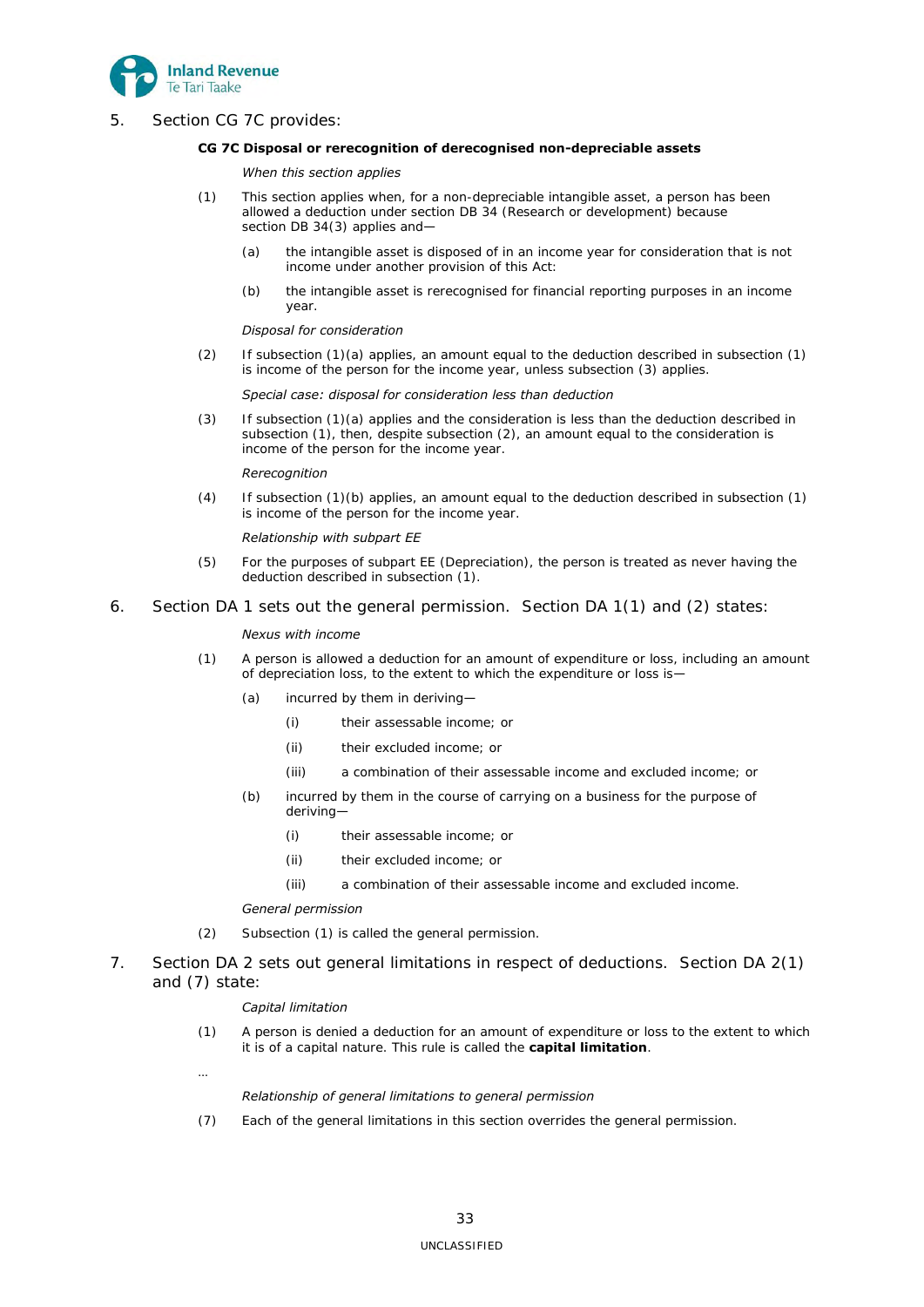5. Section CG 7C provides:

**CG 7C Disposal or rerecognition of derecognised non-depreciable assets**

*When this section applies*

(1) This section applies when, for a non-depreciable intangible asset, a person has been allowed a deduction under section DB 34 (Research or development) because section DB 34(3) applies and—

(a) the intangible asset is disposed of in an income year for consideration that is not income under another provision of this Act:

(b) the intangible asset is rerecognised for financial reporting purposes in an income year.

*Disposal for consideration*

(2) If subsection (1)(a) applies, an amount equal to the deduction described in subsection (1) is income of the person for the income year, unless subsection (3) applies.

*Special case: disposal for consideration less than deduction*

(3) If subsection (1)(a) applies and the consideration is less than the deduction described in subsection (1), then, despite subsection (2), an amount equal to the consideration is income of the person for the income year.

*Rerecognition*

(4) If subsection (1)(b) applies, an amount equal to the deduction described in subsection (1) is income of the person for the income year.

*Relationship with subpart EE*

(5) For the purposes of subpart EE (Depreciation), the person is treated as never having the deduction described in subsection (1).

6. Section DA 1 sets out the general permission. Section DA 1(1) and (2) states:

*Nexus with income*

(1) A person is allowed a deduction for an amount of expenditure or loss, including an amount of depreciation loss, to the extent to which the expenditure or loss is—

(a) incurred by them in deriving—

(i) their assessable income; or

(ii) their excluded income; or

(iii) a combination of their assessable income and excluded income; or

(b) incurred by them in the course of carrying on a business for the purpose of deriving—

(i) their assessable income; or

(ii) their excluded income; or

(iii) a combination of their assessable income and excluded income.

*General permission*

(2) Subsection (1) is called the general permission.

7. Section DA 2 sets out general limitations in respect of deductions. Section DA 2(1) and (7) state:

*Capital limitation*

(1) A person is denied a deduction for an amount of expenditure or loss to the extent to which it is of a capital nature. This rule is called the **capital limitation**.

…

*Relationship of general limitations to general permission*

(7) Each of the general limitations in this section overrides the general permission.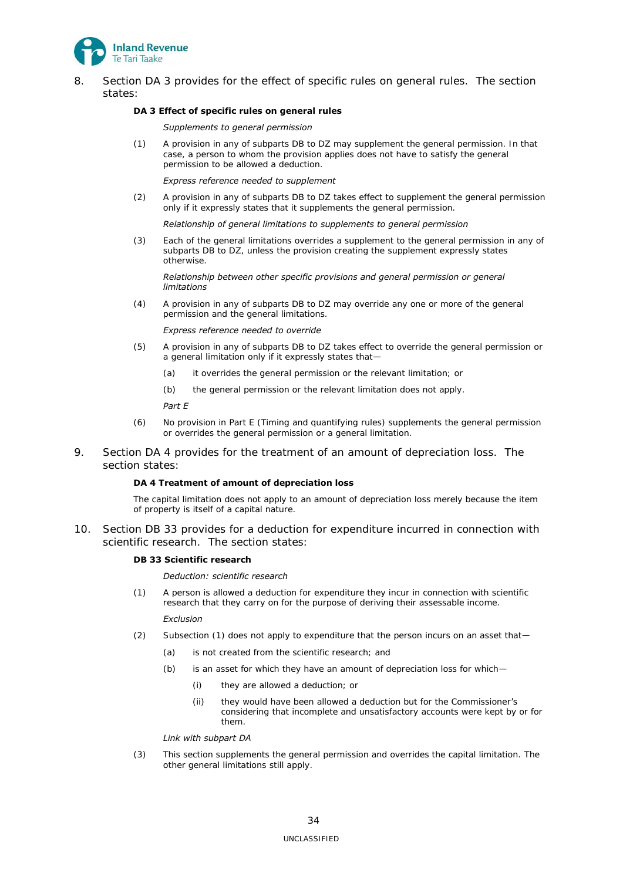8. Section DA 3 provides for the effect of specific rules on general rules. The section states:

**DA 3 Effect of specific rules on general rules**

*Supplements to general permission*

(1) A provision in any of subparts DB to DZ may supplement the general permission. In that case, a person to whom the provision applies does not have to satisfy the general permission to be allowed a deduction.

*Express reference needed to supplement*

(2) A provision in any of subparts DB to DZ takes effect to supplement the general permission only if it expressly states that it supplements the general permission.

*Relationship of general limitations to supplements to general permission*

(3) Each of the general limitations overrides a supplement to the general permission in any of subparts DB to DZ, unless the provision creating the supplement expressly states otherwise.

*Relationship between other specific provisions and general permission or general limitations*

(4) A provision in any of subparts DB to DZ may override any one or more of the general permission and the general limitations.

*Express reference needed to override*

(5) A provision in any of subparts DB to DZ takes effect to override the general permission or a general limitation only if it expressly states that—

(a) it overrides the general permission or the relevant limitation; or

(b) the general permission or the relevant limitation does not apply.

*Part E*

(6) No provision in Part E (Timing and quantifying rules) supplements the general permission or overrides the general permission or a general limitation.

9. Section DA 4 provides for the treatment of an amount of depreciation loss. The section states:

**DA 4 Treatment of amount of depreciation loss**

The capital limitation does not apply to an amount of depreciation loss merely because the item of property is itself of a capital nature.

10. Section DB 33 provides for a deduction for expenditure incurred in connection with scientific research. The section states:

**DB 33 Scientific research**

*Deduction: scientific research*

(1) A person is allowed a deduction for expenditure they incur in connection with scientific research that they carry on for the purpose of deriving their assessable income.

*Exclusion*

(2) Subsection (1) does not apply to expenditure that the person incurs on an asset that—

(a) is not created from the scientific research; and

(b) is an asset for which they have an amount of depreciation loss for which—

(i) they are allowed a deduction; or

(ii) they would have been allowed a deduction but for the Commissioner's considering that incomplete and unsatisfactory accounts were kept by or for them.

*Link with subpart DA*

(3) This section supplements the general permission and overrides the capital limitation. The other general limitations still apply.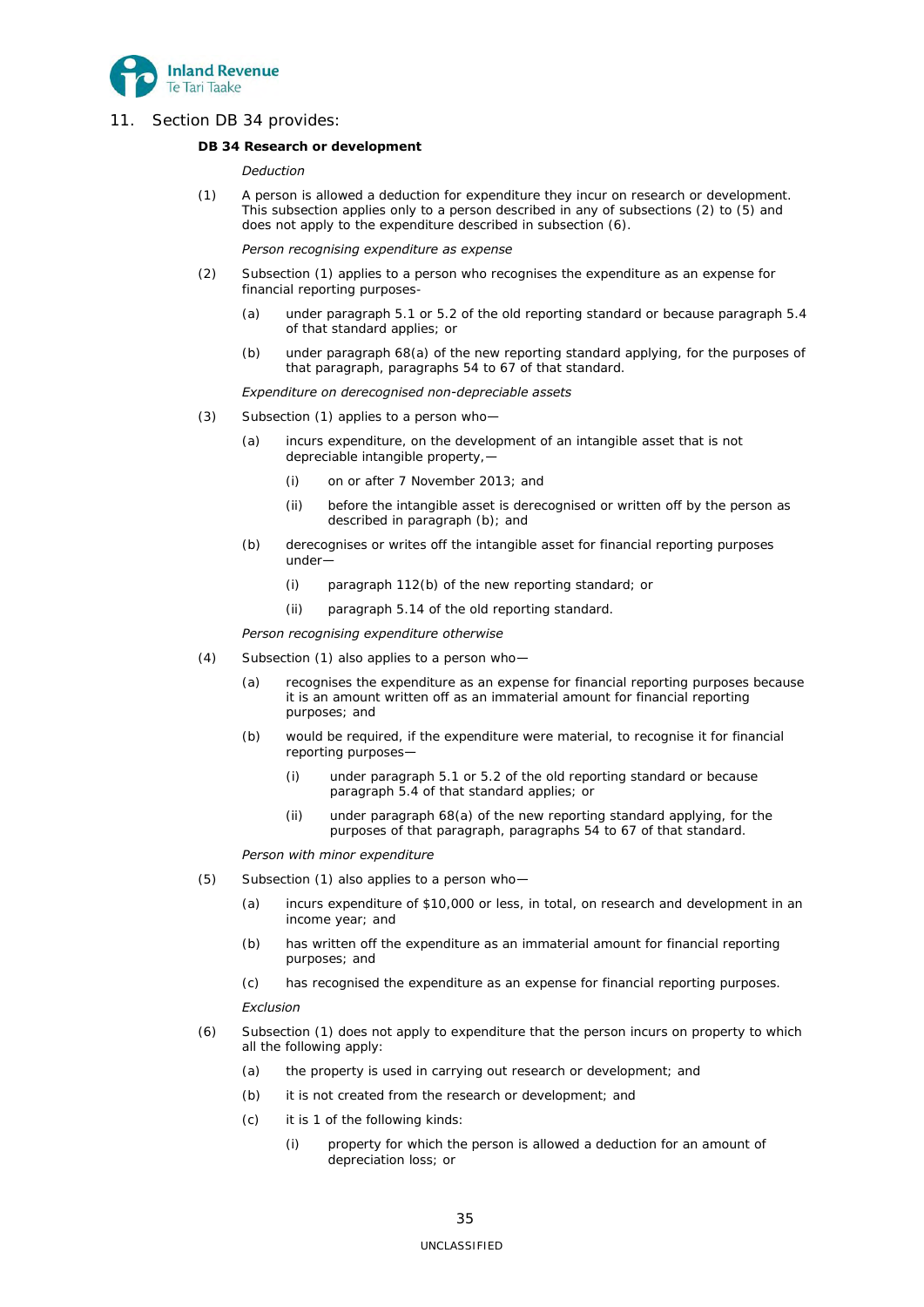11. Section DB 34 provides:

**DB 34 Research or development**

*Deduction*

(1) A person is allowed a deduction for expenditure they incur on research or development. This subsection applies only to a person described in any of subsections (2) to (5) and does not apply to the expenditure described in subsection (6).

*Person recognising expenditure as expense*

(2) Subsection (1) applies to a person who recognises the expenditure as an expense for financial reporting purposes-

- (a) under paragraph 5.1 or 5.2 of the old reporting standard or because paragraph 5.4 of that standard applies; or
- (b) under paragraph 68(a) of the new reporting standard applying, for the purposes of that paragraph, paragraphs 54 to 67 of that standard.

*Expenditure on derecognised non-depreciable assets*

(3) Subsection (1) applies to a person who—

- (a) incurs expenditure, on the development of an intangible asset that is not depreciable intangible property,—
  - (i) on or after 7 November 2013; and
  - (ii) before the intangible asset is derecognised or written off by the person as described in paragraph (b); and
- (b) derecognises or writes off the intangible asset for financial reporting purposes under—
  - (i) paragraph 112(b) of the new reporting standard; or
  - (ii) paragraph 5.14 of the old reporting standard.

*Person recognising expenditure otherwise*

(4) Subsection (1) also applies to a person who—

- (a) recognises the expenditure as an expense for financial reporting purposes because it is an amount written off as an immaterial amount for financial reporting purposes; and
- (b) would be required, if the expenditure were material, to recognise it for financial reporting purposes—
  - (i) under paragraph 5.1 or 5.2 of the old reporting standard or because paragraph 5.4 of that standard applies; or
  - (ii) under paragraph 68(a) of the new reporting standard applying, for the purposes of that paragraph, paragraphs 54 to 67 of that standard.

*Person with minor expenditure*

(5) Subsection (1) also applies to a person who—

- (a) incurs expenditure of $10,000 or less, in total, on research and development in an income year; and
- (b) has written off the expenditure as an immaterial amount for financial reporting purposes; and
- (c) has recognised the expenditure as an expense for financial reporting purposes.

*Exclusion*

(6) Subsection (1) does not apply to expenditure that the person incurs on property to which all the following apply:

- (a) the property is used in carrying out research or development; and
- (b) it is not created from the research or development; and
- (c) it is 1 of the following kinds:
  - (i) property for which the person is allowed a deduction for an amount of depreciation loss; or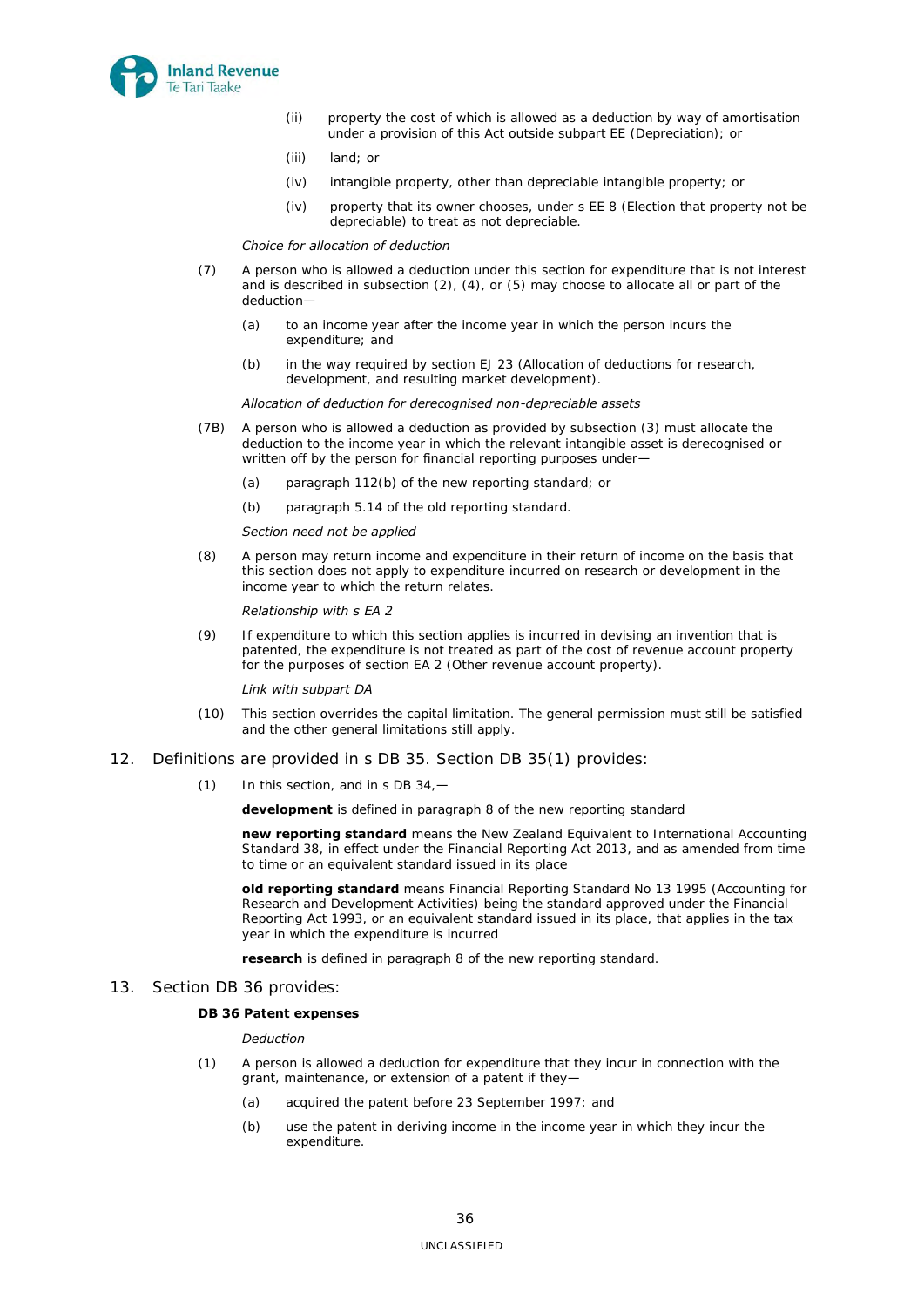(ii) property the cost of which is allowed as a deduction by way of amortisation under a provision of this Act outside subpart EE (Depreciation); or

(iii) land; or

(iv) intangible property, other than depreciable intangible property; or

(iv) property that its owner chooses, under s EE 8 (Election that property not be depreciable) to treat as not depreciable.

*Choice for allocation of deduction*

(7) A person who is allowed a deduction under this section for expenditure that is not interest and is described in subsection (2), (4), or (5) may choose to allocate all or part of the deduction—

(a) to an income year after the income year in which the person incurs the expenditure; and

(b) in the way required by section EJ 23 (Allocation of deductions for research, development, and resulting market development).

*Allocation of deduction for derecognised non-depreciable assets*

(7B) A person who is allowed a deduction as provided by subsection (3) must allocate the deduction to the income year in which the relevant intangible asset is derecognised or written off by the person for financial reporting purposes under—

(a) paragraph 112(b) of the new reporting standard; or

(b) paragraph 5.14 of the old reporting standard.

*Section need not be applied*

(8) A person may return income and expenditure in their return of income on the basis that this section does not apply to expenditure incurred on research or development in the income year to which the return relates.

*Relationship with s EA 2*

(9) If expenditure to which this section applies is incurred in devising an invention that is patented, the expenditure is not treated as part of the cost of revenue account property for the purposes of section EA 2 (Other revenue account property).

*Link with subpart DA*

(10) This section overrides the capital limitation. The general permission must still be satisfied and the other general limitations still apply.

12. Definitions are provided in s DB 35. Section DB 35(1) provides:

(1) In this section, and in s DB 34,—

**development** is defined in paragraph 8 of the new reporting standard

**new reporting standard** means the New Zealand Equivalent to International Accounting Standard 38, in effect under the Financial Reporting Act 2013, and as amended from time to time or an equivalent standard issued in its place

**old reporting standard** means Financial Reporting Standard No 13 1995 (Accounting for Research and Development Activities) being the standard approved under the Financial Reporting Act 1993, or an equivalent standard issued in its place, that applies in the tax year in which the expenditure is incurred

**research** is defined in paragraph 8 of the new reporting standard.

13. Section DB 36 provides:

**DB 36 Patent expenses**

*Deduction*

(1) A person is allowed a deduction for expenditure that they incur in connection with the grant, maintenance, or extension of a patent if they—

(a) acquired the patent before 23 September 1997; and

(b) use the patent in deriving income in the income year in which they incur the expenditure.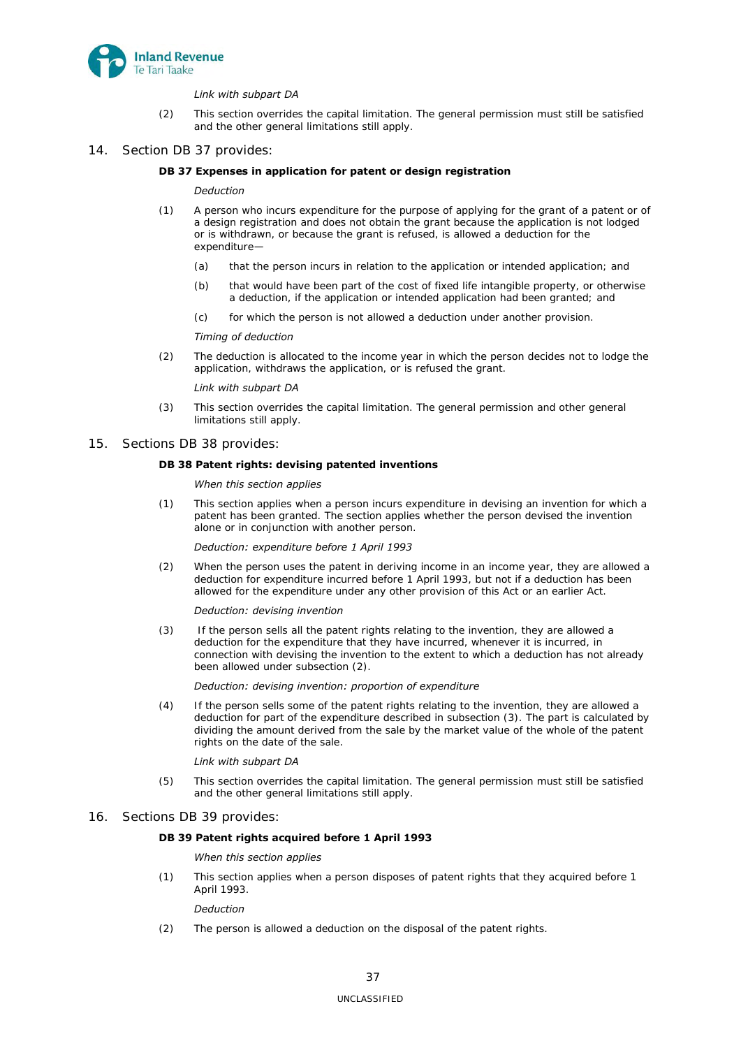*Link with subpart DA*

(2) This section overrides the capital limitation. The general permission must still be satisfied and the other general limitations still apply.

14. Section DB 37 provides:

**DB 37 Expenses in application for patent or design registration**

*Deduction*

(1) A person who incurs expenditure for the purpose of applying for the grant of a patent or of a design registration and does not obtain the grant because the application is not lodged or is withdrawn, or because the grant is refused, is allowed a deduction for the expenditure—

(a) that the person incurs in relation to the application or intended application; and

(b) that would have been part of the cost of fixed life intangible property, or otherwise a deduction, if the application or intended application had been granted; and

(c) for which the person is not allowed a deduction under another provision.

*Timing of deduction*

(2) The deduction is allocated to the income year in which the person decides not to lodge the application, withdraws the application, or is refused the grant.

*Link with subpart DA*

(3) This section overrides the capital limitation. The general permission and other general limitations still apply.

15. Sections DB 38 provides:

**DB 38 Patent rights: devising patented inventions**

*When this section applies*

(1) This section applies when a person incurs expenditure in devising an invention for which a patent has been granted. The section applies whether the person devised the invention alone or in conjunction with another person.

*Deduction: expenditure before 1 April 1993*

(2) When the person uses the patent in deriving income in an income year, they are allowed a deduction for expenditure incurred before 1 April 1993, but not if a deduction has been allowed for the expenditure under any other provision of this Act or an earlier Act.

*Deduction: devising invention*

(3) If the person sells all the patent rights relating to the invention, they are allowed a deduction for the expenditure that they have incurred, whenever it is incurred, in connection with devising the invention to the extent to which a deduction has not already been allowed under subsection (2).

*Deduction: devising invention: proportion of expenditure*

(4) If the person sells some of the patent rights relating to the invention, they are allowed a deduction for part of the expenditure described in subsection (3). The part is calculated by dividing the amount derived from the sale by the market value of the whole of the patent rights on the date of the sale.

*Link with subpart DA*

(5) This section overrides the capital limitation. The general permission must still be satisfied and the other general limitations still apply.

16. Sections DB 39 provides:

**DB 39 Patent rights acquired before 1 April 1993**

*When this section applies*

(1) This section applies when a person disposes of patent rights that they acquired before 1 April 1993.

*Deduction*

(2) The person is allowed a deduction on the disposal of the patent rights.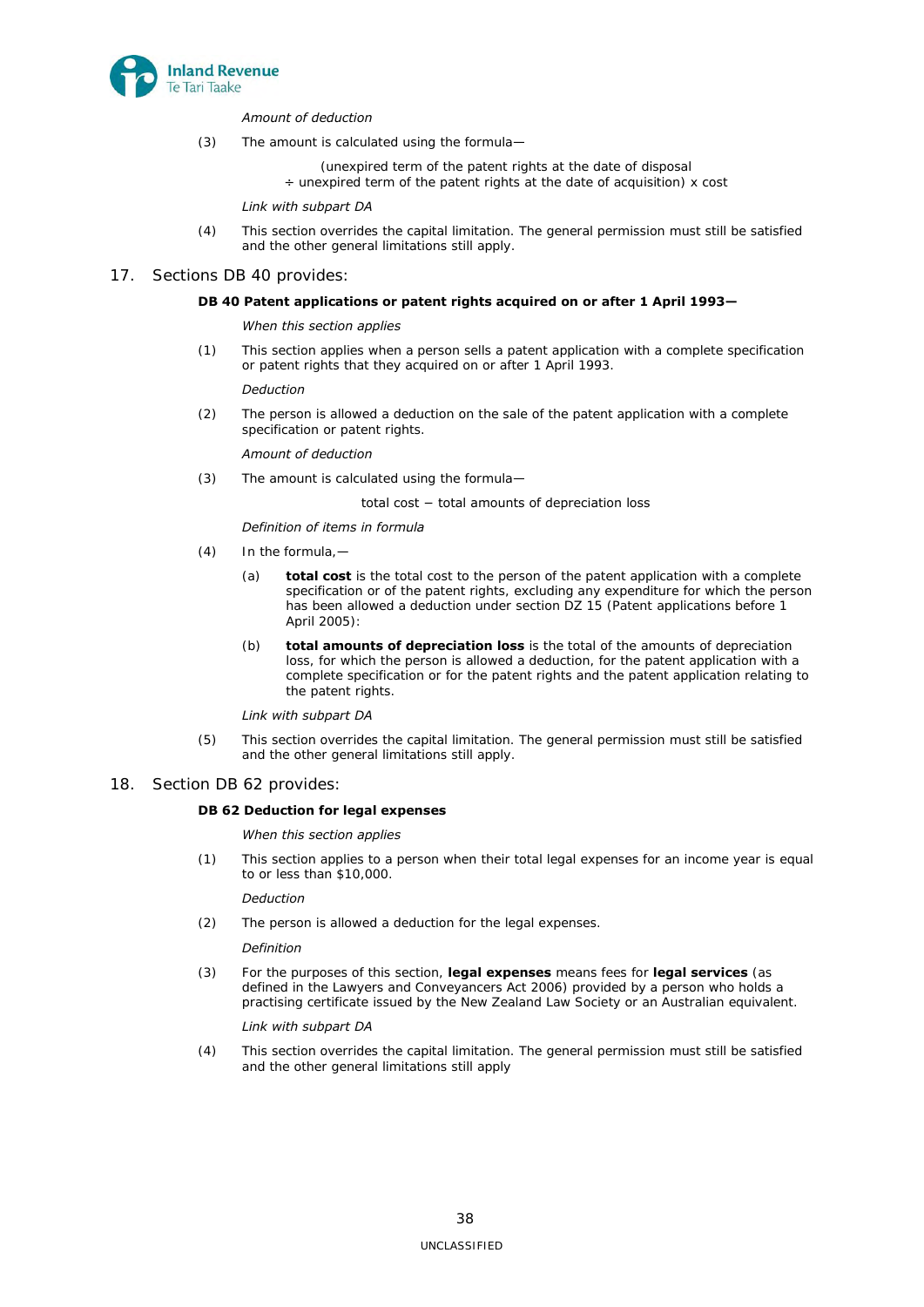*Amount of deduction*

(3) The amount is calculated using the formula—

(unexpired term of the patent rights at the date of disposal
÷ unexpired term of the patent rights at the date of acquisition) x cost

*Link with subpart DA*

(4) This section overrides the capital limitation. The general permission must still be satisfied and the other general limitations still apply.

17. Sections DB 40 provides:

**DB 40 Patent applications or patent rights acquired on or after 1 April 1993—**

*When this section applies*

(1) This section applies when a person sells a patent application with a complete specification or patent rights that they acquired on or after 1 April 1993.

*Deduction*

(2) The person is allowed a deduction on the sale of the patent application with a complete specification or patent rights.

*Amount of deduction*

(3) The amount is calculated using the formula—

total cost − total amounts of depreciation loss

*Definition of items in formula*

(4) In the formula,—

(a) **total cost** is the total cost to the person of the patent application with a complete specification or of the patent rights, excluding any expenditure for which the person has been allowed a deduction under section DZ 15 (Patent applications before 1 April 2005):

(b) **total amounts of depreciation loss** is the total of the amounts of depreciation loss, for which the person is allowed a deduction, for the patent application with a complete specification or for the patent rights and the patent application relating to the patent rights.

*Link with subpart DA*

(5) This section overrides the capital limitation. The general permission must still be satisfied and the other general limitations still apply.

18. Section DB 62 provides:

**DB 62 Deduction for legal expenses**

*When this section applies*

(1) This section applies to a person when their total legal expenses for an income year is equal to or less than $10,000.

*Deduction*

(2) The person is allowed a deduction for the legal expenses.

*Definition*

(3) For the purposes of this section, **legal expenses** means fees for **legal services** (as defined in the Lawyers and Conveyancers Act 2006) provided by a person who holds a practising certificate issued by the New Zealand Law Society or an Australian equivalent.

*Link with subpart DA*

(4) This section overrides the capital limitation. The general permission must still be satisfied and the other general limitations still apply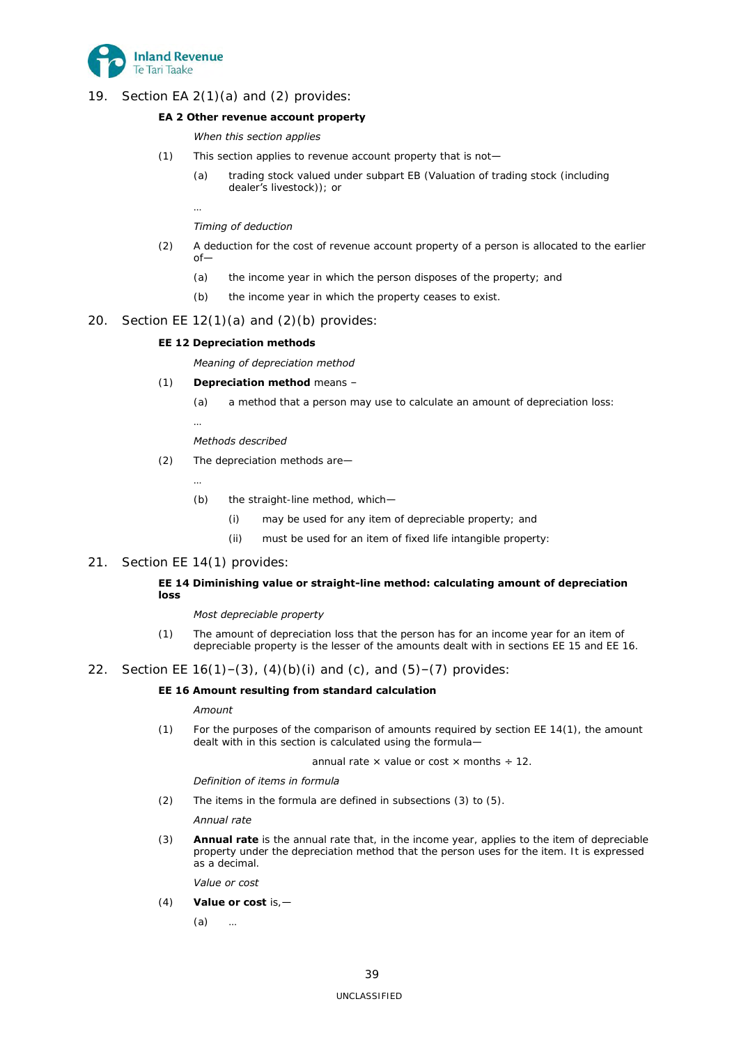19. Section EA 2(1)(a) and (2) provides:

**EA 2 Other revenue account property**

*When this section applies*

(1) This section applies to revenue account property that is not—

(a) trading stock valued under subpart EB (Valuation of trading stock (including dealer's livestock)); or

…

*Timing of deduction*

(2) A deduction for the cost of revenue account property of a person is allocated to the earlier of—

(a) the income year in which the person disposes of the property; and

(b) the income year in which the property ceases to exist.

20. Section EE 12(1)(a) and (2)(b) provides:

**EE 12 Depreciation methods**

*Meaning of depreciation method*

(1) **Depreciation method** means –

(a) a method that a person may use to calculate an amount of depreciation loss:

…

*Methods described*

(2) The depreciation methods are—

…

(b) the straight-line method, which—

(i) may be used for any item of depreciable property; and

(ii) must be used for an item of fixed life intangible property:

21. Section EE 14(1) provides:

**EE 14 Diminishing value or straight-line method: calculating amount of depreciation loss**

*Most depreciable property*

(1) The amount of depreciation loss that the person has for an income year for an item of depreciable property is the lesser of the amounts dealt with in sections EE 15 and EE 16.

22. Section EE 16(1)–(3), (4)(b)(i) and (c), and (5)–(7) provides:

**EE 16 Amount resulting from standard calculation**

*Amount*

(1) For the purposes of the comparison of amounts required by section EE 14(1), the amount dealt with in this section is calculated using the formula—

annual rate × value or cost × months ÷ 12.

*Definition of items in formula*

(2) The items in the formula are defined in subsections (3) to (5).

*Annual rate*

(3) **Annual rate** is the annual rate that, in the income year, applies to the item of depreciable property under the depreciation method that the person uses for the item. It is expressed as a decimal.

*Value or cost*

(4) **Value or cost** is,—

(a) …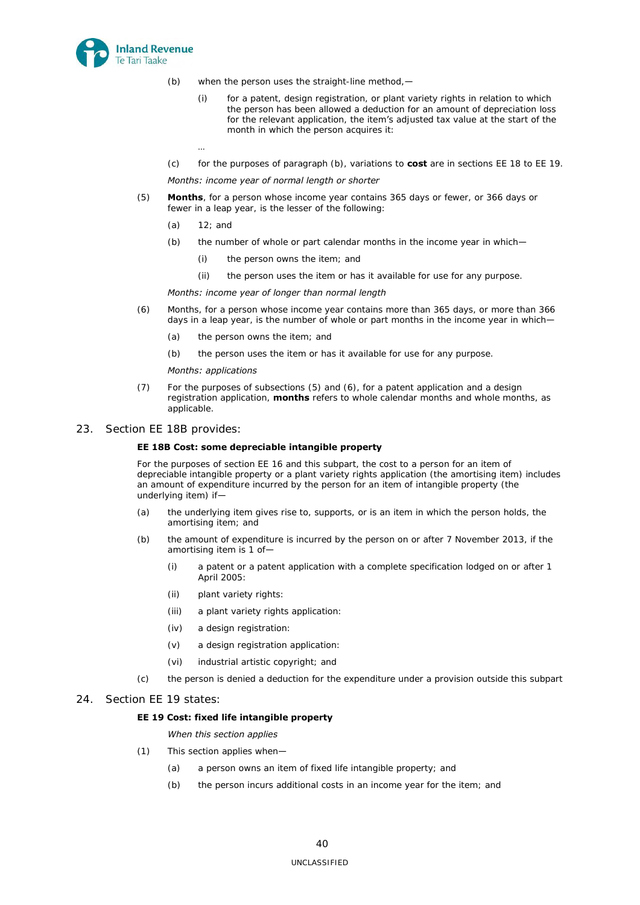(b) when the person uses the straight-line method,—

(i) for a patent, design registration, or plant variety rights in relation to which the person has been allowed a deduction for an amount of depreciation loss for the relevant application, the item's adjusted tax value at the start of the month in which the person acquires it:

…

(c) for the purposes of paragraph (b), variations to **cost** are in sections EE 18 to EE 19.

*Months: income year of normal length or shorter*

(5) **Months**, for a person whose income year contains 365 days or fewer, or 366 days or fewer in a leap year, is the lesser of the following:

(a) 12; and

(b) the number of whole or part calendar months in the income year in which—

(i) the person owns the item; and

(ii) the person uses the item or has it available for use for any purpose.

*Months: income year of longer than normal length*

(6) Months, for a person whose income year contains more than 365 days, or more than 366 days in a leap year, is the number of whole or part months in the income year in which—

(a) the person owns the item; and

(b) the person uses the item or has it available for use for any purpose.

*Months: applications*

(7) For the purposes of subsections (5) and (6), for a patent application and a design registration application, **months** refers to whole calendar months and whole months, as applicable.

23. Section EE 18B provides:

**EE 18B Cost: some depreciable intangible property**

For the purposes of section EE 16 and this subpart, the cost to a person for an item of depreciable intangible property or a plant variety rights application (the amortising item) includes an amount of expenditure incurred by the person for an item of intangible property (the underlying item) if—

(a) the underlying item gives rise to, supports, or is an item in which the person holds, the amortising item; and

(b) the amount of expenditure is incurred by the person on or after 7 November 2013, if the amortising item is 1 of—

(i) a patent or a patent application with a complete specification lodged on or after 1 April 2005:

(ii) plant variety rights:

(iii) a plant variety rights application:

(iv) a design registration:

(v) a design registration application:

(vi) industrial artistic copyright; and

(c) the person is denied a deduction for the expenditure under a provision outside this subpart

24. Section EE 19 states:

**EE 19 Cost: fixed life intangible property**

*When this section applies*

(1) This section applies when—

(a) a person owns an item of fixed life intangible property; and

(b) the person incurs additional costs in an income year for the item; and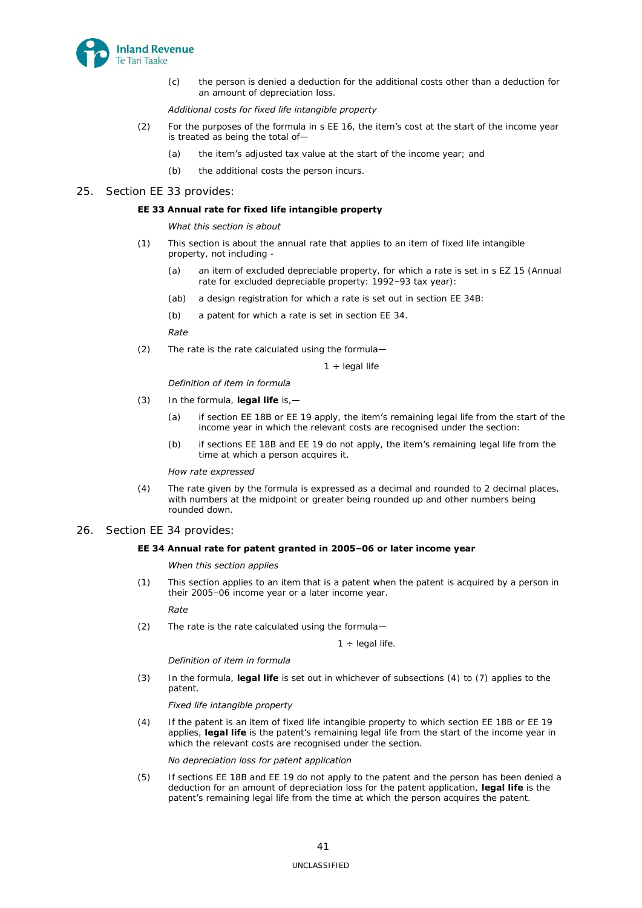(c) the person is denied a deduction for the additional costs other than a deduction for an amount of depreciation loss.

*Additional costs for fixed life intangible property*

(2) For the purposes of the formula in s EE 16, the item's cost at the start of the income year is treated as being the total of—

(a) the item's adjusted tax value at the start of the income year; and

(b) the additional costs the person incurs.

25. Section EE 33 provides:

**EE 33 Annual rate for fixed life intangible property**

*What this section is about*

(1) This section is about the annual rate that applies to an item of fixed life intangible property, not including -

(a) an item of excluded depreciable property, for which a rate is set in s EZ 15 (Annual rate for excluded depreciable property: 1992–93 tax year):

(ab) a design registration for which a rate is set out in section EE 34B:

(b) a patent for which a rate is set in section EE 34.

*Rate*

(2) The rate is the rate calculated using the formula—

$$1 \div \text{legal life}$$

*Definition of item in formula*

(3) In the formula, **legal life** is,—

(a) if section EE 18B or EE 19 apply, the item's remaining legal life from the start of the income year in which the relevant costs are recognised under the section:

(b) if sections EE 18B and EE 19 do not apply, the item's remaining legal life from the time at which a person acquires it.

*How rate expressed*

(4) The rate given by the formula is expressed as a decimal and rounded to 2 decimal places, with numbers at the midpoint or greater being rounded up and other numbers being rounded down.

26. Section EE 34 provides:

**EE 34 Annual rate for patent granted in 2005–06 or later income year**

*When this section applies*

(1) This section applies to an item that is a patent when the patent is acquired by a person in their 2005–06 income year or a later income year.

*Rate*

(2) The rate is the rate calculated using the formula—

$$1 \div \text{legal life.}$$

*Definition of item in formula*

(3) In the formula, **legal life** is set out in whichever of subsections (4) to (7) applies to the patent.

*Fixed life intangible property*

(4) If the patent is an item of fixed life intangible property to which section EE 18B or EE 19 applies, **legal life** is the patent's remaining legal life from the start of the income year in which the relevant costs are recognised under the section.

*No depreciation loss for patent application*

(5) If sections EE 18B and EE 19 do not apply to the patent and the person has been denied a deduction for an amount of depreciation loss for the patent application, **legal life** is the patent's remaining legal life from the time at which the person acquires the patent.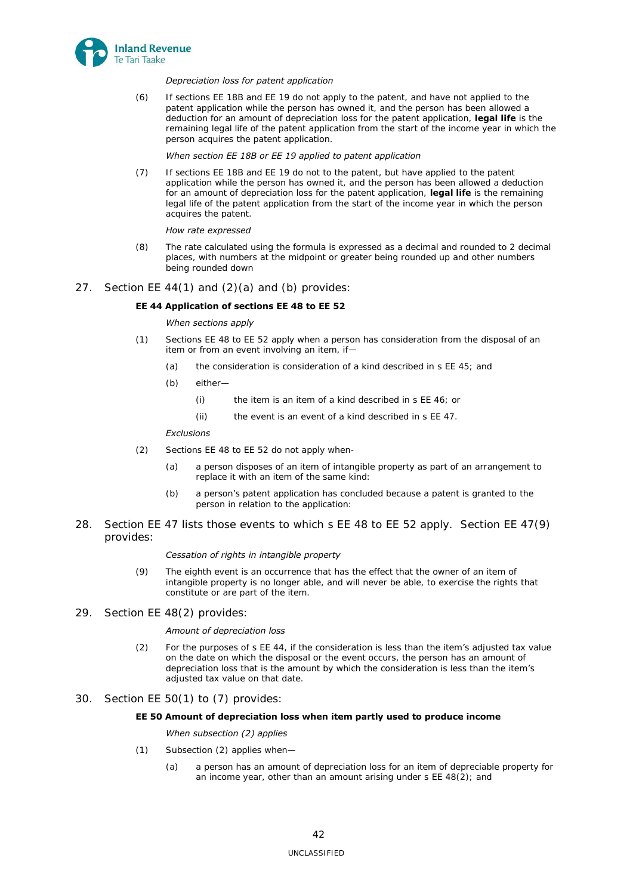*Depreciation loss for patent application*

(6) If sections EE 18B and EE 19 do not apply to the patent, and have not applied to the patent application while the person has owned it, and the person has been allowed a deduction for an amount of depreciation loss for the patent application, **legal life** is the remaining legal life of the patent application from the start of the income year in which the person acquires the patent application.

*When section EE 18B or EE 19 applied to patent application*

(7) If sections EE 18B and EE 19 do not apply to the patent, but have applied to the patent application while the person has owned it, and the person has been allowed a deduction for an amount of depreciation loss for the patent application, **legal life** is the remaining legal life of the patent application from the start of the income year in which the person acquires the patent.

*How rate expressed*

(8) The rate calculated using the formula is expressed as a decimal and rounded to 2 decimal places, with numbers at the midpoint or greater being rounded up and other numbers being rounded down

27. Section EE 44(1) and (2)(a) and (b) provides:

**EE 44 Application of sections EE 48 to EE 52**

*When sections apply*

(1) Sections EE 48 to EE 52 apply when a person has consideration from the disposal of an item or from an event involving an item, if—

 (a) the consideration is consideration of a kind described in s EE 45; and

 (b) either—

  (i) the item is an item of a kind described in s EE 46; or

  (ii) the event is an event of a kind described in s EE 47.

*Exclusions*

(2) Sections EE 48 to EE 52 do not apply when-

 (a) a person disposes of an item of intangible property as part of an arrangement to replace it with an item of the same kind:

 (b) a person's patent application has concluded because a patent is granted to the person in relation to the application:

28. Section EE 47 lists those events to which s EE 48 to EE 52 apply. Section EE 47(9) provides:

*Cessation of rights in intangible property*

(9) The eighth event is an occurrence that has the effect that the owner of an item of intangible property is no longer able, and will never be able, to exercise the rights that constitute or are part of the item.

29. Section EE 48(2) provides:

*Amount of depreciation loss*

(2) For the purposes of s EE 44, if the consideration is less than the item's adjusted tax value on the date on which the disposal or the event occurs, the person has an amount of depreciation loss that is the amount by which the consideration is less than the item's adjusted tax value on that date.

30. Section EE 50(1) to (7) provides:

**EE 50 Amount of depreciation loss when item partly used to produce income**

*When subsection (2) applies*

(1) Subsection (2) applies when—

 (a) a person has an amount of depreciation loss for an item of depreciable property for an income year, other than an amount arising under s EE 48(2); and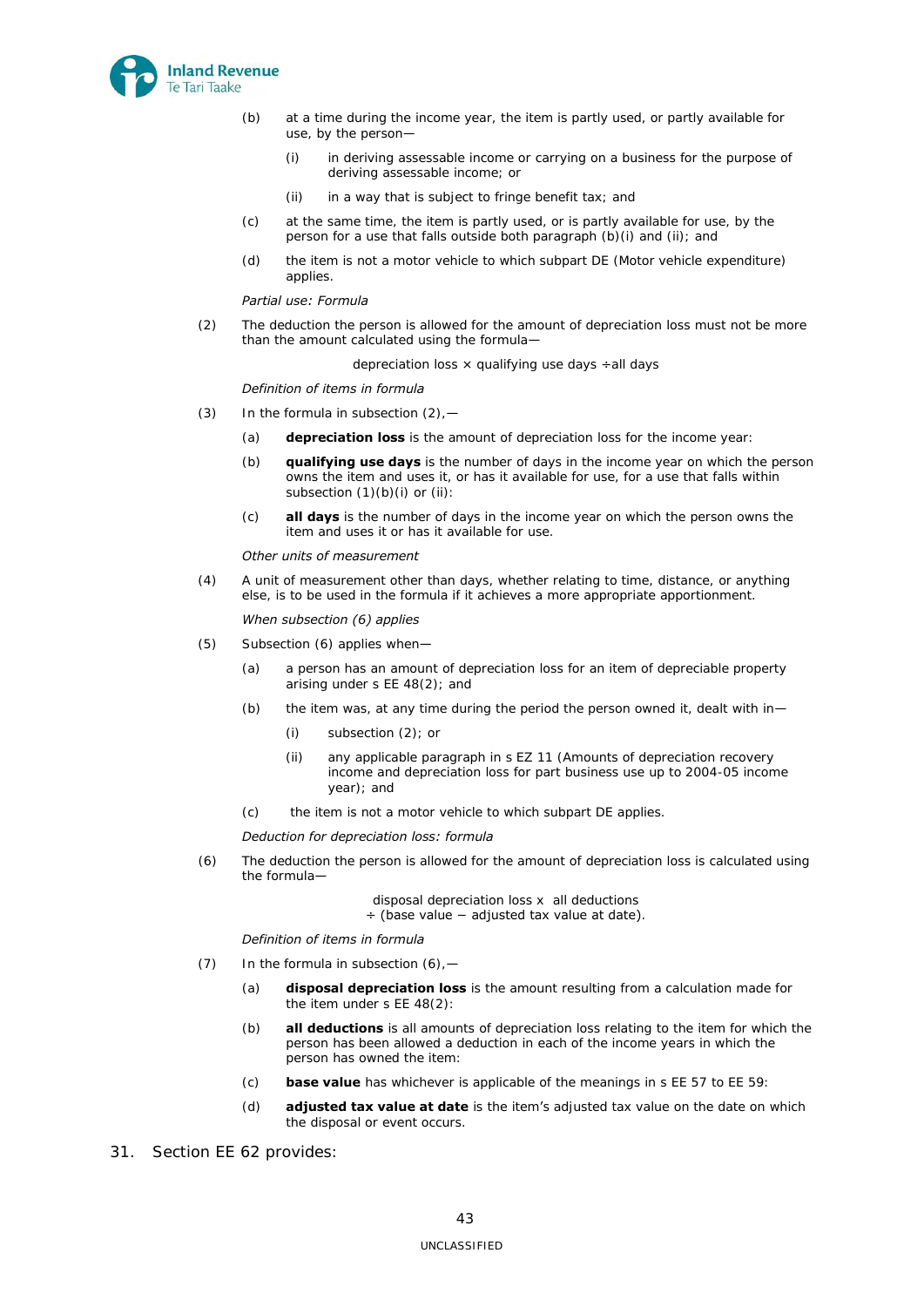(b) at a time during the income year, the item is partly used, or partly available for use, by the person—

  (i) in deriving assessable income or carrying on a business for the purpose of deriving assessable income; or

  (ii) in a way that is subject to fringe benefit tax; and

(c) at the same time, the item is partly used, or is partly available for use, by the person for a use that falls outside both paragraph (b)(i) and (ii); and

(d) the item is not a motor vehicle to which subpart DE (Motor vehicle expenditure) applies.

*Partial use: Formula*

(2) The deduction the person is allowed for the amount of depreciation loss must not be more than the amount calculated using the formula—

$$\text{depreciation loss} \times \text{qualifying use days} \div \text{all days}$$

*Definition of items in formula*

(3) In the formula in subsection (2),—

(a) **depreciation loss** is the amount of depreciation loss for the income year:

(b) **qualifying use days** is the number of days in the income year on which the person owns the item and uses it, or has it available for use, for a use that falls within subsection (1)(b)(i) or (ii):

(c) **all days** is the number of days in the income year on which the person owns the item and uses it or has it available for use.

*Other units of measurement*

(4) A unit of measurement other than days, whether relating to time, distance, or anything else, is to be used in the formula if it achieves a more appropriate apportionment.

*When subsection (6) applies*

(5) Subsection (6) applies when—

(a) a person has an amount of depreciation loss for an item of depreciable property arising under s EE 48(2); and

(b) the item was, at any time during the period the person owned it, dealt with in—

  (i) subsection (2); or

  (ii) any applicable paragraph in s EZ 11 (Amounts of depreciation recovery income and depreciation loss for part business use up to 2004-05 income year); and

(c) the item is not a motor vehicle to which subpart DE applies.

*Deduction for depreciation loss: formula*

(6) The deduction the person is allowed for the amount of depreciation loss is calculated using the formula—

$$\text{disposal depreciation loss} \times \text{all deductions} \div (\text{base value} - \text{adjusted tax value at date}).$$

*Definition of items in formula*

(7) In the formula in subsection (6),—

(a) **disposal depreciation loss** is the amount resulting from a calculation made for the item under s EE 48(2):

(b) **all deductions** is all amounts of depreciation loss relating to the item for which the person has been allowed a deduction in each of the income years in which the person has owned the item:

(c) **base value** has whichever is applicable of the meanings in s EE 57 to EE 59:

(d) **adjusted tax value at date** is the item's adjusted tax value on the date on which the disposal or event occurs.

31. Section EE 62 provides: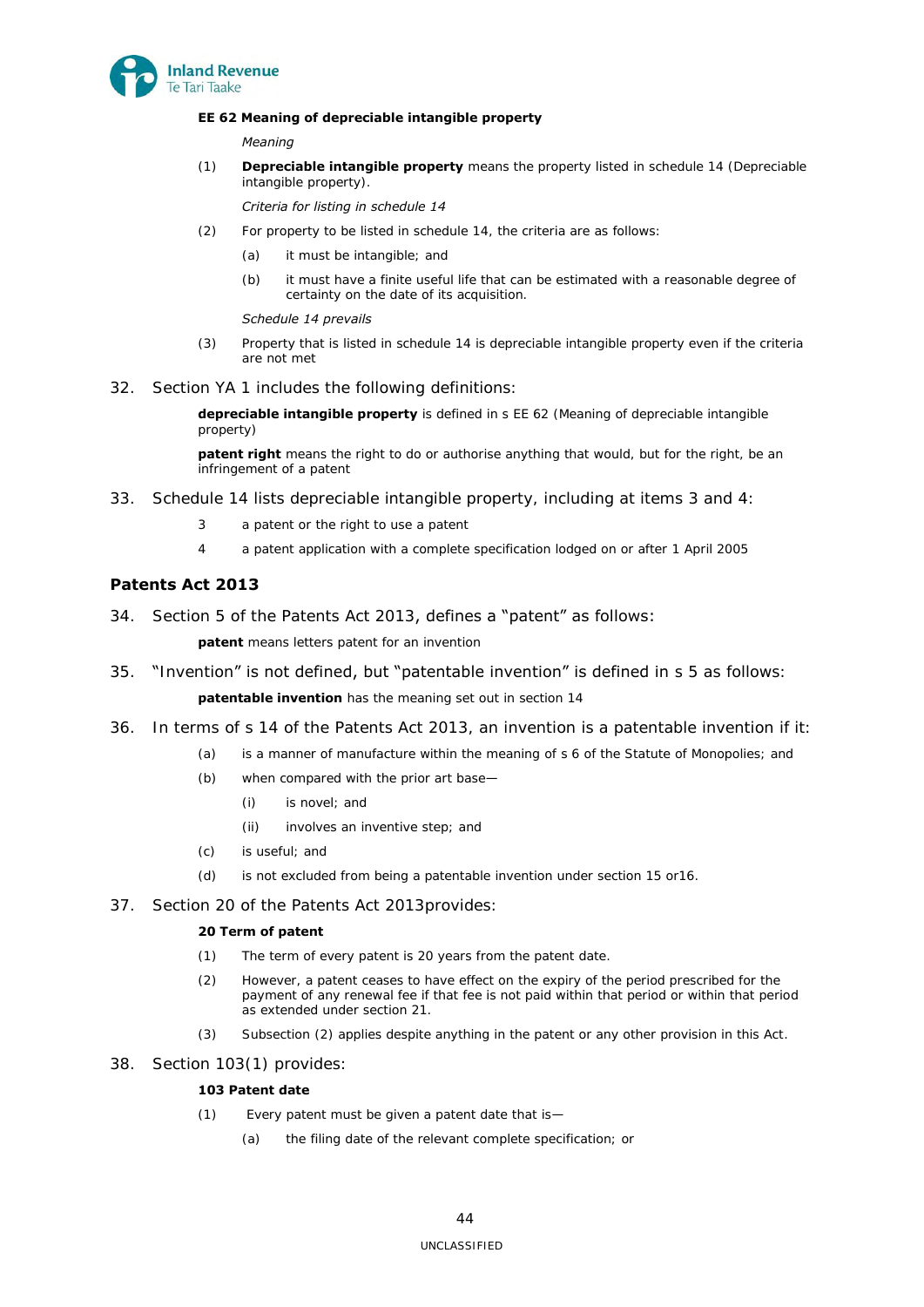**EE 62 Meaning of depreciable intangible property**

*Meaning*

(1) **Depreciable intangible property** means the property listed in schedule 14 (Depreciable intangible property).

*Criteria for listing in schedule 14*

(2) For property to be listed in schedule 14, the criteria are as follows:

(a) it must be intangible; and

(b) it must have a finite useful life that can be estimated with a reasonable degree of certainty on the date of its acquisition.

*Schedule 14 prevails*

(3) Property that is listed in schedule 14 is depreciable intangible property even if the criteria are not met

32. Section YA 1 includes the following definitions:

**depreciable intangible property** is defined in s EE 62 (Meaning of depreciable intangible property)

**patent right** means the right to do or authorise anything that would, but for the right, be an infringement of a patent

33. Schedule 14 lists depreciable intangible property, including at items 3 and 4:

3 a patent or the right to use a patent

4 a patent application with a complete specification lodged on or after 1 April 2005

## Patents Act 2013

34. Section 5 of the Patents Act 2013, defines a "patent" as follows:

**patent** means letters patent for an invention

35. "Invention" is not defined, but "patentable invention" is defined in s 5 as follows:

**patentable invention** has the meaning set out in section 14

36. In terms of s 14 of the Patents Act 2013, an invention is a patentable invention if it:

(a) is a manner of manufacture within the meaning of s 6 of the Statute of Monopolies; and

(b) when compared with the prior art base—

(i) is novel; and

(ii) involves an inventive step; and

(c) is useful; and

(d) is not excluded from being a patentable invention under section 15 or16.

37. Section 20 of the Patents Act 2013provides:

**20 Term of patent**

(1) The term of every patent is 20 years from the patent date.

(2) However, a patent ceases to have effect on the expiry of the period prescribed for the payment of any renewal fee if that fee is not paid within that period or within that period as extended under section 21.

(3) Subsection (2) applies despite anything in the patent or any other provision in this Act.

38. Section 103(1) provides:

**103 Patent date**

(1) Every patent must be given a patent date that is—

(a) the filing date of the relevant complete specification; or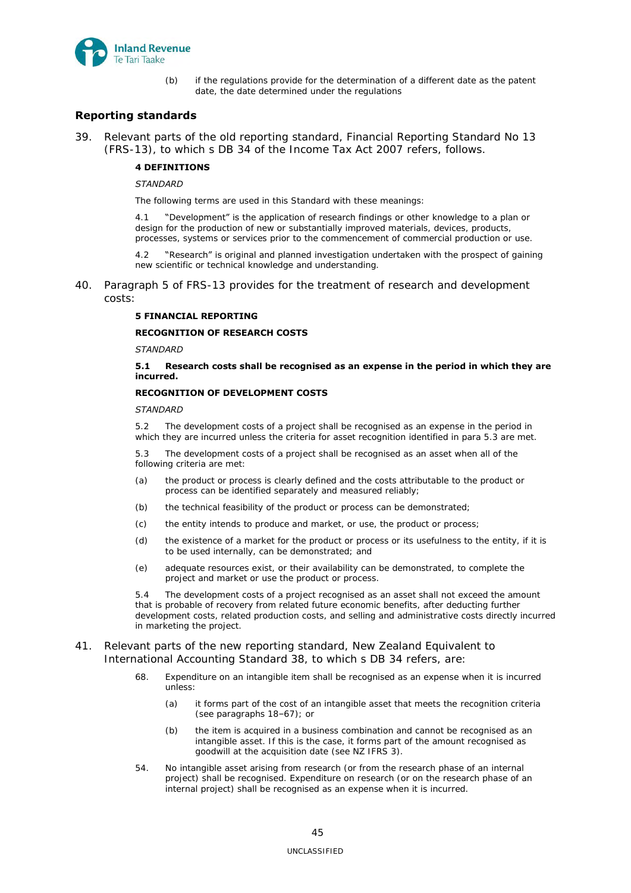(b) if the regulations provide for the determination of a different date as the patent date, the date determined under the regulations

## Reporting standards

39. Relevant parts of the old reporting standard, Financial Reporting Standard No 13 (FRS-13), to which s DB 34 of the Income Tax Act 2007 refers, follows.

**4 DEFINITIONS**

*STANDARD*

The following terms are used in this Standard with these meanings:

4.1 "Development" is the application of research findings or other knowledge to a plan or design for the production of new or substantially improved materials, devices, products, processes, systems or services prior to the commencement of commercial production or use.

4.2 "Research" is original and planned investigation undertaken with the prospect of gaining new scientific or technical knowledge and understanding.

40. Paragraph 5 of FRS-13 provides for the treatment of research and development costs:

**5 FINANCIAL REPORTING**

**RECOGNITION OF RESEARCH COSTS**

*STANDARD*

**5.1 Research costs shall be recognised as an expense in the period in which they are incurred.**

**RECOGNITION OF DEVELOPMENT COSTS**

*STANDARD*

5.2 The development costs of a project shall be recognised as an expense in the period in which they are incurred unless the criteria for asset recognition identified in para 5.3 are met.

5.3 The development costs of a project shall be recognised as an asset when all of the following criteria are met:

(a) the product or process is clearly defined and the costs attributable to the product or process can be identified separately and measured reliably;

(b) the technical feasibility of the product or process can be demonstrated;

(c) the entity intends to produce and market, or use, the product or process;

(d) the existence of a market for the product or process or its usefulness to the entity, if it is to be used internally, can be demonstrated; and

(e) adequate resources exist, or their availability can be demonstrated, to complete the project and market or use the product or process.

5.4 The development costs of a project recognised as an asset shall not exceed the amount that is probable of recovery from related future economic benefits, after deducting further development costs, related production costs, and selling and administrative costs directly incurred in marketing the project.

41. Relevant parts of the new reporting standard, New Zealand Equivalent to International Accounting Standard 38, to which s DB 34 refers, are:

68. Expenditure on an intangible item shall be recognised as an expense when it is incurred unless:

(a) it forms part of the cost of an intangible asset that meets the recognition criteria (see paragraphs 18–67); or

(b) the item is acquired in a business combination and cannot be recognised as an intangible asset. If this is the case, it forms part of the amount recognised as goodwill at the acquisition date (see NZ IFRS 3).

54. No intangible asset arising from research (or from the research phase of an internal project) shall be recognised. Expenditure on research (or on the research phase of an internal project) shall be recognised as an expense when it is incurred.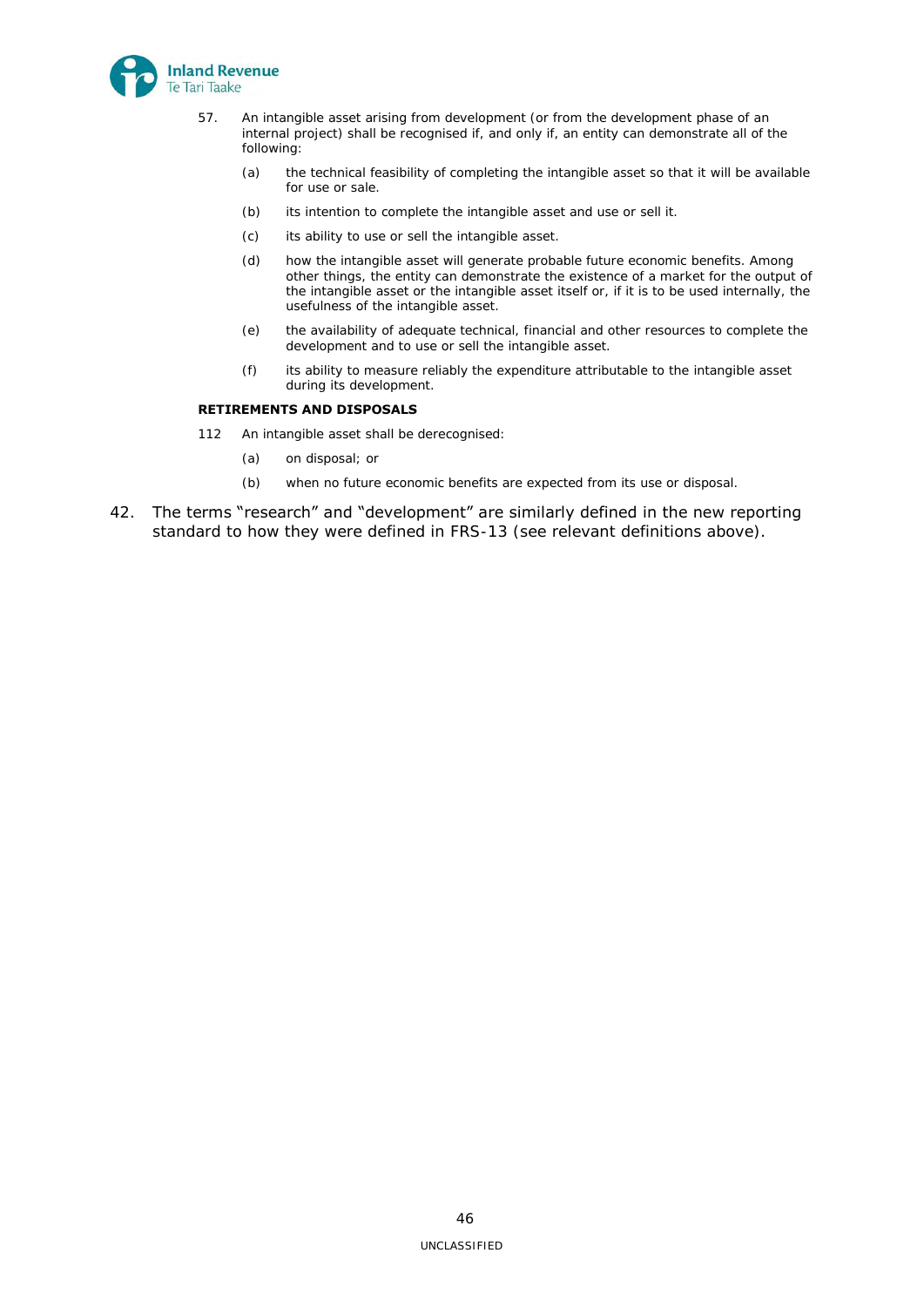57. An intangible asset arising from development (or from the development phase of an internal project) shall be recognised if, and only if, an entity can demonstrate all of the following:

    (a) the technical feasibility of completing the intangible asset so that it will be available for use or sale.

    (b) its intention to complete the intangible asset and use or sell it.

    (c) its ability to use or sell the intangible asset.

    (d) how the intangible asset will generate probable future economic benefits. Among other things, the entity can demonstrate the existence of a market for the output of the intangible asset or the intangible asset itself or, if it is to be used internally, the usefulness of the intangible asset.

    (e) the availability of adequate technical, financial and other resources to complete the development and to use or sell the intangible asset.

    (f) its ability to measure reliably the expenditure attributable to the intangible asset during its development.

**RETIREMENTS AND DISPOSALS**

112 An intangible asset shall be derecognised:

    (a) on disposal; or

    (b) when no future economic benefits are expected from its use or disposal.

42. The terms "research" and "development" are similarly defined in the new reporting standard to how they were defined in FRS-13 (see relevant definitions above).